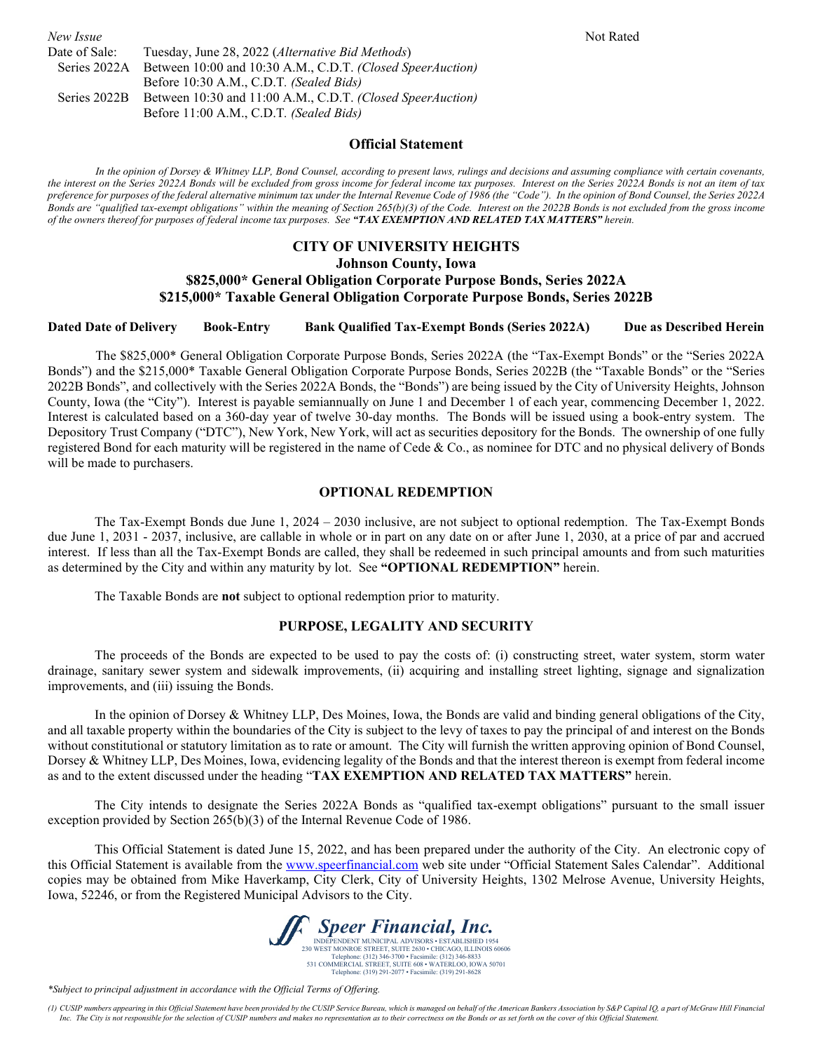*New Issue* Not Rated

| | |
|---|---|
| Date of Sale: | Tuesday, June 28, 2022 (*Alternative Bid Methods*) |
| Series 2022A | Between 10:00 and 10:30 A.M., C.D.T. *(Closed SpeerAuction)* |
| | Before 10:30 A.M., C.D.T. *(Sealed Bids)* |
| Series 2022B | Between 10:30 and 11:00 A.M., C.D.T. *(Closed SpeerAuction)* |
| | Before 11:00 A.M., C.D.T. *(Sealed Bids)* |

## Official Statement

*In the opinion of Dorsey & Whitney LLP, Bond Counsel, according to present laws, rulings and decisions and assuming compliance with certain covenants, the interest on the Series 2022A Bonds will be excluded from gross income for federal income tax purposes. Interest on the Series 2022A Bonds is not an item of tax preference for purposes of the federal alternative minimum tax under the Internal Revenue Code of 1986 (the "Code"). In the opinion of Bond Counsel, the Series 2022A Bonds are "qualified tax-exempt obligations" within the meaning of Section 265(b)(3) of the Code. Interest on the 2022B Bonds is not excluded from the gross income of the owners thereof for purposes of federal income tax purposes. See* ***"TAX EXEMPTION AND RELATED TAX MATTERS"*** *herein.*

# CITY OF UNIVERSITY HEIGHTS
## Johnson County, Iowa
## \$825,000* General Obligation Corporate Purpose Bonds, Series 2022A
## \$215,000* Taxable General Obligation Corporate Purpose Bonds, Series 2022B

**Dated Date of Delivery** **Book-Entry** **Bank Qualified Tax-Exempt Bonds (Series 2022A)** **Due as Described Herein**

The \$825,000* General Obligation Corporate Purpose Bonds, Series 2022A (the "Tax-Exempt Bonds" or the "Series 2022A Bonds") and the \$215,000* Taxable General Obligation Corporate Purpose Bonds, Series 2022B (the "Taxable Bonds" or the "Series 2022B Bonds", and collectively with the Series 2022A Bonds, the "Bonds") are being issued by the City of University Heights, Johnson County, Iowa (the "City"). Interest is payable semiannually on June 1 and December 1 of each year, commencing December 1, 2022. Interest is calculated based on a 360-day year of twelve 30-day months. The Bonds will be issued using a book-entry system. The Depository Trust Company ("DTC"), New York, New York, will act as securities depository for the Bonds. The ownership of one fully registered Bond for each maturity will be registered in the name of Cede & Co., as nominee for DTC and no physical delivery of Bonds will be made to purchasers.

### OPTIONAL REDEMPTION

The Tax-Exempt Bonds due June 1, 2024 – 2030 inclusive, are not subject to optional redemption. The Tax-Exempt Bonds due June 1, 2031 - 2037, inclusive, are callable in whole or in part on any date on or after June 1, 2030, at a price of par and accrued interest. If less than all the Tax-Exempt Bonds are called, they shall be redeemed in such principal amounts and from such maturities as determined by the City and within any maturity by lot. See **"OPTIONAL REDEMPTION"** herein.

The Taxable Bonds are **not** subject to optional redemption prior to maturity.

### PURPOSE, LEGALITY AND SECURITY

The proceeds of the Bonds are expected to be used to pay the costs of: (i) constructing street, water system, storm water drainage, sanitary sewer system and sidewalk improvements, (ii) acquiring and installing street lighting, signage and signalization improvements, and (iii) issuing the Bonds.

In the opinion of Dorsey & Whitney LLP, Des Moines, Iowa, the Bonds are valid and binding general obligations of the City, and all taxable property within the boundaries of the City is subject to the levy of taxes to pay the principal of and interest on the Bonds without constitutional or statutory limitation as to rate or amount. The City will furnish the written approving opinion of Bond Counsel, Dorsey & Whitney LLP, Des Moines, Iowa, evidencing legality of the Bonds and that the interest thereon is exempt from federal income as and to the extent discussed under the heading "**TAX EXEMPTION AND RELATED TAX MATTERS"** herein.

The City intends to designate the Series 2022A Bonds as "qualified tax-exempt obligations" pursuant to the small issuer exception provided by Section 265(b)(3) of the Internal Revenue Code of 1986.

This Official Statement is dated June 15, 2022, and has been prepared under the authority of the City. An electronic copy of this Official Statement is available from the www.speerfinancial.com web site under "Official Statement Sales Calendar". Additional copies may be obtained from Mike Haverkamp, City Clerk, City of University Heights, 1302 Melrose Avenue, University Heights, Iowa, 52246, or from the Registered Municipal Advisors to the City.

**Speer Financial, Inc.**
INDEPENDENT MUNICIPAL ADVISORS • ESTABLISHED 1954
230 WEST MONROE STREET, SUITE 2630 • CHICAGO, ILLINOIS 60606
Telephone: (312) 346-3700 • Facsimile: (312) 346-8833
531 COMMERCIAL STREET, SUITE 608 • WATERLOO, IOWA 50701
Telephone: (319) 291-2077 • Facsimile: (319) 291-8628

*\*Subject to principal adjustment in accordance with the Official Terms of Offering.*

*(1) CUSIP numbers appearing in this Official Statement have been provided by the CUSIP Service Bureau, which is managed on behalf of the American Bankers Association by S&P Capital IQ, a part of McGraw Hill Financial Inc. The City is not responsible for the selection of CUSIP numbers and makes no representation as to their correctness on the Bonds or as set forth on the cover of this Official Statement.*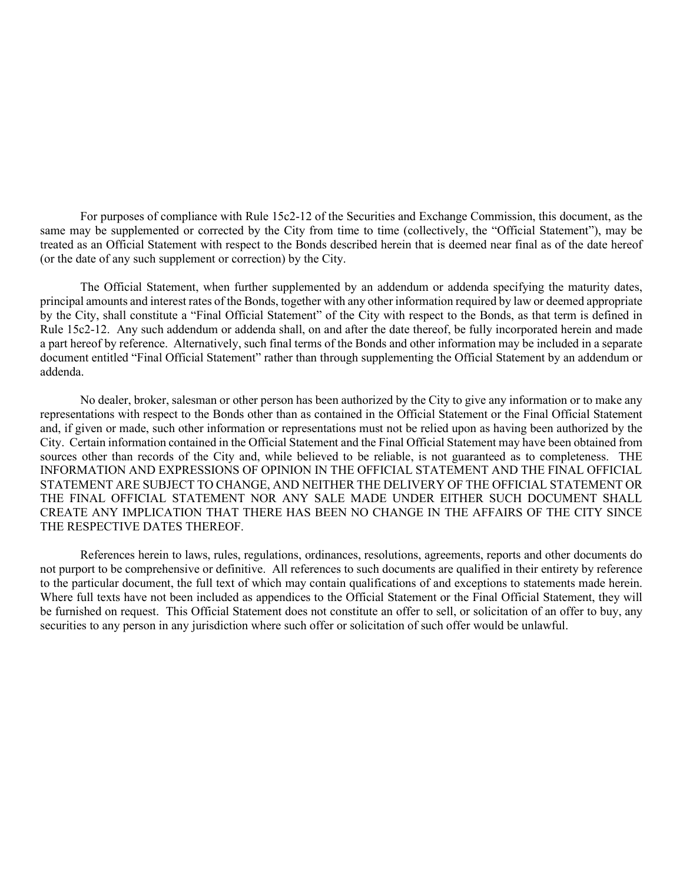For purposes of compliance with Rule 15c2-12 of the Securities and Exchange Commission, this document, as the same may be supplemented or corrected by the City from time to time (collectively, the "Official Statement"), may be treated as an Official Statement with respect to the Bonds described herein that is deemed near final as of the date hereof (or the date of any such supplement or correction) by the City.

The Official Statement, when further supplemented by an addendum or addenda specifying the maturity dates, principal amounts and interest rates of the Bonds, together with any other information required by law or deemed appropriate by the City, shall constitute a "Final Official Statement" of the City with respect to the Bonds, as that term is defined in Rule 15c2-12. Any such addendum or addenda shall, on and after the date thereof, be fully incorporated herein and made a part hereof by reference. Alternatively, such final terms of the Bonds and other information may be included in a separate document entitled "Final Official Statement" rather than through supplementing the Official Statement by an addendum or addenda.

No dealer, broker, salesman or other person has been authorized by the City to give any information or to make any representations with respect to the Bonds other than as contained in the Official Statement or the Final Official Statement and, if given or made, such other information or representations must not be relied upon as having been authorized by the City. Certain information contained in the Official Statement and the Final Official Statement may have been obtained from sources other than records of the City and, while believed to be reliable, is not guaranteed as to completeness. THE INFORMATION AND EXPRESSIONS OF OPINION IN THE OFFICIAL STATEMENT AND THE FINAL OFFICIAL STATEMENT ARE SUBJECT TO CHANGE, AND NEITHER THE DELIVERY OF THE OFFICIAL STATEMENT OR THE FINAL OFFICIAL STATEMENT NOR ANY SALE MADE UNDER EITHER SUCH DOCUMENT SHALL CREATE ANY IMPLICATION THAT THERE HAS BEEN NO CHANGE IN THE AFFAIRS OF THE CITY SINCE THE RESPECTIVE DATES THEREOF.

References herein to laws, rules, regulations, ordinances, resolutions, agreements, reports and other documents do not purport to be comprehensive or definitive. All references to such documents are qualified in their entirety by reference to the particular document, the full text of which may contain qualifications of and exceptions to statements made herein. Where full texts have not been included as appendices to the Official Statement or the Final Official Statement, they will be furnished on request. This Official Statement does not constitute an offer to sell, or solicitation of an offer to buy, any securities to any person in any jurisdiction where such offer or solicitation of such offer would be unlawful.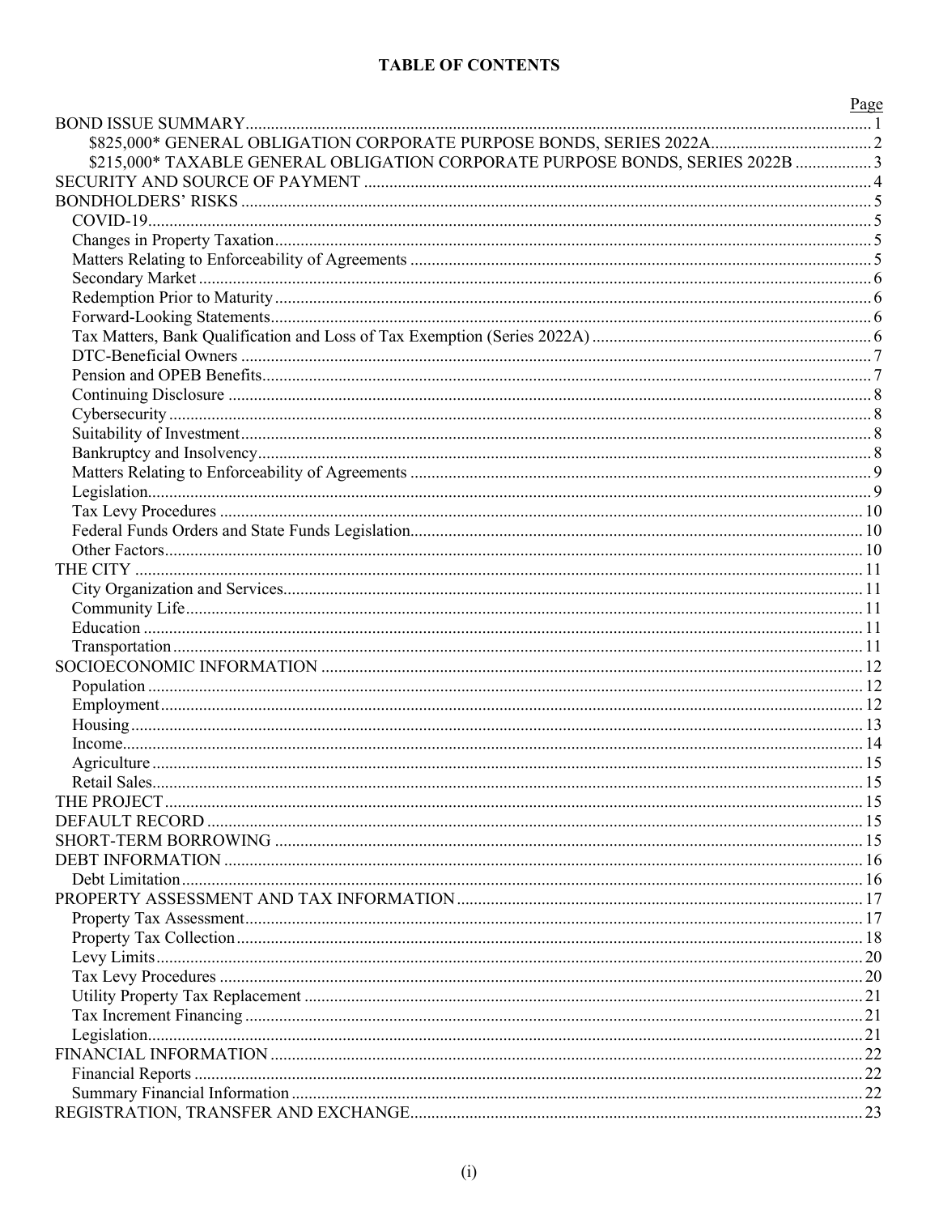**TABLE OF CONTENTS**

| | Page |
|---|---|
| BOND ISSUE SUMMARY | 1 |
| $825,000* GENERAL OBLIGATION CORPORATE PURPOSE BONDS, SERIES 2022A | 2 |
| $215,000* TAXABLE GENERAL OBLIGATION CORPORATE PURPOSE BONDS, SERIES 2022B | 3 |
| SECURITY AND SOURCE OF PAYMENT | 4 |
| BONDHOLDERS' RISKS | 5 |
| COVID-19 | 5 |
| Changes in Property Taxation | 5 |
| Matters Relating to Enforceability of Agreements | 5 |
| Secondary Market | 6 |
| Redemption Prior to Maturity | 6 |
| Forward-Looking Statements | 6 |
| Tax Matters, Bank Qualification and Loss of Tax Exemption (Series 2022A) | 6 |
| DTC-Beneficial Owners | 7 |
| Pension and OPEB Benefits | 7 |
| Continuing Disclosure | 8 |
| Cybersecurity | 8 |
| Suitability of Investment | 8 |
| Bankruptcy and Insolvency | 8 |
| Matters Relating to Enforceability of Agreements | 9 |
| Legislation | 9 |
| Tax Levy Procedures | 10 |
| Federal Funds Orders and State Funds Legislation | 10 |
| Other Factors | 10 |
| THE CITY | 11 |
| City Organization and Services | 11 |
| Community Life | 11 |
| Education | 11 |
| Transportation | 11 |
| SOCIOECONOMIC INFORMATION | 12 |
| Population | 12 |
| Employment | 12 |
| Housing | 13 |
| Income | 14 |
| Agriculture | 15 |
| Retail Sales | 15 |
| THE PROJECT | 15 |
| DEFAULT RECORD | 15 |
| SHORT-TERM BORROWING | 15 |
| DEBT INFORMATION | 16 |
| Debt Limitation | 16 |
| PROPERTY ASSESSMENT AND TAX INFORMATION | 17 |
| Property Tax Assessment | 17 |
| Property Tax Collection | 18 |
| Levy Limits | 20 |
| Tax Levy Procedures | 20 |
| Utility Property Tax Replacement | 21 |
| Tax Increment Financing | 21 |
| Legislation | 21 |
| FINANCIAL INFORMATION | 22 |
| Financial Reports | 22 |
| Summary Financial Information | 22 |
| REGISTRATION, TRANSFER AND EXCHANGE | 23 |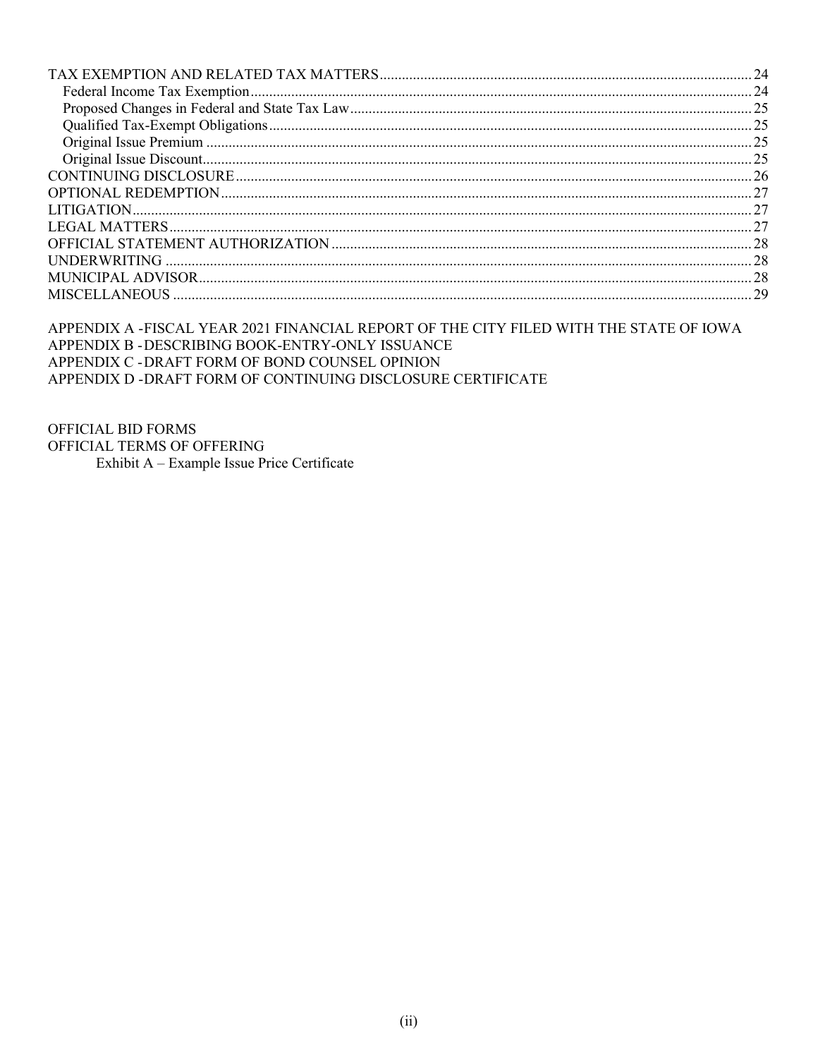TAX EXEMPTION AND RELATED TAX MATTERS ..... 24
  Federal Income Tax Exemption ..... 24
  Proposed Changes in Federal and State Tax Law ..... 25
  Qualified Tax-Exempt Obligations ..... 25
  Original Issue Premium ..... 25
  Original Issue Discount ..... 25
CONTINUING DISCLOSURE ..... 26
OPTIONAL REDEMPTION ..... 27
LITIGATION ..... 27
LEGAL MATTERS ..... 27
OFFICIAL STATEMENT AUTHORIZATION ..... 28
UNDERWRITING ..... 28
MUNICIPAL ADVISOR ..... 28
MISCELLANEOUS ..... 29

APPENDIX A -FISCAL YEAR 2021 FINANCIAL REPORT OF THE CITY FILED WITH THE STATE OF IOWA
APPENDIX B -DESCRIBING BOOK-ENTRY-ONLY ISSUANCE
APPENDIX C -DRAFT FORM OF BOND COUNSEL OPINION
APPENDIX D -DRAFT FORM OF CONTINUING DISCLOSURE CERTIFICATE

OFFICIAL BID FORMS
OFFICIAL TERMS OF OFFERING
  Exhibit A – Example Issue Price Certificate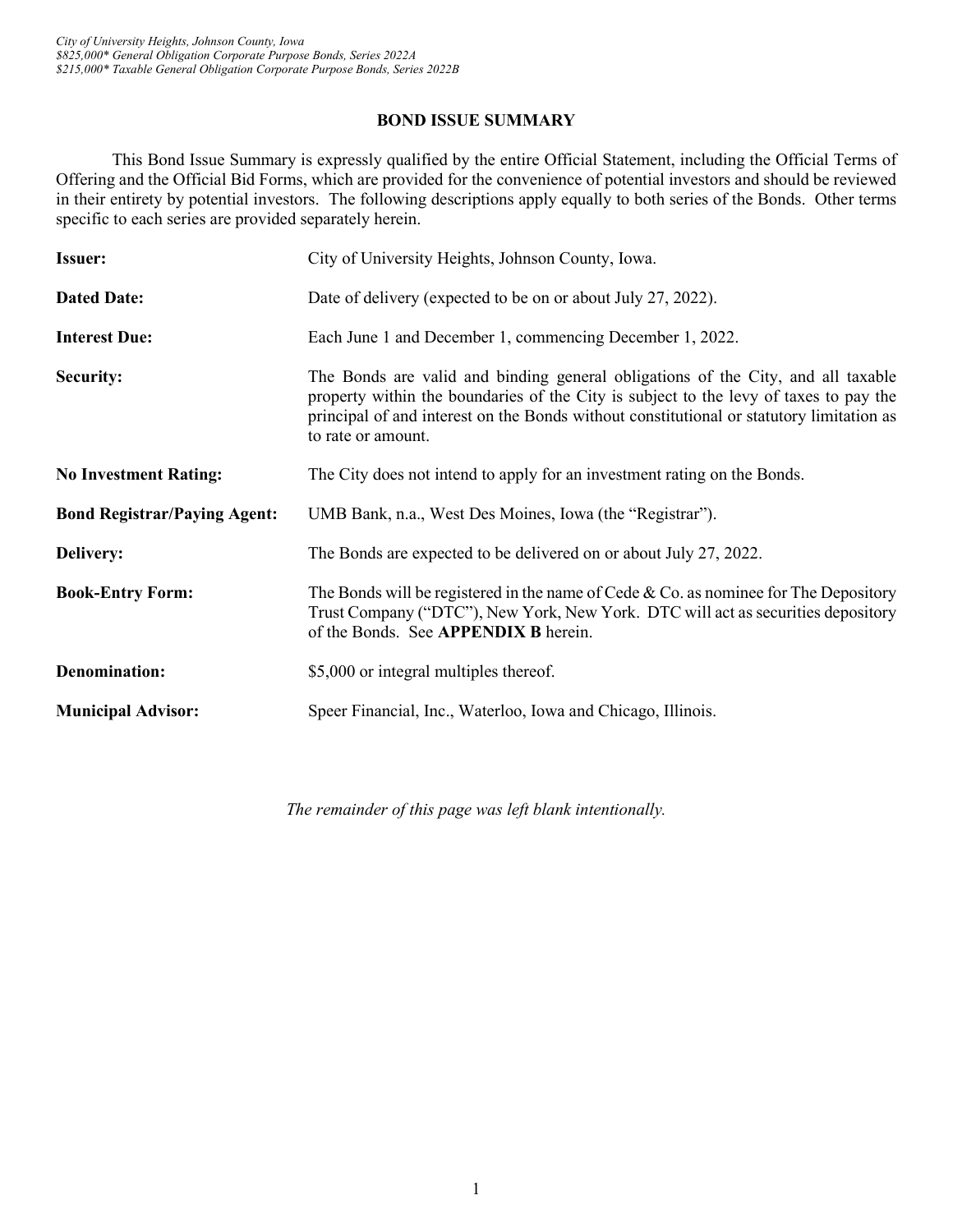## BOND ISSUE SUMMARY

This Bond Issue Summary is expressly qualified by the entire Official Statement, including the Official Terms of Offering and the Official Bid Forms, which are provided for the convenience of potential investors and should be reviewed in their entirety by potential investors. The following descriptions apply equally to both series of the Bonds. Other terms specific to each series are provided separately herein.

**Issuer:** City of University Heights, Johnson County, Iowa.

**Dated Date:** Date of delivery (expected to be on or about July 27, 2022).

**Interest Due:** Each June 1 and December 1, commencing December 1, 2022.

**Security:** The Bonds are valid and binding general obligations of the City, and all taxable property within the boundaries of the City is subject to the levy of taxes to pay the principal of and interest on the Bonds without constitutional or statutory limitation as to rate or amount.

**No Investment Rating:** The City does not intend to apply for an investment rating on the Bonds.

**Bond Registrar/Paying Agent:** UMB Bank, n.a., West Des Moines, Iowa (the "Registrar").

**Delivery:** The Bonds are expected to be delivered on or about July 27, 2022.

**Book-Entry Form:** The Bonds will be registered in the name of Cede & Co. as nominee for The Depository Trust Company ("DTC"), New York, New York. DTC will act as securities depository of the Bonds. See **APPENDIX B** herein.

**Denomination:** $5,000 or integral multiples thereof.

**Municipal Advisor:** Speer Financial, Inc., Waterloo, Iowa and Chicago, Illinois.

*The remainder of this page was left blank intentionally.*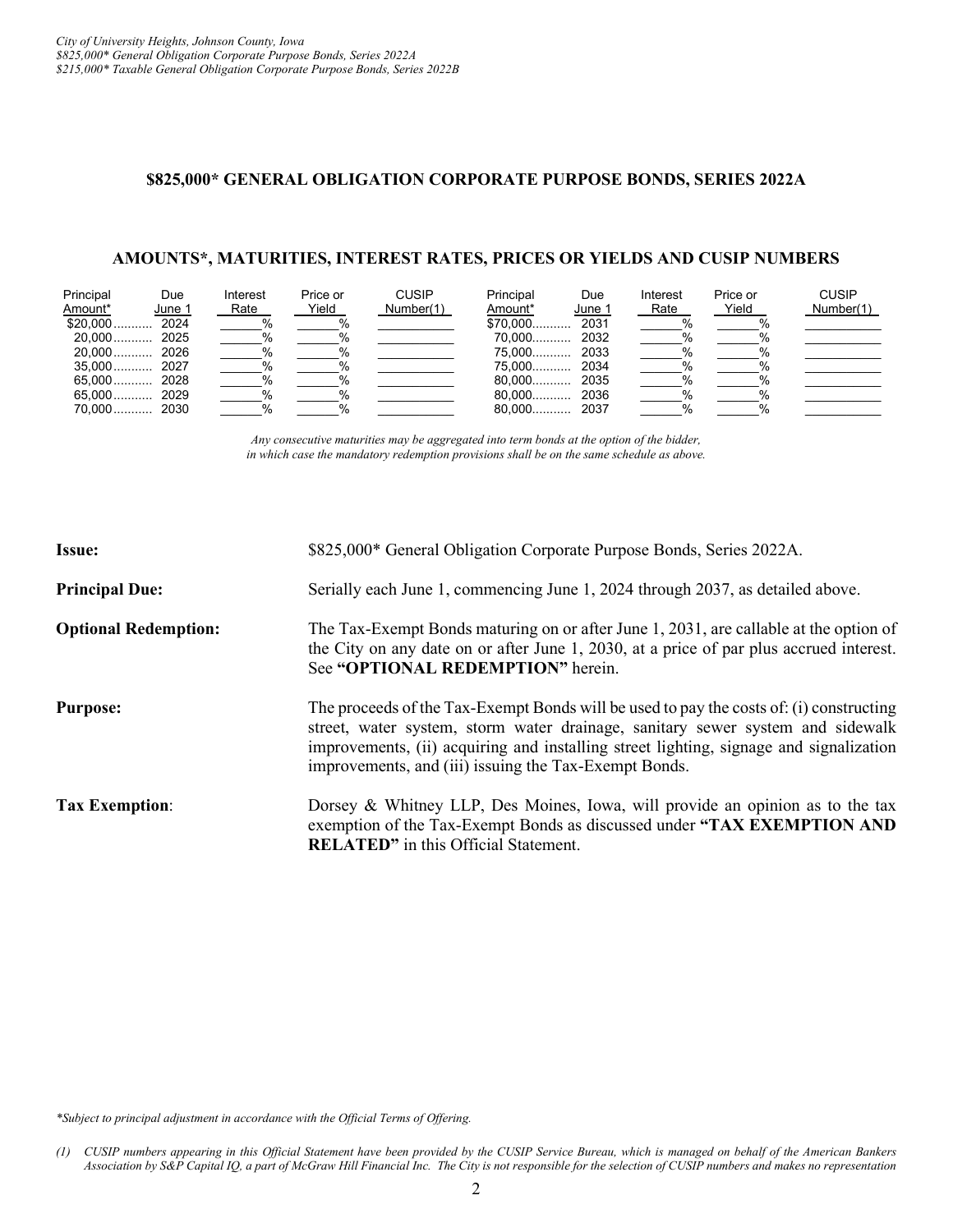## $825,000* GENERAL OBLIGATION CORPORATE PURPOSE BONDS, SERIES 2022A

### AMOUNTS*, MATURITIES, INTEREST RATES, PRICES OR YIELDS AND CUSIP NUMBERS

| Principal Amount* | Due June 1 | Interest Rate | Price or Yield | CUSIP Number(1) | Principal Amount* | Due June 1 | Interest Rate | Price or Yield | CUSIP Number(1) |
|---|---|---|---|---|---|---|---|---|---|
| $20,000 | 2024 | % | % | | $70,000 | 2031 | % | % | |
| 20,000 | 2025 | % | % | | 70,000 | 2032 | % | % | |
| 20,000 | 2026 | % | % | | 75,000 | 2033 | % | % | |
| 35,000 | 2027 | % | % | | 75,000 | 2034 | % | % | |
| 65,000 | 2028 | % | % | | 80,000 | 2035 | % | % | |
| 65,000 | 2029 | % | % | | 80,000 | 2036 | % | % | |
| 70,000 | 2030 | % | % | | 80,000 | 2037 | % | % | |

*Any consecutive maturities may be aggregated into term bonds at the option of the bidder, in which case the mandatory redemption provisions shall be on the same schedule as above.*

**Issue:** $825,000* General Obligation Corporate Purpose Bonds, Series 2022A.

**Principal Due:** Serially each June 1, commencing June 1, 2024 through 2037, as detailed above.

**Optional Redemption:** The Tax-Exempt Bonds maturing on or after June 1, 2031, are callable at the option of the City on any date on or after June 1, 2030, at a price of par plus accrued interest. See **"OPTIONAL REDEMPTION"** herein.

**Purpose:** The proceeds of the Tax-Exempt Bonds will be used to pay the costs of: (i) constructing street, water system, storm water drainage, sanitary sewer system and sidewalk improvements, (ii) acquiring and installing street lighting, signage and signalization improvements, and (iii) issuing the Tax-Exempt Bonds.

**Tax Exemption**: Dorsey & Whitney LLP, Des Moines, Iowa, will provide an opinion as to the tax exemption of the Tax-Exempt Bonds as discussed under **"TAX EXEMPTION AND RELATED"** in this Official Statement.

*\*Subject to principal adjustment in accordance with the Official Terms of Offering.*

*(1) CUSIP numbers appearing in this Official Statement have been provided by the CUSIP Service Bureau, which is managed on behalf of the American Bankers Association by S&P Capital IQ, a part of McGraw Hill Financial Inc. The City is not responsible for the selection of CUSIP numbers and makes no representation*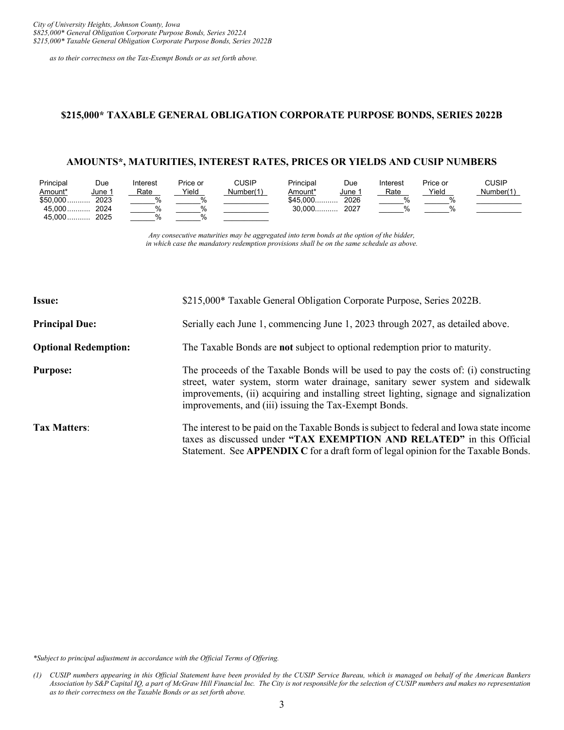*as to their correctness on the Tax-Exempt Bonds or as set forth above.*

## $215,000* TAXABLE GENERAL OBLIGATION CORPORATE PURPOSE BONDS, SERIES 2022B

### AMOUNTS*, MATURITIES, INTEREST RATES, PRICES OR YIELDS AND CUSIP NUMBERS

| Principal Amount* | Due June 1 | Interest Rate | Price or Yield | CUSIP Number(1) | Principal Amount* | Due June 1 | Interest Rate | Price or Yield | CUSIP Number(1) |
|---|---|---|---|---|---|---|---|---|---|
| $50,000 | 2023 | ____% | ____% | ________ | $45,000 | 2026 | ____% | ____% | ________ |
| 45,000 | 2024 | ____% | ____% | ________ | 30,000 | 2027 | ____% | ____% | ________ |
| 45,000 | 2025 | ____% | ____% | ________ | | | | | |

*Any consecutive maturities may be aggregated into term bonds at the option of the bidder, in which case the mandatory redemption provisions shall be on the same schedule as above.*

**Issue:** $215,000* Taxable General Obligation Corporate Purpose, Series 2022B.

**Principal Due:** Serially each June 1, commencing June 1, 2023 through 2027, as detailed above.

**Optional Redemption:** The Taxable Bonds are **not** subject to optional redemption prior to maturity.

**Purpose:** The proceeds of the Taxable Bonds will be used to pay the costs of: (i) constructing street, water system, storm water drainage, sanitary sewer system and sidewalk improvements, (ii) acquiring and installing street lighting, signage and signalization improvements, and (iii) issuing the Tax-Exempt Bonds.

**Tax Matters**: The interest to be paid on the Taxable Bonds is subject to federal and Iowa state income taxes as discussed under **"TAX EXEMPTION AND RELATED"** in this Official Statement. See **APPENDIX C** for a draft form of legal opinion for the Taxable Bonds.

*\*Subject to principal adjustment in accordance with the Official Terms of Offering.*

*(1) CUSIP numbers appearing in this Official Statement have been provided by the CUSIP Service Bureau, which is managed on behalf of the American Bankers Association by S&P Capital IQ, a part of McGraw Hill Financial Inc. The City is not responsible for the selection of CUSIP numbers and makes no representation as to their correctness on the Taxable Bonds or as set forth above.*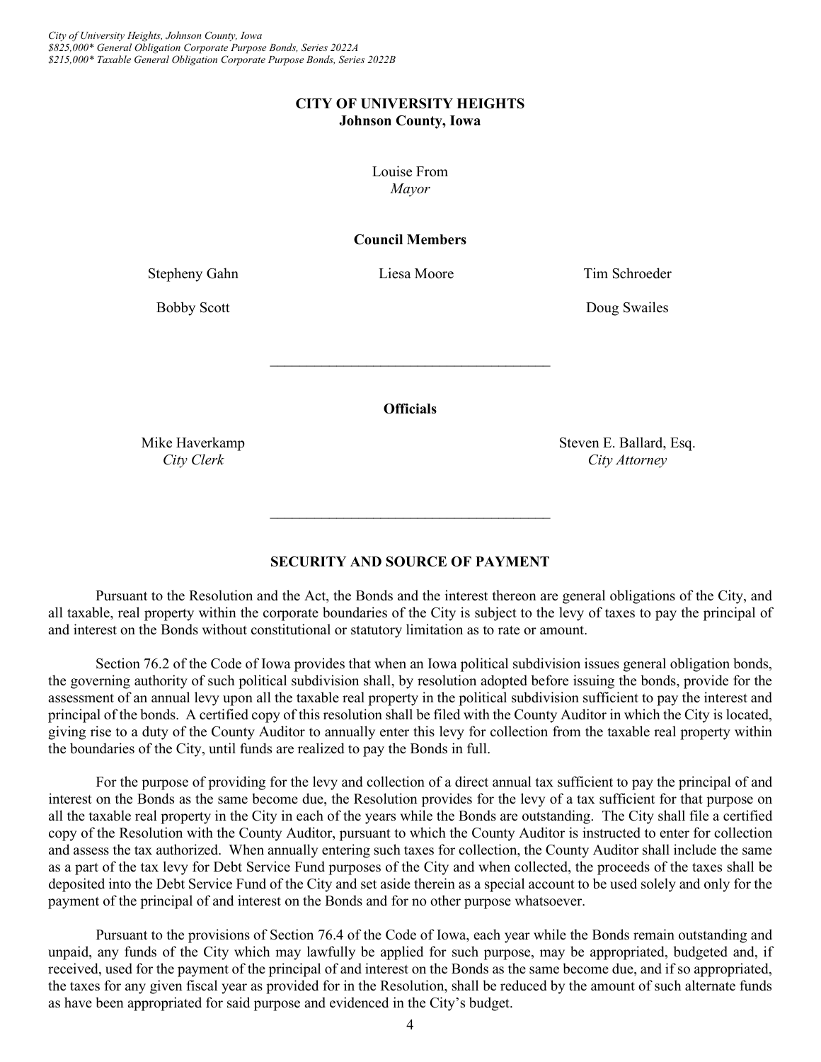**CITY OF UNIVERSITY HEIGHTS**
**Johnson County, Iowa**

Louise From
*Mayor*

**Council Members**

Stepheny Gahn | Liesa Moore | Tim Schroeder
Bobby Scott | Doug Swailes

---

**Officials**

Mike Haverkamp
*City Clerk*

Steven E. Ballard, Esq.
*City Attorney*

---

## SECURITY AND SOURCE OF PAYMENT

Pursuant to the Resolution and the Act, the Bonds and the interest thereon are general obligations of the City, and all taxable, real property within the corporate boundaries of the City is subject to the levy of taxes to pay the principal of and interest on the Bonds without constitutional or statutory limitation as to rate or amount.

Section 76.2 of the Code of Iowa provides that when an Iowa political subdivision issues general obligation bonds, the governing authority of such political subdivision shall, by resolution adopted before issuing the bonds, provide for the assessment of an annual levy upon all the taxable real property in the political subdivision sufficient to pay the interest and principal of the bonds. A certified copy of this resolution shall be filed with the County Auditor in which the City is located, giving rise to a duty of the County Auditor to annually enter this levy for collection from the taxable real property within the boundaries of the City, until funds are realized to pay the Bonds in full.

For the purpose of providing for the levy and collection of a direct annual tax sufficient to pay the principal of and interest on the Bonds as the same become due, the Resolution provides for the levy of a tax sufficient for that purpose on all the taxable real property in the City in each of the years while the Bonds are outstanding. The City shall file a certified copy of the Resolution with the County Auditor, pursuant to which the County Auditor is instructed to enter for collection and assess the tax authorized. When annually entering such taxes for collection, the County Auditor shall include the same as a part of the tax levy for Debt Service Fund purposes of the City and when collected, the proceeds of the taxes shall be deposited into the Debt Service Fund of the City and set aside therein as a special account to be used solely and only for the payment of the principal of and interest on the Bonds and for no other purpose whatsoever.

Pursuant to the provisions of Section 76.4 of the Code of Iowa, each year while the Bonds remain outstanding and unpaid, any funds of the City which may lawfully be applied for such purpose, may be appropriated, budgeted and, if received, used for the payment of the principal of and interest on the Bonds as the same become due, and if so appropriated, the taxes for any given fiscal year as provided for in the Resolution, shall be reduced by the amount of such alternate funds as have been appropriated for said purpose and evidenced in the City's budget.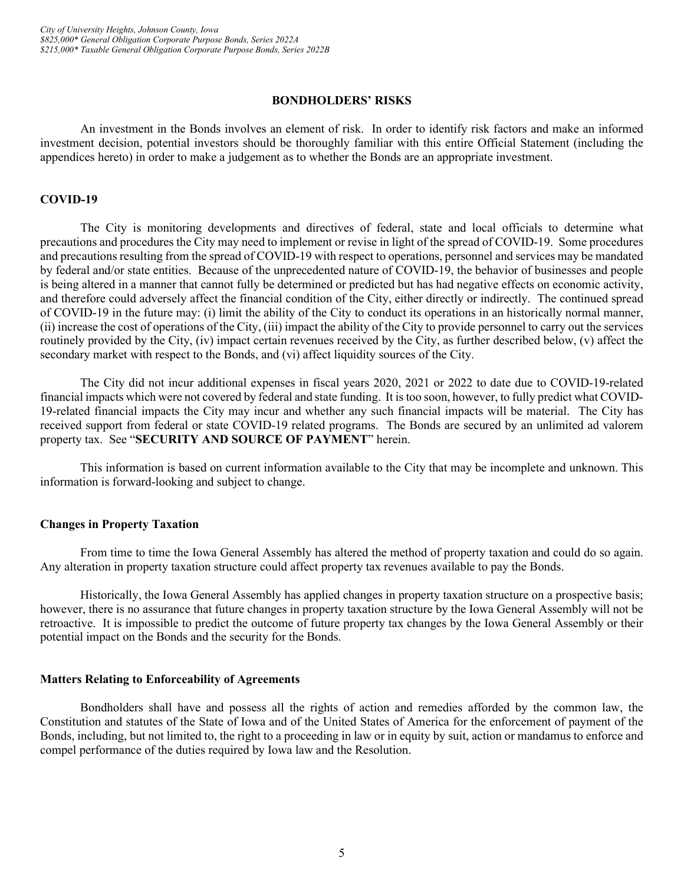## BONDHOLDERS' RISKS

An investment in the Bonds involves an element of risk. In order to identify risk factors and make an informed investment decision, potential investors should be thoroughly familiar with this entire Official Statement (including the appendices hereto) in order to make a judgement as to whether the Bonds are an appropriate investment.

### COVID-19

The City is monitoring developments and directives of federal, state and local officials to determine what precautions and procedures the City may need to implement or revise in light of the spread of COVID-19. Some procedures and precautions resulting from the spread of COVID-19 with respect to operations, personnel and services may be mandated by federal and/or state entities. Because of the unprecedented nature of COVID-19, the behavior of businesses and people is being altered in a manner that cannot fully be determined or predicted but has had negative effects on economic activity, and therefore could adversely affect the financial condition of the City, either directly or indirectly. The continued spread of COVID-19 in the future may: (i) limit the ability of the City to conduct its operations in an historically normal manner, (ii) increase the cost of operations of the City, (iii) impact the ability of the City to provide personnel to carry out the services routinely provided by the City, (iv) impact certain revenues received by the City, as further described below, (v) affect the secondary market with respect to the Bonds, and (vi) affect liquidity sources of the City.

The City did not incur additional expenses in fiscal years 2020, 2021 or 2022 to date due to COVID-19-related financial impacts which were not covered by federal and state funding. It is too soon, however, to fully predict what COVID-19-related financial impacts the City may incur and whether any such financial impacts will be material. The City has received support from federal or state COVID-19 related programs. The Bonds are secured by an unlimited ad valorem property tax. See "**SECURITY AND SOURCE OF PAYMENT**" herein.

This information is based on current information available to the City that may be incomplete and unknown. This information is forward-looking and subject to change.

### Changes in Property Taxation

From time to time the Iowa General Assembly has altered the method of property taxation and could do so again. Any alteration in property taxation structure could affect property tax revenues available to pay the Bonds.

Historically, the Iowa General Assembly has applied changes in property taxation structure on a prospective basis; however, there is no assurance that future changes in property taxation structure by the Iowa General Assembly will not be retroactive. It is impossible to predict the outcome of future property tax changes by the Iowa General Assembly or their potential impact on the Bonds and the security for the Bonds.

### Matters Relating to Enforceability of Agreements

Bondholders shall have and possess all the rights of action and remedies afforded by the common law, the Constitution and statutes of the State of Iowa and of the United States of America for the enforcement of payment of the Bonds, including, but not limited to, the right to a proceeding in law or in equity by suit, action or mandamus to enforce and compel performance of the duties required by Iowa law and the Resolution.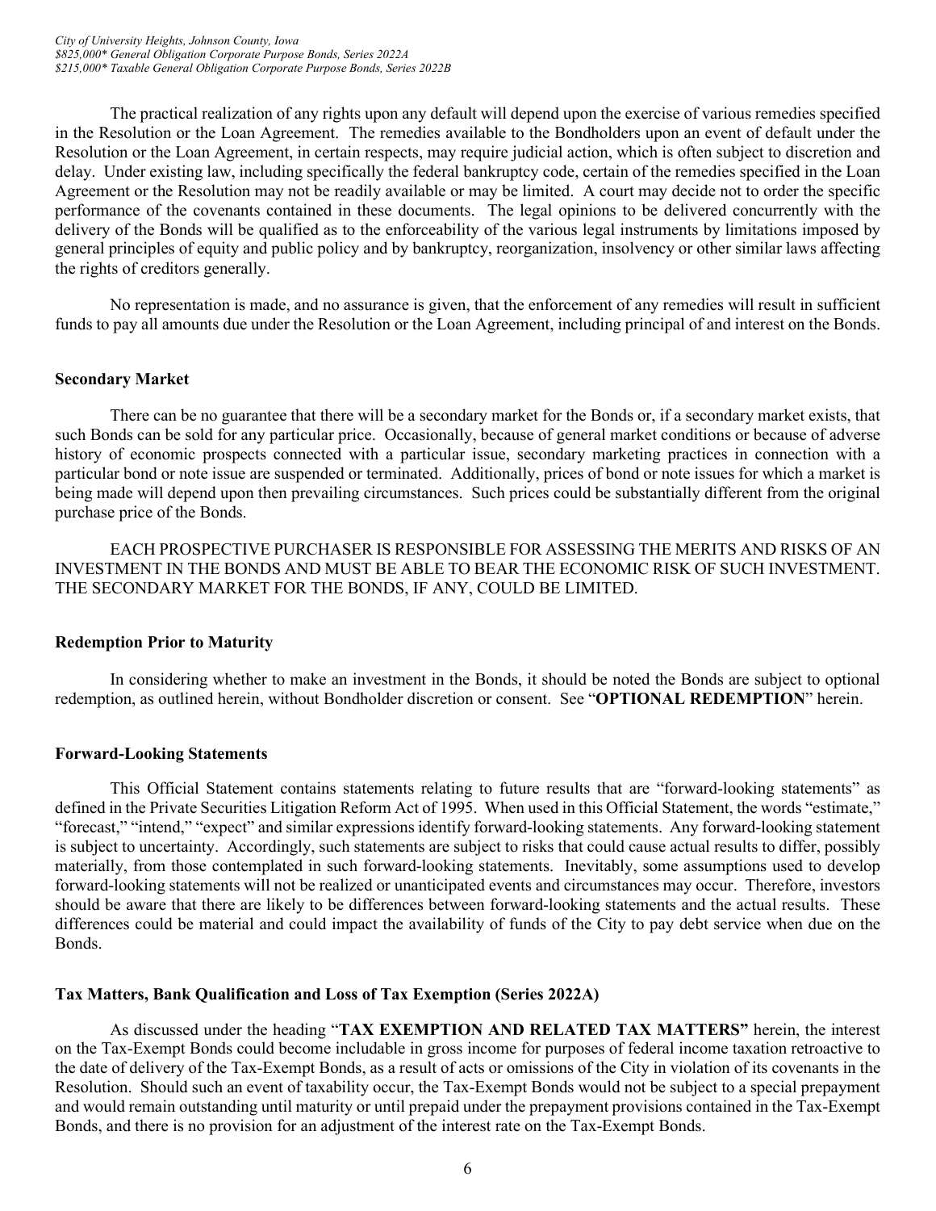The practical realization of any rights upon any default will depend upon the exercise of various remedies specified in the Resolution or the Loan Agreement. The remedies available to the Bondholders upon an event of default under the Resolution or the Loan Agreement, in certain respects, may require judicial action, which is often subject to discretion and delay. Under existing law, including specifically the federal bankruptcy code, certain of the remedies specified in the Loan Agreement or the Resolution may not be readily available or may be limited. A court may decide not to order the specific performance of the covenants contained in these documents. The legal opinions to be delivered concurrently with the delivery of the Bonds will be qualified as to the enforceability of the various legal instruments by limitations imposed by general principles of equity and public policy and by bankruptcy, reorganization, insolvency or other similar laws affecting the rights of creditors generally.

No representation is made, and no assurance is given, that the enforcement of any remedies will result in sufficient funds to pay all amounts due under the Resolution or the Loan Agreement, including principal of and interest on the Bonds.

**Secondary Market**

There can be no guarantee that there will be a secondary market for the Bonds or, if a secondary market exists, that such Bonds can be sold for any particular price. Occasionally, because of general market conditions or because of adverse history of economic prospects connected with a particular issue, secondary marketing practices in connection with a particular bond or note issue are suspended or terminated. Additionally, prices of bond or note issues for which a market is being made will depend upon then prevailing circumstances. Such prices could be substantially different from the original purchase price of the Bonds.

EACH PROSPECTIVE PURCHASER IS RESPONSIBLE FOR ASSESSING THE MERITS AND RISKS OF AN INVESTMENT IN THE BONDS AND MUST BE ABLE TO BEAR THE ECONOMIC RISK OF SUCH INVESTMENT. THE SECONDARY MARKET FOR THE BONDS, IF ANY, COULD BE LIMITED.

**Redemption Prior to Maturity**

In considering whether to make an investment in the Bonds, it should be noted the Bonds are subject to optional redemption, as outlined herein, without Bondholder discretion or consent. See "**OPTIONAL REDEMPTION**" herein.

**Forward-Looking Statements**

This Official Statement contains statements relating to future results that are "forward-looking statements" as defined in the Private Securities Litigation Reform Act of 1995. When used in this Official Statement, the words "estimate," "forecast," "intend," "expect" and similar expressions identify forward-looking statements. Any forward-looking statement is subject to uncertainty. Accordingly, such statements are subject to risks that could cause actual results to differ, possibly materially, from those contemplated in such forward-looking statements. Inevitably, some assumptions used to develop forward-looking statements will not be realized or unanticipated events and circumstances may occur. Therefore, investors should be aware that there are likely to be differences between forward-looking statements and the actual results. These differences could be material and could impact the availability of funds of the City to pay debt service when due on the Bonds.

**Tax Matters, Bank Qualification and Loss of Tax Exemption (Series 2022A)**

As discussed under the heading "**TAX EXEMPTION AND RELATED TAX MATTERS"** herein, the interest on the Tax-Exempt Bonds could become includable in gross income for purposes of federal income taxation retroactive to the date of delivery of the Tax-Exempt Bonds, as a result of acts or omissions of the City in violation of its covenants in the Resolution. Should such an event of taxability occur, the Tax-Exempt Bonds would not be subject to a special prepayment and would remain outstanding until maturity or until prepaid under the prepayment provisions contained in the Tax-Exempt Bonds, and there is no provision for an adjustment of the interest rate on the Tax-Exempt Bonds.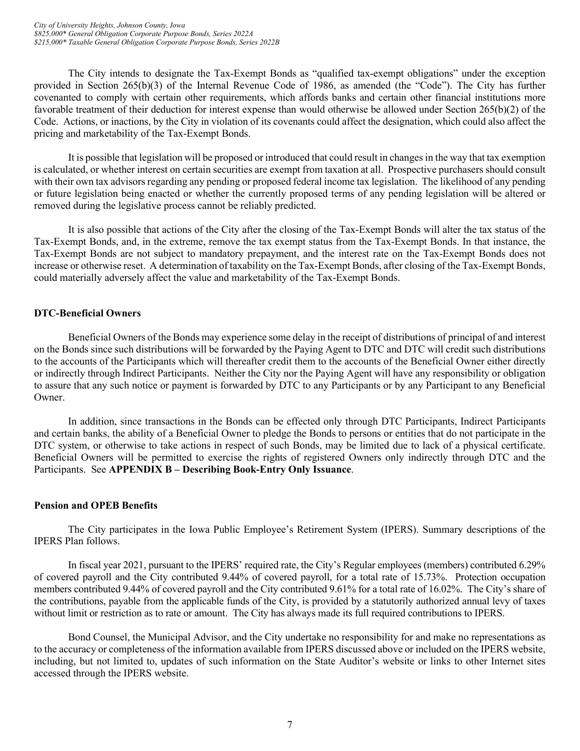The City intends to designate the Tax-Exempt Bonds as "qualified tax-exempt obligations" under the exception provided in Section 265(b)(3) of the Internal Revenue Code of 1986, as amended (the "Code"). The City has further covenanted to comply with certain other requirements, which affords banks and certain other financial institutions more favorable treatment of their deduction for interest expense than would otherwise be allowed under Section 265(b)(2) of the Code. Actions, or inactions, by the City in violation of its covenants could affect the designation, which could also affect the pricing and marketability of the Tax-Exempt Bonds.

It is possible that legislation will be proposed or introduced that could result in changes in the way that tax exemption is calculated, or whether interest on certain securities are exempt from taxation at all. Prospective purchasers should consult with their own tax advisors regarding any pending or proposed federal income tax legislation. The likelihood of any pending or future legislation being enacted or whether the currently proposed terms of any pending legislation will be altered or removed during the legislative process cannot be reliably predicted.

It is also possible that actions of the City after the closing of the Tax-Exempt Bonds will alter the tax status of the Tax-Exempt Bonds, and, in the extreme, remove the tax exempt status from the Tax-Exempt Bonds. In that instance, the Tax-Exempt Bonds are not subject to mandatory prepayment, and the interest rate on the Tax-Exempt Bonds does not increase or otherwise reset. A determination of taxability on the Tax-Exempt Bonds, after closing of the Tax-Exempt Bonds, could materially adversely affect the value and marketability of the Tax-Exempt Bonds.

**DTC-Beneficial Owners**

Beneficial Owners of the Bonds may experience some delay in the receipt of distributions of principal of and interest on the Bonds since such distributions will be forwarded by the Paying Agent to DTC and DTC will credit such distributions to the accounts of the Participants which will thereafter credit them to the accounts of the Beneficial Owner either directly or indirectly through Indirect Participants. Neither the City nor the Paying Agent will have any responsibility or obligation to assure that any such notice or payment is forwarded by DTC to any Participants or by any Participant to any Beneficial Owner.

In addition, since transactions in the Bonds can be effected only through DTC Participants, Indirect Participants and certain banks, the ability of a Beneficial Owner to pledge the Bonds to persons or entities that do not participate in the DTC system, or otherwise to take actions in respect of such Bonds, may be limited due to lack of a physical certificate. Beneficial Owners will be permitted to exercise the rights of registered Owners only indirectly through DTC and the Participants. See **APPENDIX B – Describing Book-Entry Only Issuance**.

**Pension and OPEB Benefits**

The City participates in the Iowa Public Employee's Retirement System (IPERS). Summary descriptions of the IPERS Plan follows.

In fiscal year 2021, pursuant to the IPERS' required rate, the City's Regular employees (members) contributed 6.29% of covered payroll and the City contributed 9.44% of covered payroll, for a total rate of 15.73%. Protection occupation members contributed 9.44% of covered payroll and the City contributed 9.61% for a total rate of 16.02%. The City's share of the contributions, payable from the applicable funds of the City, is provided by a statutorily authorized annual levy of taxes without limit or restriction as to rate or amount. The City has always made its full required contributions to IPERS.

Bond Counsel, the Municipal Advisor, and the City undertake no responsibility for and make no representations as to the accuracy or completeness of the information available from IPERS discussed above or included on the IPERS website, including, but not limited to, updates of such information on the State Auditor's website or links to other Internet sites accessed through the IPERS website.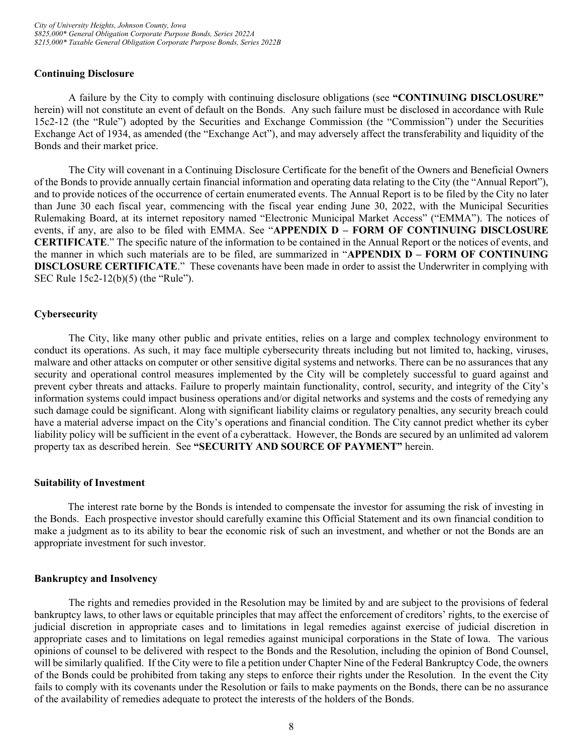### Continuing Disclosure

A failure by the City to comply with continuing disclosure obligations (see **"CONTINUING DISCLOSURE"** herein) will not constitute an event of default on the Bonds. Any such failure must be disclosed in accordance with Rule 15c2-12 (the "Rule") adopted by the Securities and Exchange Commission (the "Commission") under the Securities Exchange Act of 1934, as amended (the "Exchange Act"), and may adversely affect the transferability and liquidity of the Bonds and their market price.

The City will covenant in a Continuing Disclosure Certificate for the benefit of the Owners and Beneficial Owners of the Bonds to provide annually certain financial information and operating data relating to the City (the "Annual Report"), and to provide notices of the occurrence of certain enumerated events. The Annual Report is to be filed by the City no later than June 30 each fiscal year, commencing with the fiscal year ending June 30, 2022, with the Municipal Securities Rulemaking Board, at its internet repository named "Electronic Municipal Market Access" ("EMMA"). The notices of events, if any, are also to be filed with EMMA. See "**APPENDIX D – FORM OF CONTINUING DISCLOSURE CERTIFICATE**." The specific nature of the information to be contained in the Annual Report or the notices of events, and the manner in which such materials are to be filed, are summarized in "**APPENDIX D – FORM OF CONTINUING DISCLOSURE CERTIFICATE**." These covenants have been made in order to assist the Underwriter in complying with SEC Rule 15c2-12(b)(5) (the "Rule").

### Cybersecurity

The City, like many other public and private entities, relies on a large and complex technology environment to conduct its operations. As such, it may face multiple cybersecurity threats including but not limited to, hacking, viruses, malware and other attacks on computer or other sensitive digital systems and networks. There can be no assurances that any security and operational control measures implemented by the City will be completely successful to guard against and prevent cyber threats and attacks. Failure to properly maintain functionality, control, security, and integrity of the City's information systems could impact business operations and/or digital networks and systems and the costs of remedying any such damage could be significant. Along with significant liability claims or regulatory penalties, any security breach could have a material adverse impact on the City's operations and financial condition. The City cannot predict whether its cyber liability policy will be sufficient in the event of a cyberattack. However, the Bonds are secured by an unlimited ad valorem property tax as described herein. See **"SECURITY AND SOURCE OF PAYMENT"** herein.

### Suitability of Investment

The interest rate borne by the Bonds is intended to compensate the investor for assuming the risk of investing in the Bonds. Each prospective investor should carefully examine this Official Statement and its own financial condition to make a judgment as to its ability to bear the economic risk of such an investment, and whether or not the Bonds are an appropriate investment for such investor.

### Bankruptcy and Insolvency

The rights and remedies provided in the Resolution may be limited by and are subject to the provisions of federal bankruptcy laws, to other laws or equitable principles that may affect the enforcement of creditors' rights, to the exercise of judicial discretion in appropriate cases and to limitations in legal remedies against exercise of judicial discretion in appropriate cases and to limitations on legal remedies against municipal corporations in the State of Iowa. The various opinions of counsel to be delivered with respect to the Bonds and the Resolution, including the opinion of Bond Counsel, will be similarly qualified. If the City were to file a petition under Chapter Nine of the Federal Bankruptcy Code, the owners of the Bonds could be prohibited from taking any steps to enforce their rights under the Resolution. In the event the City fails to comply with its covenants under the Resolution or fails to make payments on the Bonds, there can be no assurance of the availability of remedies adequate to protect the interests of the holders of the Bonds.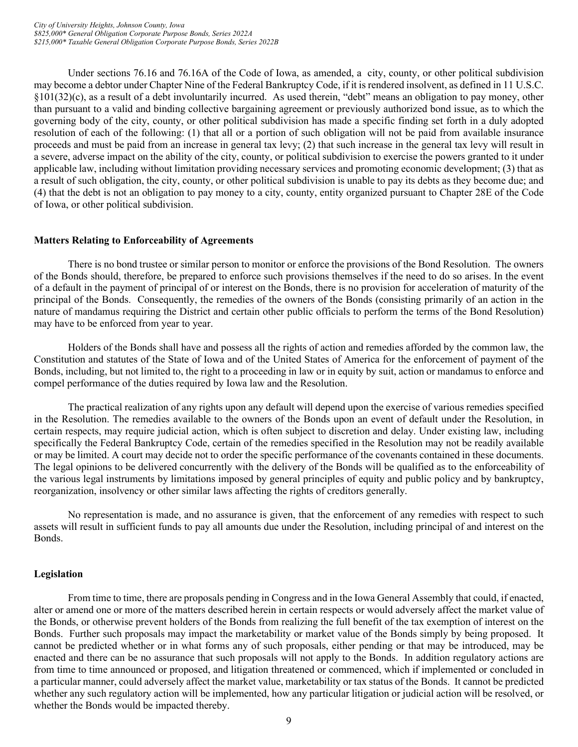Under sections 76.16 and 76.16A of the Code of Iowa, as amended, a city, county, or other political subdivision may become a debtor under Chapter Nine of the Federal Bankruptcy Code, if it is rendered insolvent, as defined in 11 U.S.C. §101(32)(c), as a result of a debt involuntarily incurred. As used therein, "debt" means an obligation to pay money, other than pursuant to a valid and binding collective bargaining agreement or previously authorized bond issue, as to which the governing body of the city, county, or other political subdivision has made a specific finding set forth in a duly adopted resolution of each of the following: (1) that all or a portion of such obligation will not be paid from available insurance proceeds and must be paid from an increase in general tax levy; (2) that such increase in the general tax levy will result in a severe, adverse impact on the ability of the city, county, or political subdivision to exercise the powers granted to it under applicable law, including without limitation providing necessary services and promoting economic development; (3) that as a result of such obligation, the city, county, or other political subdivision is unable to pay its debts as they become due; and (4) that the debt is not an obligation to pay money to a city, county, entity organized pursuant to Chapter 28E of the Code of Iowa, or other political subdivision.

**Matters Relating to Enforceability of Agreements**

There is no bond trustee or similar person to monitor or enforce the provisions of the Bond Resolution. The owners of the Bonds should, therefore, be prepared to enforce such provisions themselves if the need to do so arises. In the event of a default in the payment of principal of or interest on the Bonds, there is no provision for acceleration of maturity of the principal of the Bonds. Consequently, the remedies of the owners of the Bonds (consisting primarily of an action in the nature of mandamus requiring the District and certain other public officials to perform the terms of the Bond Resolution) may have to be enforced from year to year.

Holders of the Bonds shall have and possess all the rights of action and remedies afforded by the common law, the Constitution and statutes of the State of Iowa and of the United States of America for the enforcement of payment of the Bonds, including, but not limited to, the right to a proceeding in law or in equity by suit, action or mandamus to enforce and compel performance of the duties required by Iowa law and the Resolution.

The practical realization of any rights upon any default will depend upon the exercise of various remedies specified in the Resolution. The remedies available to the owners of the Bonds upon an event of default under the Resolution, in certain respects, may require judicial action, which is often subject to discretion and delay. Under existing law, including specifically the Federal Bankruptcy Code, certain of the remedies specified in the Resolution may not be readily available or may be limited. A court may decide not to order the specific performance of the covenants contained in these documents. The legal opinions to be delivered concurrently with the delivery of the Bonds will be qualified as to the enforceability of the various legal instruments by limitations imposed by general principles of equity and public policy and by bankruptcy, reorganization, insolvency or other similar laws affecting the rights of creditors generally.

No representation is made, and no assurance is given, that the enforcement of any remedies with respect to such assets will result in sufficient funds to pay all amounts due under the Resolution, including principal of and interest on the Bonds.

**Legislation**

From time to time, there are proposals pending in Congress and in the Iowa General Assembly that could, if enacted, alter or amend one or more of the matters described herein in certain respects or would adversely affect the market value of the Bonds, or otherwise prevent holders of the Bonds from realizing the full benefit of the tax exemption of interest on the Bonds. Further such proposals may impact the marketability or market value of the Bonds simply by being proposed. It cannot be predicted whether or in what forms any of such proposals, either pending or that may be introduced, may be enacted and there can be no assurance that such proposals will not apply to the Bonds. In addition regulatory actions are from time to time announced or proposed, and litigation threatened or commenced, which if implemented or concluded in a particular manner, could adversely affect the market value, marketability or tax status of the Bonds. It cannot be predicted whether any such regulatory action will be implemented, how any particular litigation or judicial action will be resolved, or whether the Bonds would be impacted thereby.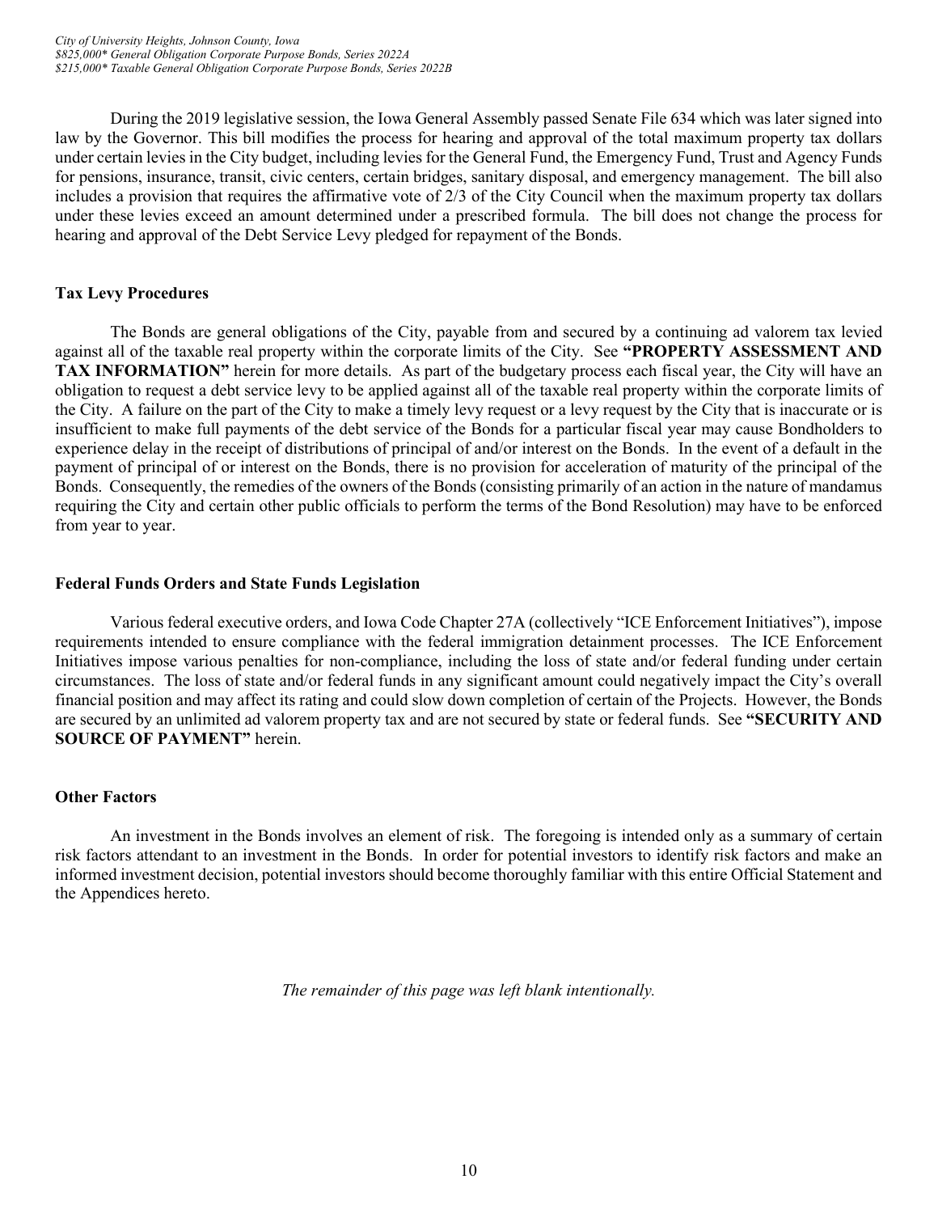During the 2019 legislative session, the Iowa General Assembly passed Senate File 634 which was later signed into law by the Governor. This bill modifies the process for hearing and approval of the total maximum property tax dollars under certain levies in the City budget, including levies for the General Fund, the Emergency Fund, Trust and Agency Funds for pensions, insurance, transit, civic centers, certain bridges, sanitary disposal, and emergency management. The bill also includes a provision that requires the affirmative vote of 2/3 of the City Council when the maximum property tax dollars under these levies exceed an amount determined under a prescribed formula. The bill does not change the process for hearing and approval of the Debt Service Levy pledged for repayment of the Bonds.

**Tax Levy Procedures**

The Bonds are general obligations of the City, payable from and secured by a continuing ad valorem tax levied against all of the taxable real property within the corporate limits of the City. See **"PROPERTY ASSESSMENT AND TAX INFORMATION"** herein for more details. As part of the budgetary process each fiscal year, the City will have an obligation to request a debt service levy to be applied against all of the taxable real property within the corporate limits of the City. A failure on the part of the City to make a timely levy request or a levy request by the City that is inaccurate or is insufficient to make full payments of the debt service of the Bonds for a particular fiscal year may cause Bondholders to experience delay in the receipt of distributions of principal of and/or interest on the Bonds. In the event of a default in the payment of principal of or interest on the Bonds, there is no provision for acceleration of maturity of the principal of the Bonds. Consequently, the remedies of the owners of the Bonds (consisting primarily of an action in the nature of mandamus requiring the City and certain other public officials to perform the terms of the Bond Resolution) may have to be enforced from year to year.

**Federal Funds Orders and State Funds Legislation**

Various federal executive orders, and Iowa Code Chapter 27A (collectively "ICE Enforcement Initiatives"), impose requirements intended to ensure compliance with the federal immigration detainment processes. The ICE Enforcement Initiatives impose various penalties for non-compliance, including the loss of state and/or federal funding under certain circumstances. The loss of state and/or federal funds in any significant amount could negatively impact the City's overall financial position and may affect its rating and could slow down completion of certain of the Projects. However, the Bonds are secured by an unlimited ad valorem property tax and are not secured by state or federal funds. See **"SECURITY AND SOURCE OF PAYMENT"** herein.

**Other Factors**

An investment in the Bonds involves an element of risk. The foregoing is intended only as a summary of certain risk factors attendant to an investment in the Bonds. In order for potential investors to identify risk factors and make an informed investment decision, potential investors should become thoroughly familiar with this entire Official Statement and the Appendices hereto.

*The remainder of this page was left blank intentionally.*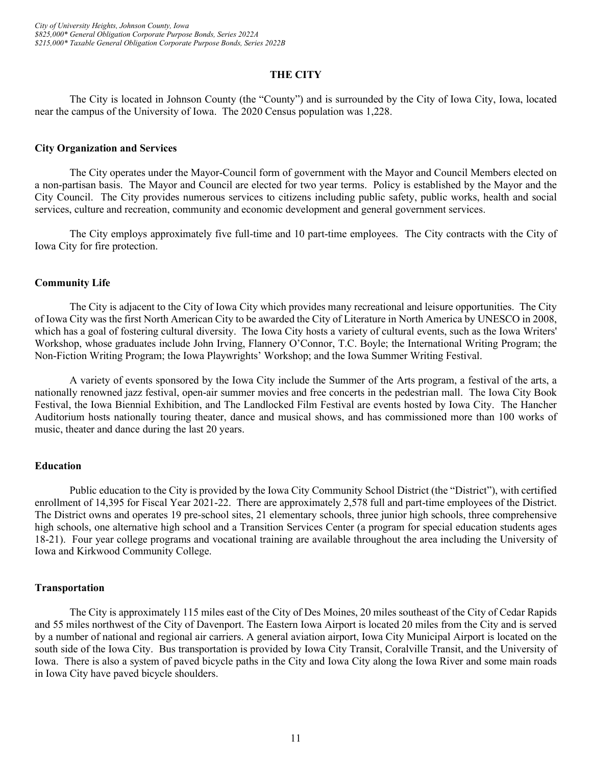## THE CITY

The City is located in Johnson County (the "County") and is surrounded by the City of Iowa City, Iowa, located near the campus of the University of Iowa. The 2020 Census population was 1,228.

### City Organization and Services

The City operates under the Mayor-Council form of government with the Mayor and Council Members elected on a non-partisan basis. The Mayor and Council are elected for two year terms. Policy is established by the Mayor and the City Council. The City provides numerous services to citizens including public safety, public works, health and social services, culture and recreation, community and economic development and general government services.

The City employs approximately five full-time and 10 part-time employees. The City contracts with the City of Iowa City for fire protection.

### Community Life

The City is adjacent to the City of Iowa City which provides many recreational and leisure opportunities. The City of Iowa City was the first North American City to be awarded the City of Literature in North America by UNESCO in 2008, which has a goal of fostering cultural diversity. The Iowa City hosts a variety of cultural events, such as the Iowa Writers' Workshop, whose graduates include John Irving, Flannery O'Connor, T.C. Boyle; the International Writing Program; the Non-Fiction Writing Program; the Iowa Playwrights' Workshop; and the Iowa Summer Writing Festival.

A variety of events sponsored by the Iowa City include the Summer of the Arts program, a festival of the arts, a nationally renowned jazz festival, open-air summer movies and free concerts in the pedestrian mall. The Iowa City Book Festival, the Iowa Biennial Exhibition, and The Landlocked Film Festival are events hosted by Iowa City. The Hancher Auditorium hosts nationally touring theater, dance and musical shows, and has commissioned more than 100 works of music, theater and dance during the last 20 years.

### Education

Public education to the City is provided by the Iowa City Community School District (the "District"), with certified enrollment of 14,395 for Fiscal Year 2021-22. There are approximately 2,578 full and part-time employees of the District. The District owns and operates 19 pre-school sites, 21 elementary schools, three junior high schools, three comprehensive high schools, one alternative high school and a Transition Services Center (a program for special education students ages 18-21). Four year college programs and vocational training are available throughout the area including the University of Iowa and Kirkwood Community College.

### Transportation

The City is approximately 115 miles east of the City of Des Moines, 20 miles southeast of the City of Cedar Rapids and 55 miles northwest of the City of Davenport. The Eastern Iowa Airport is located 20 miles from the City and is served by a number of national and regional air carriers. A general aviation airport, Iowa City Municipal Airport is located on the south side of the Iowa City. Bus transportation is provided by Iowa City Transit, Coralville Transit, and the University of Iowa. There is also a system of paved bicycle paths in the City and Iowa City along the Iowa River and some main roads in Iowa City have paved bicycle shoulders.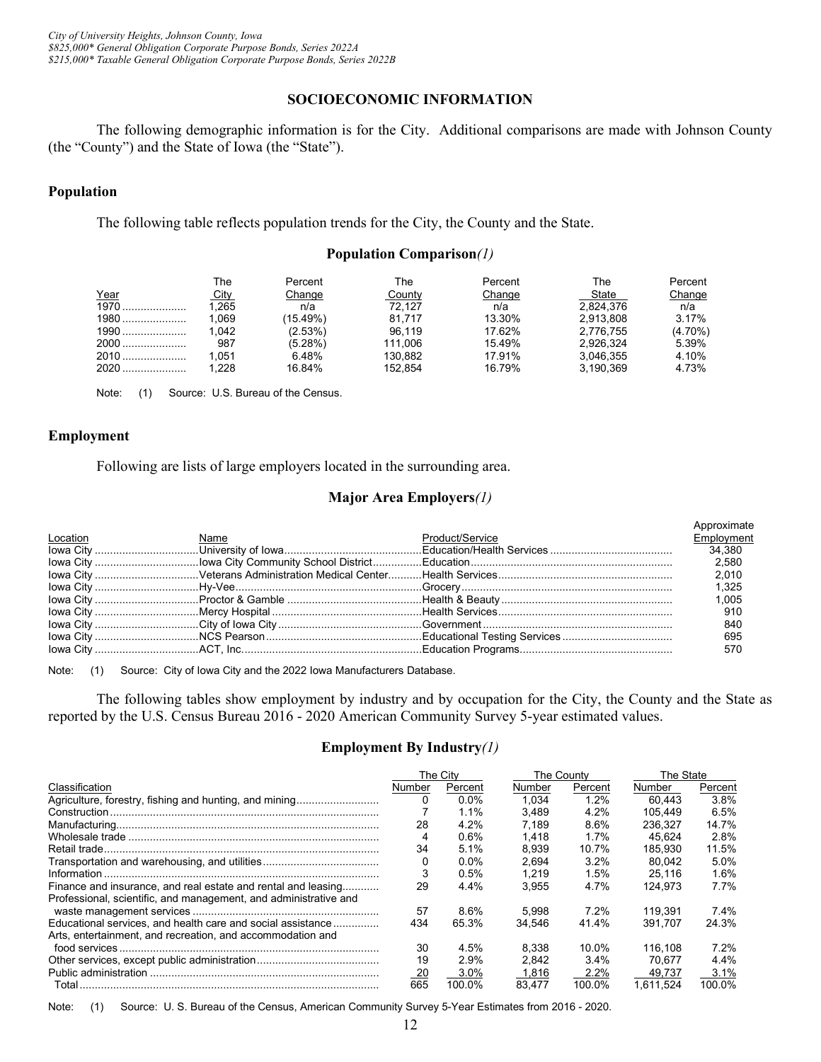## SOCIOECONOMIC INFORMATION

The following demographic information is for the City. Additional comparisons are made with Johnson County (the "County") and the State of Iowa (the "State").

### Population

The following table reflects population trends for the City, the County and the State.

**Population Comparison***(1)*

| Year | The City | Percent Change | The County | Percent Change | The State | Percent Change |
|---|---|---|---|---|---|---|
| 1970 | 1,265 | n/a | 72,127 | n/a | 2,824,376 | n/a |
| 1980 | 1,069 | (15.49%) | 81,717 | 13.30% | 2,913,808 | 3.17% |
| 1990 | 1,042 | (2.53%) | 96,119 | 17.62% | 2,776,755 | (4.70%) |
| 2000 | 987 | (5.28%) | 111,006 | 15.49% | 2,926,324 | 5.39% |
| 2010 | 1,051 | 6.48% | 130,882 | 17.91% | 3,046,355 | 4.10% |
| 2020 | 1,228 | 16.84% | 152,854 | 16.79% | 3,190,369 | 4.73% |

Note: (1) Source: U.S. Bureau of the Census.

### Employment

Following are lists of large employers located in the surrounding area.

**Major Area Employers***(1)*

| Location | Name | Product/Service | Approximate Employment |
|---|---|---|---|
| Iowa City | University of Iowa | Education/Health Services | 34,380 |
| Iowa City | Iowa City Community School District | Education | 2,580 |
| Iowa City | Veterans Administration Medical Center | Health Services | 2,010 |
| Iowa City | Hy-Vee | Grocery | 1,325 |
| Iowa City | Proctor & Gamble | Health & Beauty | 1,005 |
| Iowa City | Mercy Hospital | Health Services | 910 |
| Iowa City | City of Iowa City | Government | 840 |
| Iowa City | NCS Pearson | Educational Testing Services | 695 |
| Iowa City | ACT, Inc. | Education Programs | 570 |

Note: (1) Source: City of Iowa City and the 2022 Iowa Manufacturers Database.

The following tables show employment by industry and by occupation for the City, the County and the State as reported by the U.S. Census Bureau 2016 - 2020 American Community Survey 5-year estimated values.

**Employment By Industry***(1)*

| | The City | | The County | | The State | |
|---|---|---|---|---|---|---|
| Classification | Number | Percent | Number | Percent | Number | Percent |
| Agriculture, forestry, fishing and hunting, and mining | 0 | 0.0% | 1,034 | 1.2% | 60,443 | 3.8% |
| Construction | 7 | 1.1% | 3,489 | 4.2% | 105,449 | 6.5% |
| Manufacturing | 28 | 4.2% | 7,189 | 8.6% | 236,327 | 14.7% |
| Wholesale trade | 4 | 0.6% | 1,418 | 1.7% | 45,624 | 2.8% |
| Retail trade | 34 | 5.1% | 8,939 | 10.7% | 185,930 | 11.5% |
| Transportation and warehousing, and utilities | 0 | 0.0% | 2,694 | 3.2% | 80,042 | 5.0% |
| Information | 3 | 0.5% | 1,219 | 1.5% | 25,116 | 1.6% |
| Finance and insurance, and real estate and rental and leasing | 29 | 4.4% | 3,955 | 4.7% | 124,973 | 7.7% |
| Professional, scientific, and management, and administrative and waste management services | 57 | 8.6% | 5,998 | 7.2% | 119,391 | 7.4% |
| Educational services, and health care and social assistance | 434 | 65.3% | 34,546 | 41.4% | 391,707 | 24.3% |
| Arts, entertainment, and recreation, and accommodation and food services | 30 | 4.5% | 8,338 | 10.0% | 116,108 | 7.2% |
| Other services, except public administration | 19 | 2.9% | 2,842 | 3.4% | 70,677 | 4.4% |
| Public administration | 20 | 3.0% | 1,816 | 2.2% | 49,737 | 3.1% |
| Total | 665 | 100.0% | 83,477 | 100.0% | 1,611,524 | 100.0% |

Note: (1) Source: U. S. Bureau of the Census, American Community Survey 5-Year Estimates from 2016 - 2020.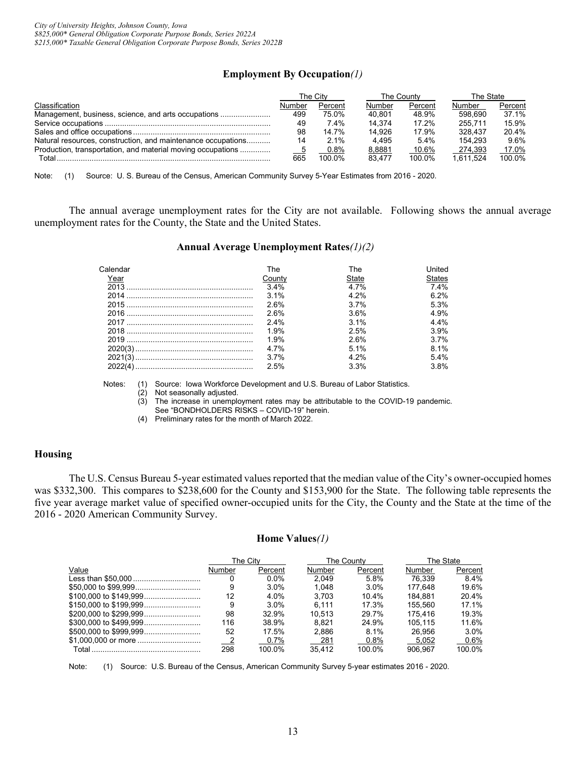### Employment By Occupation*(1)*

| Classification | The City | | The County | | The State | |
|---|---|---|---|---|---|---|
| | Number | Percent | Number | Percent | Number | Percent |
| Management, business, science, and arts occupations | 499 | 75.0% | 40,801 | 48.9% | 598,690 | 37.1% |
| Service occupations | 49 | 7.4% | 14,374 | 17.2% | 255,711 | 15.9% |
| Sales and office occupations | 98 | 14.7% | 14,926 | 17.9% | 328,437 | 20.4% |
| Natural resources, construction, and maintenance occupations | 14 | 2.1% | 4,495 | 5.4% | 154,293 | 9.6% |
| Production, transportation, and material moving occupations | 5 | 0.8% | 8,8881 | 10.6% | 274,393 | 17.0% |
| Total | 665 | 100.0% | 83,477 | 100.0% | 1,611,524 | 100.0% |

Note: (1) Source: U. S. Bureau of the Census, American Community Survey 5-Year Estimates from 2016 - 2020.

The annual average unemployment rates for the City are not available. Following shows the annual average unemployment rates for the County, the State and the United States.

### Annual Average Unemployment Rates*(1)(2)*

| Calendar Year | The County | The State | United States |
|---|---|---|---|
| 2013 | 3.4% | 4.7% | 7.4% |
| 2014 | 3.1% | 4.2% | 6.2% |
| 2015 | 2.6% | 3.7% | 5.3% |
| 2016 | 2.6% | 3.6% | 4.9% |
| 2017 | 2.4% | 3.1% | 4.4% |
| 2018 | 1.9% | 2.5% | 3.9% |
| 2019 | 1.9% | 2.6% | 3.7% |
| 2020(3) | 4.7% | 5.1% | 8.1% |
| 2021(3) | 3.7% | 4.2% | 5.4% |
| 2022(4) | 2.5% | 3.3% | 3.8% |

Notes: (1) Source: Iowa Workforce Development and U.S. Bureau of Labor Statistics.
(2) Not seasonally adjusted.
(3) The increase in unemployment rates may be attributable to the COVID-19 pandemic. See "BONDHOLDERS RISKS – COVID-19" herein.
(4) Preliminary rates for the month of March 2022.

## Housing

The U.S. Census Bureau 5-year estimated values reported that the median value of the City's owner-occupied homes was $332,300. This compares to $238,600 for the County and $153,900 for the State. The following table represents the five year average market value of specified owner-occupied units for the City, the County and the State at the time of the 2016 - 2020 American Community Survey.

### Home Values*(1)*

| Value | The City | | The County | | The State | |
|---|---|---|---|---|---|---|
| | Number | Percent | Number | Percent | Number | Percent |
| Less than $50,000 | 0 | 0.0% | 2,049 | 5.8% | 76,339 | 8.4% |
| $50,000 to $99,999 | 9 | 3.0% | 1,048 | 3.0% | 177,648 | 19.6% |
| $100,000 to $149,999 | 12 | 4.0% | 3,703 | 10.4% | 184,881 | 20.4% |
| $150,000 to $199,999 | 9 | 3.0% | 6,111 | 17.3% | 155,560 | 17.1% |
| $200,000 to $299,999 | 98 | 32.9% | 10,513 | 29.7% | 175,416 | 19.3% |
| $300,000 to $499,999 | 116 | 38.9% | 8,821 | 24.9% | 105,115 | 11.6% |
| $500,000 to $999,999 | 52 | 17.5% | 2,886 | 8.1% | 26,956 | 3.0% |
| $1,000,000 or more | 2 | 0.7% | 281 | 0.8% | 5,052 | 0.6% |
| Total | 298 | 100.0% | 35,412 | 100.0% | 906,967 | 100.0% |

Note: (1) Source: U.S. Bureau of the Census, American Community Survey 5-year estimates 2016 - 2020.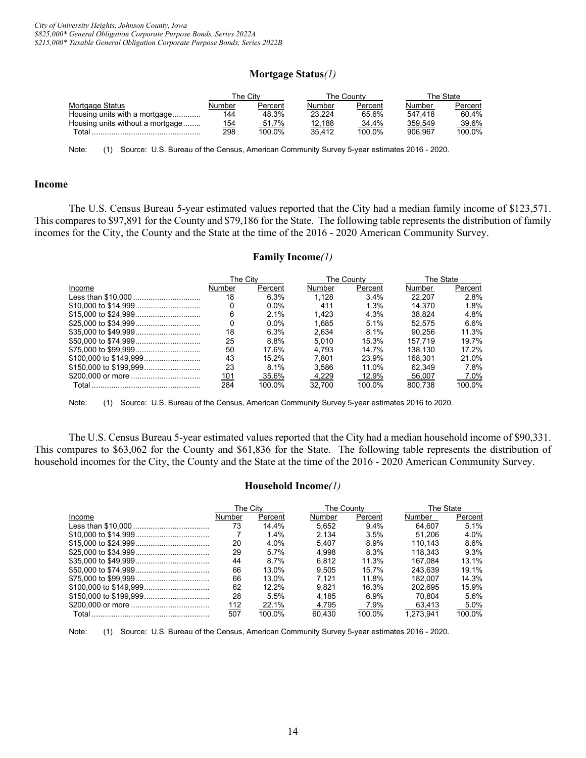### Mortgage Status*(1)*

| Mortgage Status | The City | | The County | | The State | |
|---|---|---|---|---|---|---|
| | Number | Percent | Number | Percent | Number | Percent |
| Housing units with a mortgage | 144 | 48.3% | 23,224 | 65.6% | 547,418 | 60.4% |
| Housing units without a mortgage | 154 | 51.7% | 12,188 | 34.4% | 359,549 | 39.6% |
| Total | 298 | 100.0% | 35,412 | 100.0% | 906,967 | 100.0% |

Note: (1) Source: U.S. Bureau of the Census, American Community Survey 5-year estimates 2016 - 2020.

## Income

The U.S. Census Bureau 5-year estimated values reported that the City had a median family income of $123,571. This compares to $97,891 for the County and $79,186 for the State. The following table represents the distribution of family incomes for the City, the County and the State at the time of the 2016 - 2020 American Community Survey.

### Family Income*(1)*

| Income | The City | | The County | | The State | |
|---|---|---|---|---|---|---|
| | Number | Percent | Number | Percent | Number | Percent |
| Less than $10,000 | 18 | 6.3% | 1,128 | 3.4% | 22,207 | 2.8% |
| $10,000 to $14,999 | 0 | 0.0% | 411 | 1.3% | 14,370 | 1.8% |
| $15,000 to $24,999 | 6 | 2.1% | 1,423 | 4.3% | 38,824 | 4.8% |
| $25,000 to $34,999 | 0 | 0.0% | 1,685 | 5.1% | 52,575 | 6.6% |
| $35,000 to $49,999 | 18 | 6.3% | 2,634 | 8.1% | 90,256 | 11.3% |
| $50,000 to $74,999 | 25 | 8.8% | 5,010 | 15.3% | 157,719 | 19.7% |
| $75,000 to $99,999 | 50 | 17.6% | 4,793 | 14.7% | 138,130 | 17.2% |
| $100,000 to $149,999 | 43 | 15.2% | 7,801 | 23.9% | 168,301 | 21.0% |
| $150,000 to $199,999 | 23 | 8.1% | 3,586 | 11.0% | 62,349 | 7.8% |
| $200,000 or more | 101 | 35.6% | 4,229 | 12.9% | 56,007 | 7.0% |
| Total | 284 | 100.0% | 32,700 | 100.0% | 800,738 | 100.0% |

Note: (1) Source: U.S. Bureau of the Census, American Community Survey 5-year estimates 2016 to 2020.

The U.S. Census Bureau 5-year estimated values reported that the City had a median household income of $90,331. This compares to $63,062 for the County and $61,836 for the State. The following table represents the distribution of household incomes for the City, the County and the State at the time of the 2016 - 2020 American Community Survey.

### Household Income*(1)*

| Income | The City | | The County | | The State | |
|---|---|---|---|---|---|---|
| | Number | Percent | Number | Percent | Number | Percent |
| Less than $10,000 | 73 | 14.4% | 5,652 | 9.4% | 64,607 | 5.1% |
| $10,000 to $14,999 | 7 | 1.4% | 2,134 | 3.5% | 51,206 | 4.0% |
| $15,000 to $24,999 | 20 | 4.0% | 5,407 | 8.9% | 110,143 | 8.6% |
| $25,000 to $34,999 | 29 | 5.7% | 4,998 | 8.3% | 118,343 | 9.3% |
| $35,000 to $49,999 | 44 | 8.7% | 6,812 | 11.3% | 167,084 | 13.1% |
| $50,000 to $74,999 | 66 | 13.0% | 9,505 | 15.7% | 243,639 | 19.1% |
| $75,000 to $99,999 | 66 | 13.0% | 7,121 | 11.8% | 182,007 | 14.3% |
| $100,000 to $149,999 | 62 | 12.2% | 9,821 | 16.3% | 202,695 | 15.9% |
| $150,000 to $199,999 | 28 | 5.5% | 4,185 | 6.9% | 70,804 | 5.6% |
| $200,000 or more | 112 | 22.1% | 4,795 | 7.9% | 63,413 | 5.0% |
| Total | 507 | 100.0% | 60,430 | 100.0% | 1,273,941 | 100.0% |

Note: (1) Source: U.S. Bureau of the Census, American Community Survey 5-year estimates 2016 - 2020.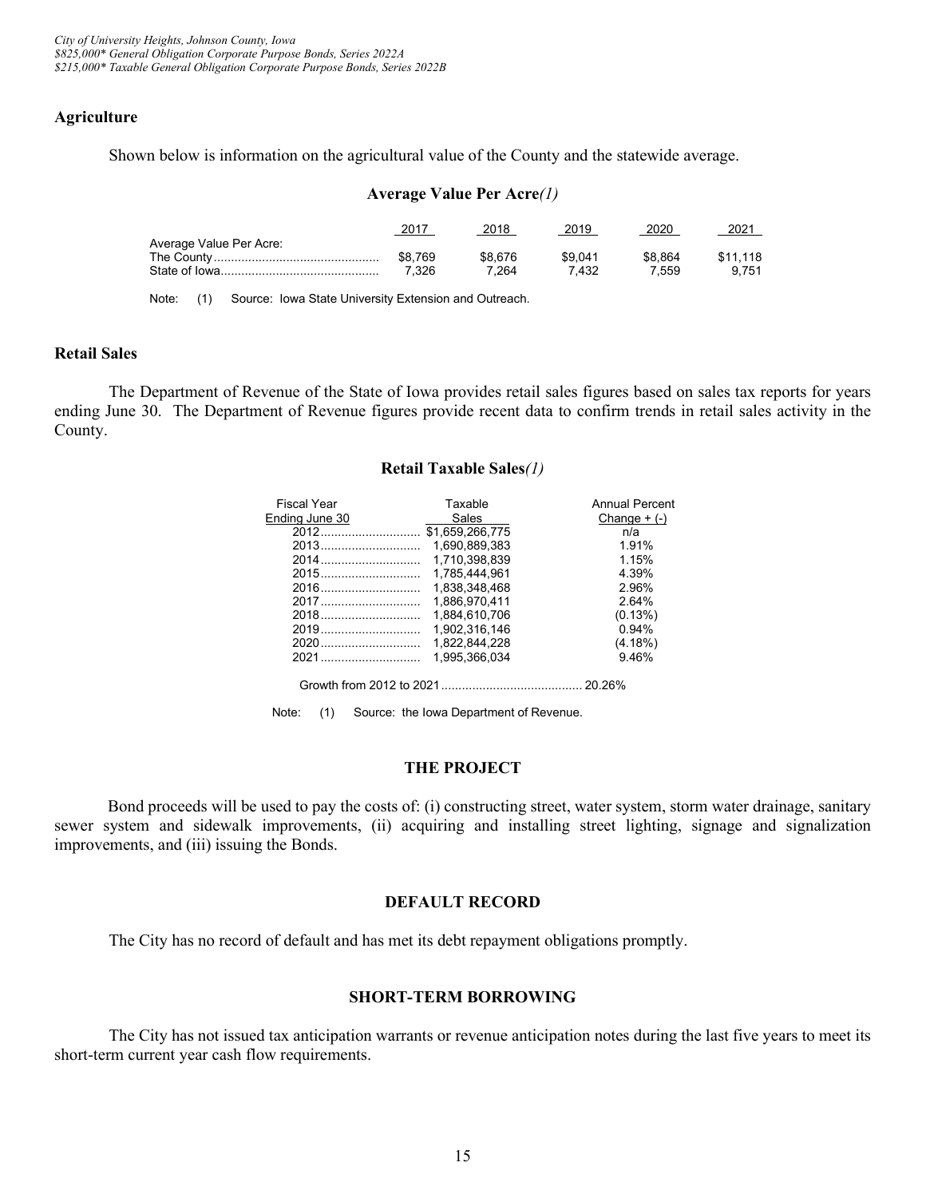## Agriculture

Shown below is information on the agricultural value of the County and the statewide average.

**Average Value Per Acre*(1)***

| | 2017 | 2018 | 2019 | 2020 | 2021 |
|---|---|---|---|---|---|
| Average Value Per Acre: | | | | | |
| The County | $8,769 | $8,676 | $9,041 | $8,864 | $11,118 |
| State of Iowa | 7,326 | 7,264 | 7,432 | 7,559 | 9,751 |

Note: (1) Source: Iowa State University Extension and Outreach.

## Retail Sales

The Department of Revenue of the State of Iowa provides retail sales figures based on sales tax reports for years ending June 30. The Department of Revenue figures provide recent data to confirm trends in retail sales activity in the County.

**Retail Taxable Sales*(1)***

| Fiscal Year Ending June 30 | Taxable Sales | Annual Percent Change + (-) |
|---|---|---|
| 2012 | $1,659,266,775 | n/a |
| 2013 | 1,690,889,383 | 1.91% |
| 2014 | 1,710,398,839 | 1.15% |
| 2015 | 1,785,444,961 | 4.39% |
| 2016 | 1,838,348,468 | 2.96% |
| 2017 | 1,886,970,411 | 2.64% |
| 2018 | 1,884,610,706 | (0.13%) |
| 2019 | 1,902,316,146 | 0.94% |
| 2020 | 1,822,844,228 | (4.18%) |
| 2021 | 1,995,366,034 | 9.46% |
| Growth from 2012 to 2021 | | 20.26% |

Note: (1) Source: the Iowa Department of Revenue.

## THE PROJECT

Bond proceeds will be used to pay the costs of: (i) constructing street, water system, storm water drainage, sanitary sewer system and sidewalk improvements, (ii) acquiring and installing street lighting, signage and signalization improvements, and (iii) issuing the Bonds.

## DEFAULT RECORD

The City has no record of default and has met its debt repayment obligations promptly.

## SHORT-TERM BORROWING

The City has not issued tax anticipation warrants or revenue anticipation notes during the last five years to meet its short-term current year cash flow requirements.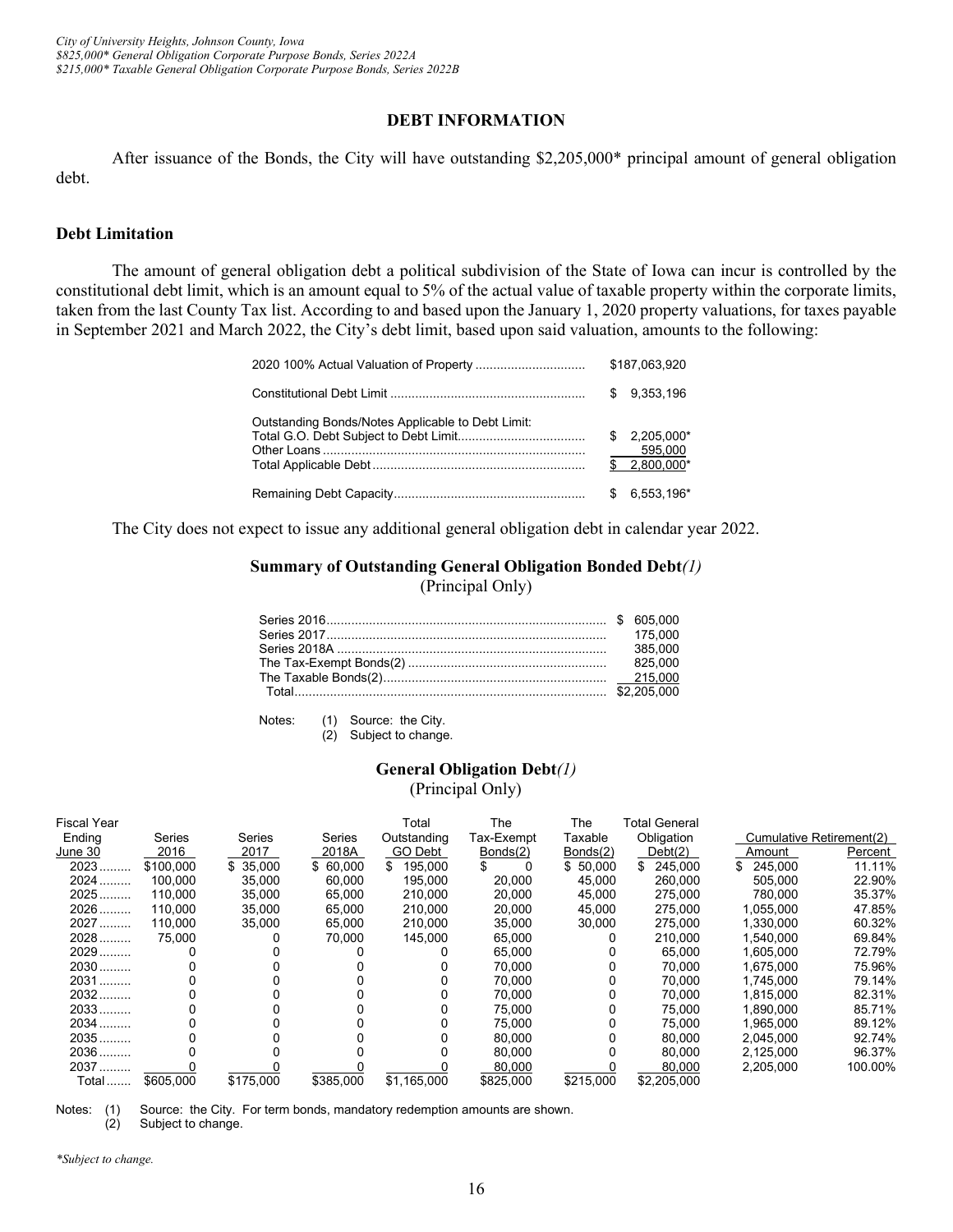## DEBT INFORMATION

After issuance of the Bonds, the City will have outstanding $2,205,000* principal amount of general obligation debt.

### Debt Limitation

The amount of general obligation debt a political subdivision of the State of Iowa can incur is controlled by the constitutional debt limit, which is an amount equal to 5% of the actual value of taxable property within the corporate limits, taken from the last County Tax list. According to and based upon the January 1, 2020 property valuations, for taxes payable in September 2021 and March 2022, the City's debt limit, based upon said valuation, amounts to the following:

| | |
|---|---|
| 2020 100% Actual Valuation of Property | $187,063,920 |
| Constitutional Debt Limit | $ 9,353,196 |
| Outstanding Bonds/Notes Applicable to Debt Limit: | |
| Total G.O. Debt Subject to Debt Limit | $ 2,205,000* |
| Other Loans | 595,000 |
| Total Applicable Debt | $ 2,800,000* |
| Remaining Debt Capacity | $ 6,553,196* |

The City does not expect to issue any additional general obligation debt in calendar year 2022.

### Summary of Outstanding General Obligation Bonded Debt*(1)*
(Principal Only)

| | |
|---|---|
| Series 2016 | $ 605,000 |
| Series 2017 | 175,000 |
| Series 2018A | 385,000 |
| The Tax-Exempt Bonds(2) | 825,000 |
| The Taxable Bonds(2) | 215,000 |
| Total | $2,205,000 |

Notes: (1) Source: the City.
(2) Subject to change.

### General Obligation Debt*(1)*
(Principal Only)

| Fiscal Year Ending June 30 | Series 2016 | Series 2017 | Series 2018A | Total Outstanding GO Debt | The Tax-Exempt Bonds(2) | The Taxable Bonds(2) | Total General Obligation Debt(2) | Cumulative Retirement(2) | |
|---|---|---|---|---|---|---|---|---|---|
| | | | | | | | | Amount | Percent |
| 2023 | $100,000 | $ 35,000 | $ 60,000 | $ 195,000 | $ 0 | $ 50,000 | $ 245,000 | $ 245,000 | 11.11% |
| 2024 | 100,000 | 35,000 | 60,000 | 195,000 | 20,000 | 45,000 | 260,000 | 505,000 | 22.90% |
| 2025 | 110,000 | 35,000 | 65,000 | 210,000 | 20,000 | 45,000 | 275,000 | 780,000 | 35.37% |
| 2026 | 110,000 | 35,000 | 65,000 | 210,000 | 20,000 | 45,000 | 275,000 | 1,055,000 | 47.85% |
| 2027 | 110,000 | 35,000 | 65,000 | 210,000 | 35,000 | 30,000 | 275,000 | 1,330,000 | 60.32% |
| 2028 | 75,000 | 0 | 70,000 | 145,000 | 65,000 | 0 | 210,000 | 1,540,000 | 69.84% |
| 2029 | 0 | 0 | 0 | 0 | 65,000 | 0 | 65,000 | 1,605,000 | 72.79% |
| 2030 | 0 | 0 | 0 | 0 | 70,000 | 0 | 70,000 | 1,675,000 | 75.96% |
| 2031 | 0 | 0 | 0 | 0 | 70,000 | 0 | 70,000 | 1,745,000 | 79.14% |
| 2032 | 0 | 0 | 0 | 0 | 70,000 | 0 | 70,000 | 1,815,000 | 82.31% |
| 2033 | 0 | 0 | 0 | 0 | 75,000 | 0 | 75,000 | 1,890,000 | 85.71% |
| 2034 | 0 | 0 | 0 | 0 | 75,000 | 0 | 75,000 | 1,965,000 | 89.12% |
| 2035 | 0 | 0 | 0 | 0 | 80,000 | 0 | 80,000 | 2,045,000 | 92.74% |
| 2036 | 0 | 0 | 0 | 0 | 80,000 | 0 | 80,000 | 2,125,000 | 96.37% |
| 2037 | 0 | 0 | 0 | 0 | 80,000 | 0 | 80,000 | 2,205,000 | 100.00% |
| Total | $605,000 | $175,000 | $385,000 | $1,165,000 | $825,000 | $215,000 | $2,205,000 | | |

Notes: (1) Source: the City. For term bonds, mandatory redemption amounts are shown.
(2) Subject to change.

**Subject to change.*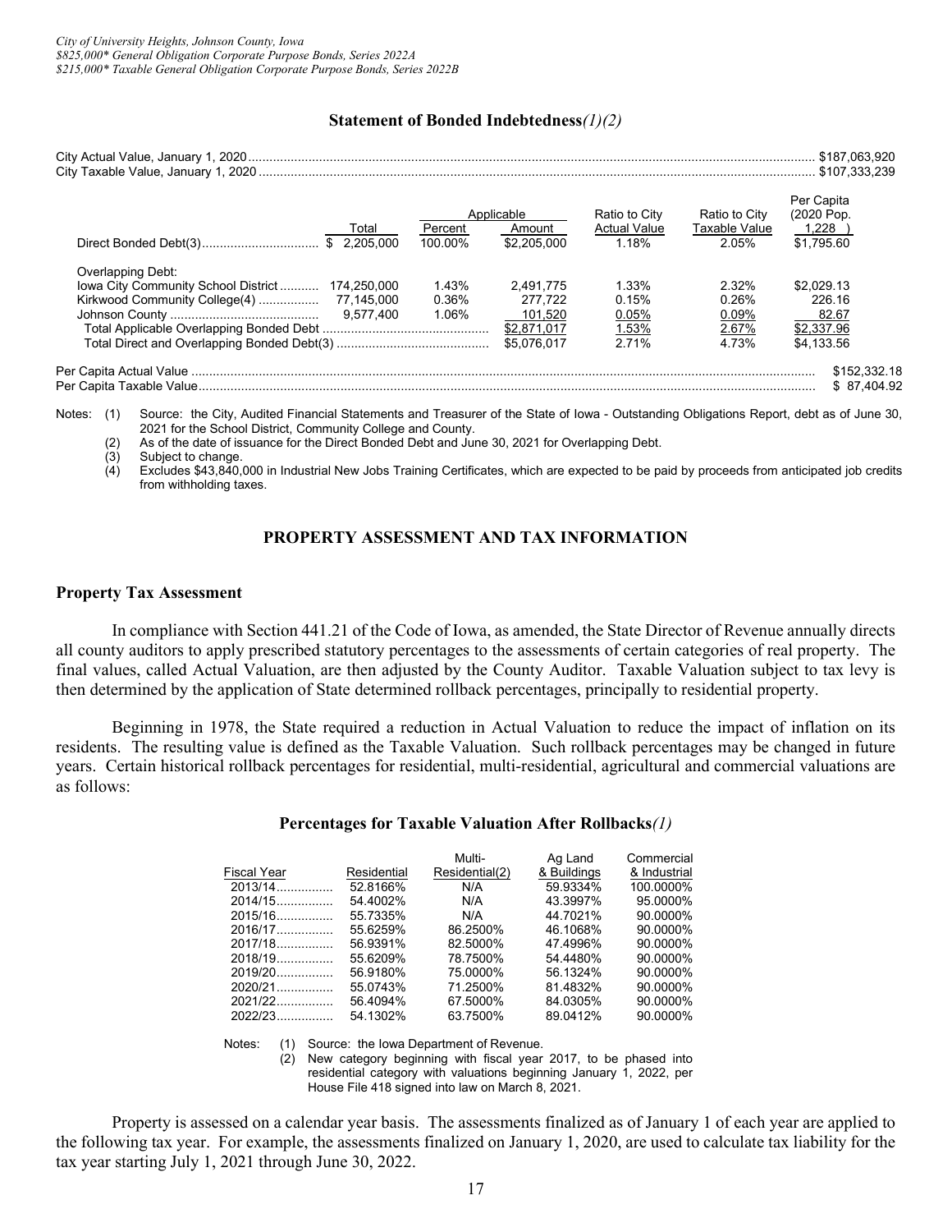## Statement of Bonded Indebtedness*(1)(2)*

City Actual Value, January 1, 2020 .......... $187,063,920
City Taxable Value, January 1, 2020 .......... $107,333,239

| | Total | Applicable Percent | Applicable Amount | Ratio to City Actual Value | Ratio to City Taxable Value | Per Capita (2020 Pop. 1,228 ) |
|---|---|---|---|---|---|---|
| Direct Bonded Debt(3) | $ 2,205,000 | 100.00% | $2,205,000 | 1.18% | 2.05% | $1,795.60 |
| Overlapping Debt: | | | | | | |
| Iowa City Community School District | 174,250,000 | 1.43% | 2,491,775 | 1.33% | 2.32% | $2,029.13 |
| Kirkwood Community College(4) | 77,145,000 | 0.36% | 277,722 | 0.15% | 0.26% | 226.16 |
| Johnson County | 9,577,400 | 1.06% | 101,520 | 0.05% | 0.09% | 82.67 |
| Total Applicable Overlapping Bonded Debt | | | $2,871,017 | 1.53% | 2.67% | $2,337.96 |
| Total Direct and Overlapping Bonded Debt(3) | | | $5,076,017 | 2.71% | 4.73% | $4,133.56 |

Per Capita Actual Value .......... $152,332.18
Per Capita Taxable Value .......... $ 87,404.92

Notes: (1) Source: the City, Audited Financial Statements and Treasurer of the State of Iowa - Outstanding Obligations Report, debt as of June 30, 2021 for the School District, Community College and County.
(2) As of the date of issuance for the Direct Bonded Debt and June 30, 2021 for Overlapping Debt.
(3) Subject to change.
(4) Excludes $43,840,000 in Industrial New Jobs Training Certificates, which are expected to be paid by proceeds from anticipated job credits from withholding taxes.

## PROPERTY ASSESSMENT AND TAX INFORMATION

### Property Tax Assessment

In compliance with Section 441.21 of the Code of Iowa, as amended, the State Director of Revenue annually directs all county auditors to apply prescribed statutory percentages to the assessments of certain categories of real property. The final values, called Actual Valuation, are then adjusted by the County Auditor. Taxable Valuation subject to tax levy is then determined by the application of State determined rollback percentages, principally to residential property.

Beginning in 1978, the State required a reduction in Actual Valuation to reduce the impact of inflation on its residents. The resulting value is defined as the Taxable Valuation. Such rollback percentages may be changed in future years. Certain historical rollback percentages for residential, multi-residential, agricultural and commercial valuations are as follows:

#### Percentages for Taxable Valuation After Rollbacks*(1)*

| Fiscal Year | Residential | Multi-Residential(2) | Ag Land & Buildings | Commercial & Industrial |
|---|---|---|---|---|
| 2013/14 | 52.8166% | N/A | 59.9334% | 100.0000% |
| 2014/15 | 54.4002% | N/A | 43.3997% | 95.0000% |
| 2015/16 | 55.7335% | N/A | 44.7021% | 90.0000% |
| 2016/17 | 55.6259% | 86.2500% | 46.1068% | 90.0000% |
| 2017/18 | 56.9391% | 82.5000% | 47.4996% | 90.0000% |
| 2018/19 | 55.6209% | 78.7500% | 54.4480% | 90.0000% |
| 2019/20 | 56.9180% | 75.0000% | 56.1324% | 90.0000% |
| 2020/21 | 55.0743% | 71.2500% | 81.4832% | 90.0000% |
| 2021/22 | 56.4094% | 67.5000% | 84.0305% | 90.0000% |
| 2022/23 | 54.1302% | 63.7500% | 89.0412% | 90.0000% |

Notes: (1) Source: the Iowa Department of Revenue.
(2) New category beginning with fiscal year 2017, to be phased into residential category with valuations beginning January 1, 2022, per House File 418 signed into law on March 8, 2021.

Property is assessed on a calendar year basis. The assessments finalized as of January 1 of each year are applied to the following tax year. For example, the assessments finalized on January 1, 2020, are used to calculate tax liability for the tax year starting July 1, 2021 through June 30, 2022.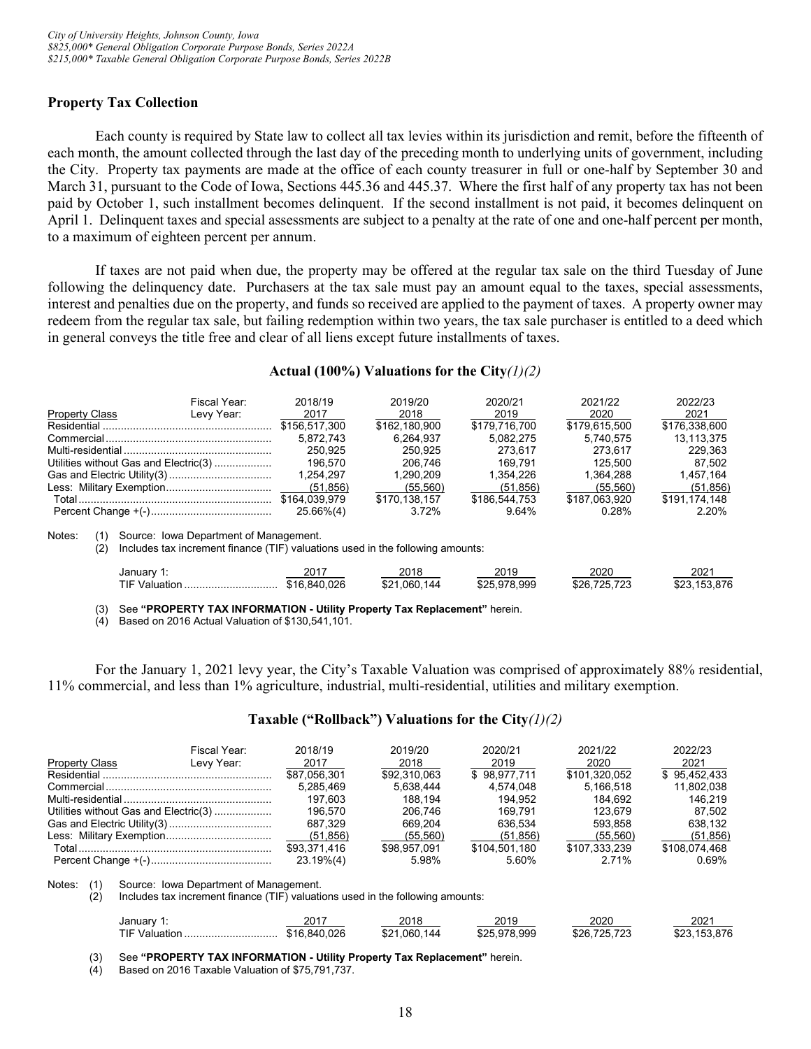## Property Tax Collection

Each county is required by State law to collect all tax levies within its jurisdiction and remit, before the fifteenth of each month, the amount collected through the last day of the preceding month to underlying units of government, including the City. Property tax payments are made at the office of each county treasurer in full or one-half by September 30 and March 31, pursuant to the Code of Iowa, Sections 445.36 and 445.37. Where the first half of any property tax has not been paid by October 1, such installment becomes delinquent. If the second installment is not paid, it becomes delinquent on April 1. Delinquent taxes and special assessments are subject to a penalty at the rate of one and one-half percent per month, to a maximum of eighteen percent per annum.

If taxes are not paid when due, the property may be offered at the regular tax sale on the third Tuesday of June following the delinquency date. Purchasers at the tax sale must pay an amount equal to the taxes, special assessments, interest and penalties due on the property, and funds so received are applied to the payment of taxes. A property owner may redeem from the regular tax sale, but failing redemption within two years, the tax sale purchaser is entitled to a deed which in general conveys the title free and clear of all liens except future installments of taxes.

### Actual (100%) Valuations for the City*(1)(2)*

| Property Class | Fiscal Year: / Levy Year: | 2018/19 / 2017 | 2019/20 / 2018 | 2020/21 / 2019 | 2021/22 / 2020 | 2022/23 / 2021 |
|---|---|---|---|---|---|---|
| Residential | | $156,517,300 | $162,180,900 | $179,716,700 | $179,615,500 | $176,338,600 |
| Commercial | | 5,872,743 | 6,264,937 | 5,082,275 | 5,740,575 | 13,113,375 |
| Multi-residential | | 250,925 | 250,925 | 273,617 | 273,617 | 229,363 |
| Utilities without Gas and Electric(3) | | 196,570 | 206,746 | 169,791 | 125,500 | 87,502 |
| Gas and Electric Utility(3) | | 1,254,297 | 1,290,209 | 1,354,226 | 1,364,288 | 1,457,164 |
| Less: Military Exemption | | (51,856) | (55,560) | (51,856) | (55,560) | (51,856) |
| Total | | $164,039,979 | $170,138,157 | $186,544,753 | $187,063,920 | $191,174,148 |
| Percent Change +(-) | | 25.66%(4) | 3.72% | 9.64% | 0.28% | 2.20% |

Notes: (1) Source: Iowa Department of Management.
(2) Includes tax increment finance (TIF) valuations used in the following amounts:

| January 1: | 2017 | 2018 | 2019 | 2020 | 2021 |
|---|---|---|---|---|---|
| TIF Valuation | $16,840,026 | $21,060,144 | $25,978,999 | $26,725,723 | $23,153,876 |

(3) See **"PROPERTY TAX INFORMATION - Utility Property Tax Replacement"** herein.
(4) Based on 2016 Actual Valuation of $130,541,101.

For the January 1, 2021 levy year, the City's Taxable Valuation was comprised of approximately 88% residential, 11% commercial, and less than 1% agriculture, industrial, multi-residential, utilities and military exemption.

### Taxable ("Rollback") Valuations for the City*(1)(2)*

| Property Class | Fiscal Year: / Levy Year: | 2018/19 / 2017 | 2019/20 / 2018 | 2020/21 / 2019 | 2021/22 / 2020 | 2022/23 / 2021 |
|---|---|---|---|---|---|---|
| Residential | | $87,056,301 | $92,310,063 | $ 98,977,711 | $101,320,052 | $ 95,452,433 |
| Commercial | | 5,285,469 | 5,638,444 | 4,574,048 | 5,166,518 | 11,802,038 |
| Multi-residential | | 197,603 | 188,194 | 194,952 | 184,692 | 146,219 |
| Utilities without Gas and Electric(3) | | 196,570 | 206,746 | 169,791 | 123,679 | 87,502 |
| Gas and Electric Utility(3) | | 687,329 | 669,204 | 636,534 | 593,858 | 638,132 |
| Less: Military Exemption | | (51,856) | (55,560) | (51,856) | (55,560) | (51,856) |
| Total | | $93,371,416 | $98,957,091 | $104,501,180 | $107,333,239 | $108,074,468 |
| Percent Change +(-) | | 23.19%(4) | 5.98% | 5.60% | 2.71% | 0.69% |

Notes: (1) Source: Iowa Department of Management.
(2) Includes tax increment finance (TIF) valuations used in the following amounts:

| January 1: | 2017 | 2018 | 2019 | 2020 | 2021 |
|---|---|---|---|---|---|
| TIF Valuation | $16,840,026 | $21,060,144 | $25,978,999 | $26,725,723 | $23,153,876 |

(3) See **"PROPERTY TAX INFORMATION - Utility Property Tax Replacement"** herein.
(4) Based on 2016 Taxable Valuation of $75,791,737.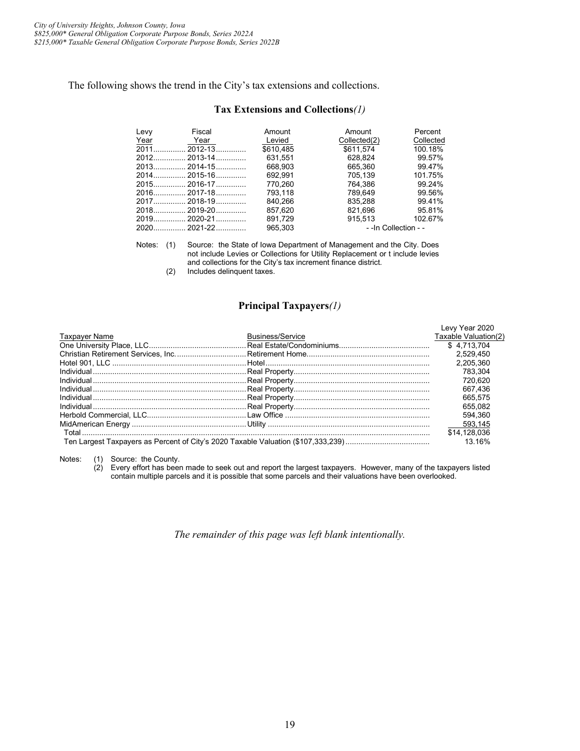The following shows the trend in the City's tax extensions and collections.

## Tax Extensions and Collections*(1)*

| Levy Year | Fiscal Year | Amount Levied | Amount Collected(2) | Percent Collected |
|---|---|---|---|---|
| 2011 | 2012-13 | $610,485 | $611,574 | 100.18% |
| 2012 | 2013-14 | 631,551 | 628,824 | 99.57% |
| 2013 | 2014-15 | 668,903 | 665,360 | 99.47% |
| 2014 | 2015-16 | 692,991 | 705,139 | 101.75% |
| 2015 | 2016-17 | 770,260 | 764,386 | 99.24% |
| 2016 | 2017-18 | 793,118 | 789,649 | 99.56% |
| 2017 | 2018-19 | 840,266 | 835,288 | 99.41% |
| 2018 | 2019-20 | 857,620 | 821,696 | 95.81% |
| 2019 | 2020-21 | 891,729 | 915,513 | 102.67% |
| 2020 | 2021-22 | 965,303 | - -In Collection - - | |

Notes: (1) Source: the State of Iowa Department of Management and the City. Does not include Levies or Collections for Utility Replacement or t include levies and collections for the City's tax increment finance district.

(2) Includes delinquent taxes.

## Principal Taxpayers*(1)*

| Taxpayer Name | Business/Service | Levy Year 2020 Taxable Valuation(2) |
|---|---|---|
| One University Place, LLC | Real Estate/Condominiums | $ 4,713,704 |
| Christian Retirement Services, Inc. | Retirement Home | 2,529,450 |
| Hotel 901, LLC | Hotel | 2,205,360 |
| Individual | Real Property | 783,304 |
| Individual | Real Property | 720,620 |
| Individual | Real Property | 667,436 |
| Individual | Real Property | 665,575 |
| Individual | Real Property | 655,082 |
| Herbold Commercial, LLC | Law Office | 594,360 |
| MidAmerican Energy | Utility | 593,145 |
| Total | | $14,128,036 |
| Ten Largest Taxpayers as Percent of City's 2020 Taxable Valuation ($107,333,239) | | 13.16% |

Notes: (1) Source: the County.

(2) Every effort has been made to seek out and report the largest taxpayers. However, many of the taxpayers listed contain multiple parcels and it is possible that some parcels and their valuations have been overlooked.

*The remainder of this page was left blank intentionally.*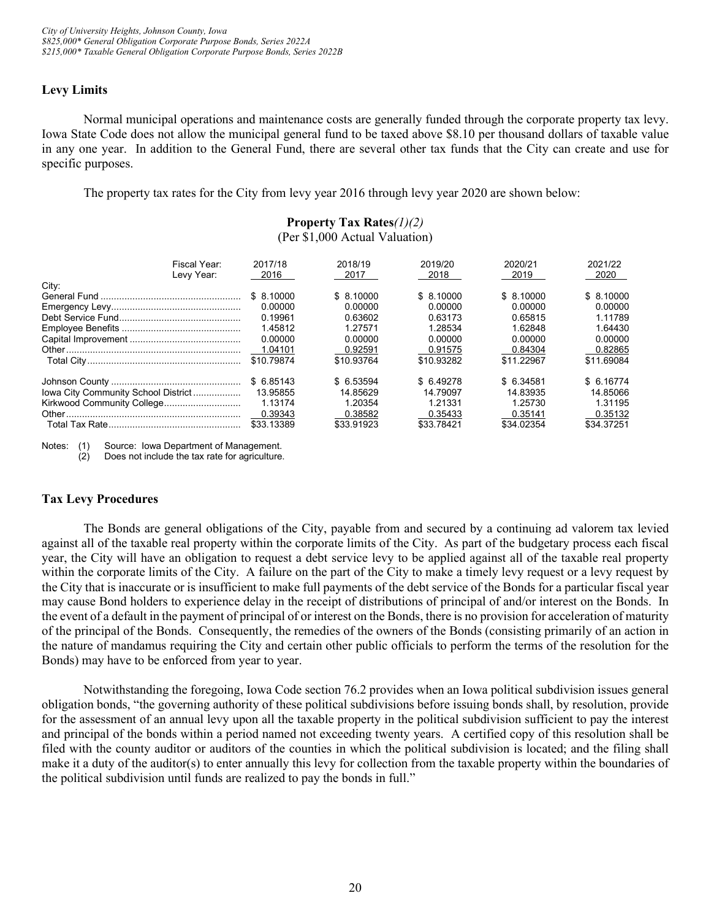## Levy Limits

Normal municipal operations and maintenance costs are generally funded through the corporate property tax levy. Iowa State Code does not allow the municipal general fund to be taxed above $8.10 per thousand dollars of taxable value in any one year. In addition to the General Fund, there are several other tax funds that the City can create and use for specific purposes.

The property tax rates for the City from levy year 2016 through levy year 2020 are shown below:

**Property Tax Rates***(1)(2)*
(Per $1,000 Actual Valuation)

| Fiscal Year: | 2017/18 | 2018/19 | 2019/20 | 2020/21 | 2021/22 |
|---|---|---|---|---|---|
| Levy Year: | 2016 | 2017 | 2018 | 2019 | 2020 |
| City: | | | | | |
| General Fund | $ 8.10000 | $ 8.10000 | $ 8.10000 | $ 8.10000 | $ 8.10000 |
| Emergency Levy | 0.00000 | 0.00000 | 0.00000 | 0.00000 | 0.00000 |
| Debt Service Fund | 0.19961 | 0.63602 | 0.63173 | 0.65815 | 1.11789 |
| Employee Benefits | 1.45812 | 1.27571 | 1.28534 | 1.62848 | 1.64430 |
| Capital Improvement | 0.00000 | 0.00000 | 0.00000 | 0.00000 | 0.00000 |
| Other | 1.04101 | 0.92591 | 0.91575 | 0.84304 | 0.82865 |
| Total City | $10.79874 | $10.93764 | $10.93282 | $11.22967 | $11.69084 |
| Johnson County | $ 6.85143 | $ 6.53594 | $ 6.49278 | $ 6.34581 | $ 6.16774 |
| Iowa City Community School District | 13.95855 | 14.85629 | 14.79097 | 14.83935 | 14.85066 |
| Kirkwood Community College | 1.13174 | 1.20354 | 1.21331 | 1.25730 | 1.31195 |
| Other | 0.39343 | 0.38582 | 0.35433 | 0.35141 | 0.35132 |
| Total Tax Rate | $33.13389 | $33.91923 | $33.78421 | $34.02354 | $34.37251 |

Notes: (1) Source: Iowa Department of Management.
(2) Does not include the tax rate for agriculture.

## Tax Levy Procedures

The Bonds are general obligations of the City, payable from and secured by a continuing ad valorem tax levied against all of the taxable real property within the corporate limits of the City. As part of the budgetary process each fiscal year, the City will have an obligation to request a debt service levy to be applied against all of the taxable real property within the corporate limits of the City. A failure on the part of the City to make a timely levy request or a levy request by the City that is inaccurate or is insufficient to make full payments of the debt service of the Bonds for a particular fiscal year may cause Bond holders to experience delay in the receipt of distributions of principal of and/or interest on the Bonds. In the event of a default in the payment of principal of or interest on the Bonds, there is no provision for acceleration of maturity of the principal of the Bonds. Consequently, the remedies of the owners of the Bonds (consisting primarily of an action in the nature of mandamus requiring the City and certain other public officials to perform the terms of the resolution for the Bonds) may have to be enforced from year to year.

Notwithstanding the foregoing, Iowa Code section 76.2 provides when an Iowa political subdivision issues general obligation bonds, "the governing authority of these political subdivisions before issuing bonds shall, by resolution, provide for the assessment of an annual levy upon all the taxable property in the political subdivision sufficient to pay the interest and principal of the bonds within a period named not exceeding twenty years. A certified copy of this resolution shall be filed with the county auditor or auditors of the counties in which the political subdivision is located; and the filing shall make it a duty of the auditor(s) to enter annually this levy for collection from the taxable property within the boundaries of the political subdivision until funds are realized to pay the bonds in full."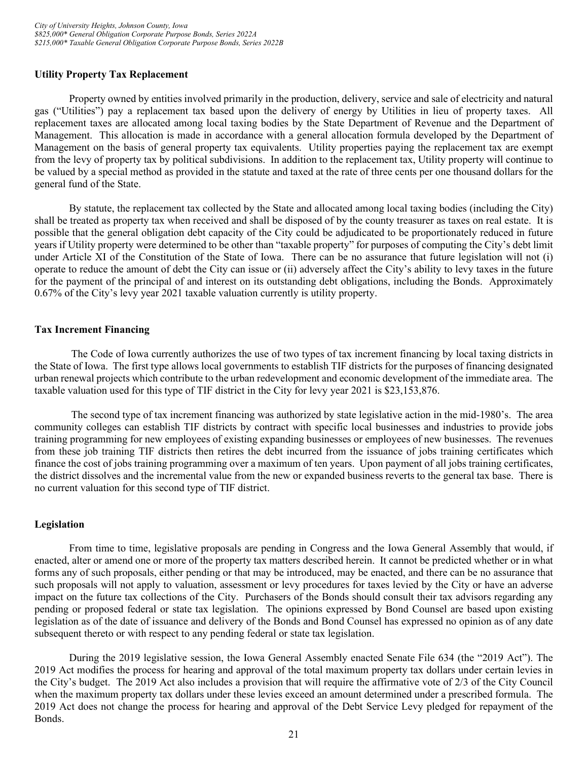## Utility Property Tax Replacement

Property owned by entities involved primarily in the production, delivery, service and sale of electricity and natural gas ("Utilities") pay a replacement tax based upon the delivery of energy by Utilities in lieu of property taxes. All replacement taxes are allocated among local taxing bodies by the State Department of Revenue and the Department of Management. This allocation is made in accordance with a general allocation formula developed by the Department of Management on the basis of general property tax equivalents. Utility properties paying the replacement tax are exempt from the levy of property tax by political subdivisions. In addition to the replacement tax, Utility property will continue to be valued by a special method as provided in the statute and taxed at the rate of three cents per one thousand dollars for the general fund of the State.

By statute, the replacement tax collected by the State and allocated among local taxing bodies (including the City) shall be treated as property tax when received and shall be disposed of by the county treasurer as taxes on real estate. It is possible that the general obligation debt capacity of the City could be adjudicated to be proportionately reduced in future years if Utility property were determined to be other than "taxable property" for purposes of computing the City's debt limit under Article XI of the Constitution of the State of Iowa. There can be no assurance that future legislation will not (i) operate to reduce the amount of debt the City can issue or (ii) adversely affect the City's ability to levy taxes in the future for the payment of the principal of and interest on its outstanding debt obligations, including the Bonds. Approximately 0.67% of the City's levy year 2021 taxable valuation currently is utility property.

## Tax Increment Financing

The Code of Iowa currently authorizes the use of two types of tax increment financing by local taxing districts in the State of Iowa. The first type allows local governments to establish TIF districts for the purposes of financing designated urban renewal projects which contribute to the urban redevelopment and economic development of the immediate area. The taxable valuation used for this type of TIF district in the City for levy year 2021 is $23,153,876.

The second type of tax increment financing was authorized by state legislative action in the mid-1980's. The area community colleges can establish TIF districts by contract with specific local businesses and industries to provide jobs training programming for new employees of existing expanding businesses or employees of new businesses. The revenues from these job training TIF districts then retires the debt incurred from the issuance of jobs training certificates which finance the cost of jobs training programming over a maximum of ten years. Upon payment of all jobs training certificates, the district dissolves and the incremental value from the new or expanded business reverts to the general tax base. There is no current valuation for this second type of TIF district.

## Legislation

From time to time, legislative proposals are pending in Congress and the Iowa General Assembly that would, if enacted, alter or amend one or more of the property tax matters described herein. It cannot be predicted whether or in what forms any of such proposals, either pending or that may be introduced, may be enacted, and there can be no assurance that such proposals will not apply to valuation, assessment or levy procedures for taxes levied by the City or have an adverse impact on the future tax collections of the City. Purchasers of the Bonds should consult their tax advisors regarding any pending or proposed federal or state tax legislation. The opinions expressed by Bond Counsel are based upon existing legislation as of the date of issuance and delivery of the Bonds and Bond Counsel has expressed no opinion as of any date subsequent thereto or with respect to any pending federal or state tax legislation.

During the 2019 legislative session, the Iowa General Assembly enacted Senate File 634 (the "2019 Act"). The 2019 Act modifies the process for hearing and approval of the total maximum property tax dollars under certain levies in the City's budget. The 2019 Act also includes a provision that will require the affirmative vote of 2/3 of the City Council when the maximum property tax dollars under these levies exceed an amount determined under a prescribed formula. The 2019 Act does not change the process for hearing and approval of the Debt Service Levy pledged for repayment of the Bonds.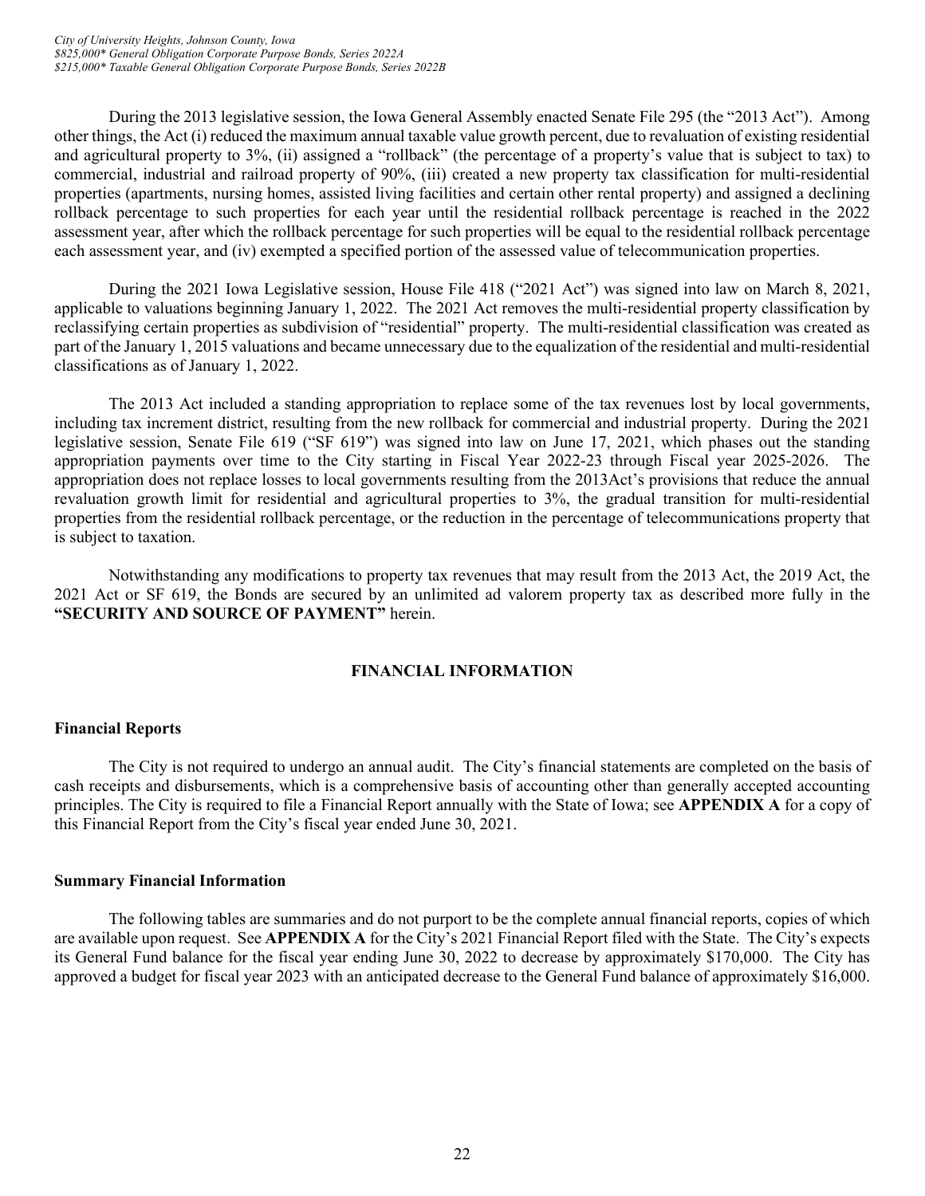During the 2013 legislative session, the Iowa General Assembly enacted Senate File 295 (the "2013 Act"). Among other things, the Act (i) reduced the maximum annual taxable value growth percent, due to revaluation of existing residential and agricultural property to 3%, (ii) assigned a "rollback" (the percentage of a property's value that is subject to tax) to commercial, industrial and railroad property of 90%, (iii) created a new property tax classification for multi-residential properties (apartments, nursing homes, assisted living facilities and certain other rental property) and assigned a declining rollback percentage to such properties for each year until the residential rollback percentage is reached in the 2022 assessment year, after which the rollback percentage for such properties will be equal to the residential rollback percentage each assessment year, and (iv) exempted a specified portion of the assessed value of telecommunication properties.

During the 2021 Iowa Legislative session, House File 418 ("2021 Act") was signed into law on March 8, 2021, applicable to valuations beginning January 1, 2022. The 2021 Act removes the multi-residential property classification by reclassifying certain properties as subdivision of "residential" property. The multi-residential classification was created as part of the January 1, 2015 valuations and became unnecessary due to the equalization of the residential and multi-residential classifications as of January 1, 2022.

The 2013 Act included a standing appropriation to replace some of the tax revenues lost by local governments, including tax increment district, resulting from the new rollback for commercial and industrial property. During the 2021 legislative session, Senate File 619 ("SF 619") was signed into law on June 17, 2021, which phases out the standing appropriation payments over time to the City starting in Fiscal Year 2022-23 through Fiscal year 2025-2026. The appropriation does not replace losses to local governments resulting from the 2013Act's provisions that reduce the annual revaluation growth limit for residential and agricultural properties to 3%, the gradual transition for multi-residential properties from the residential rollback percentage, or the reduction in the percentage of telecommunications property that is subject to taxation.

Notwithstanding any modifications to property tax revenues that may result from the 2013 Act, the 2019 Act, the 2021 Act or SF 619, the Bonds are secured by an unlimited ad valorem property tax as described more fully in the **"SECURITY AND SOURCE OF PAYMENT"** herein.

## FINANCIAL INFORMATION

### Financial Reports

The City is not required to undergo an annual audit. The City's financial statements are completed on the basis of cash receipts and disbursements, which is a comprehensive basis of accounting other than generally accepted accounting principles. The City is required to file a Financial Report annually with the State of Iowa; see **APPENDIX A** for a copy of this Financial Report from the City's fiscal year ended June 30, 2021.

### Summary Financial Information

The following tables are summaries and do not purport to be the complete annual financial reports, copies of which are available upon request. See **APPENDIX A** for the City's 2021 Financial Report filed with the State. The City's expects its General Fund balance for the fiscal year ending June 30, 2022 to decrease by approximately $170,000. The City has approved a budget for fiscal year 2023 with an anticipated decrease to the General Fund balance of approximately $16,000.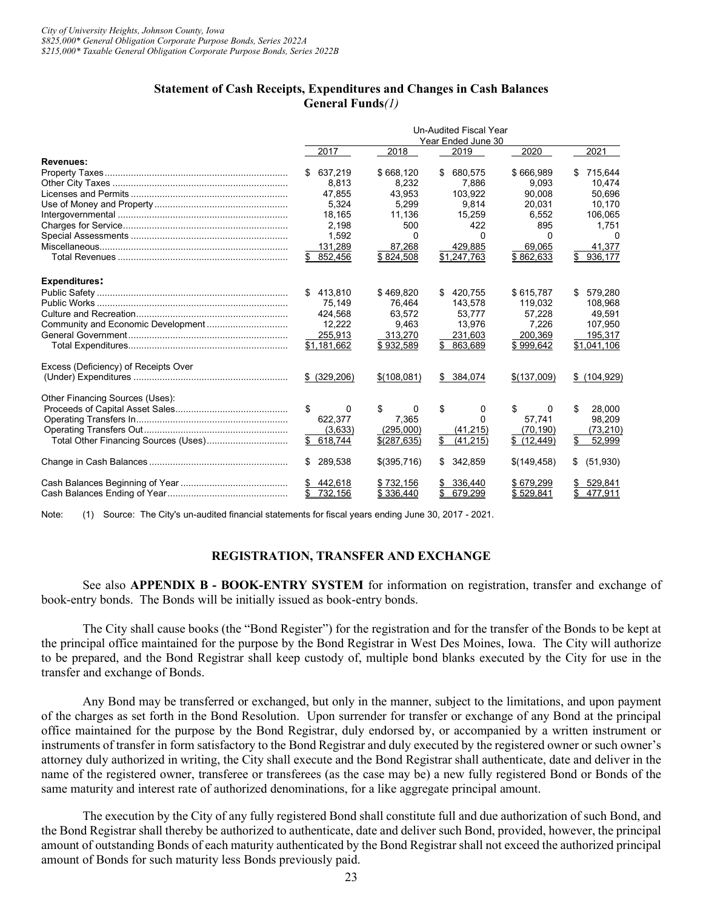### Statement of Cash Receipts, Expenditures and Changes in Cash Balances
### General Funds*(1)*

| | Un-Audited Fiscal Year Year Ended June 30 | | | | |
|---|---|---|---|---|---|
| | 2017 | 2018 | 2019 | 2020 | 2021 |
| **Revenues:** | | | | | |
| Property Taxes | $ 637,219 | $ 668,120 | $ 680,575 | $ 666,989 | $ 715,644 |
| Other City Taxes | 8,813 | 8,232 | 7,886 | 9,093 | 10,474 |
| Licenses and Permits | 47,855 | 43,953 | 103,922 | 90,008 | 50,696 |
| Use of Money and Property | 5,324 | 5,299 | 9,814 | 20,031 | 10,170 |
| Intergovernmental | 18,165 | 11,136 | 15,259 | 6,552 | 106,065 |
| Charges for Service | 2,198 | 500 | 422 | 895 | 1,751 |
| Special Assessments | 1,592 | 0 | 0 | 0 | 0 |
| Miscellaneous | 131,289 | 87,268 | 429,885 | 69,065 | 41,377 |
| Total Revenues | $ 852,456 | $ 824,508 | $1,247,763 | $ 862,633 | $ 936,177 |
| **Expenditures:** | | | | | |
| Public Safety | $ 413,810 | $ 469,820 | $ 420,755 | $ 615,787 | $ 579,280 |
| Public Works | 75,149 | 76,464 | 143,578 | 119,032 | 108,968 |
| Culture and Recreation | 424,568 | 63,572 | 53,777 | 57,228 | 49,591 |
| Community and Economic Development | 12,222 | 9,463 | 13,976 | 7,226 | 107,950 |
| General Government | 255,913 | 313,270 | 231,603 | 200,369 | 195,317 |
| Total Expenditures | $1,181,662 | $ 932,589 | $ 863,689 | $ 999,642 | $1,041,106 |
| Excess (Deficiency) of Receipts Over (Under) Expenditures | $ (329,206) | $(108,081) | $ 384,074 | $(137,009) | $ (104,929) |
| Other Financing Sources (Uses): | | | | | |
| Proceeds of Capital Asset Sales | $ 0 | $ 0 | $ 0 | $ 0 | $ 28,000 |
| Operating Transfers In | 622,377 | 7,365 | 0 | 57,741 | 98,209 |
| Operating Transfers Out | (3,633) | (295,000) | (41,215) | (70,190) | (73,210) |
| Total Other Financing Sources (Uses) | $ 618,744 | $(287,635) | $ (41,215) | $ (12,449) | $ 52,999 |
| Change in Cash Balances | $ 289,538 | $(395,716) | $ 342,859 | $(149,458) | $ (51,930) |
| Cash Balances Beginning of Year | $ 442,618 | $ 732,156 | $ 336,440 | $ 679,299 | $ 529,841 |
| Cash Balances Ending of Year | $ 732,156 | $ 336,440 | $ 679,299 | $ 529,841 | $ 477,911 |

Note: (1) Source: The City's un-audited financial statements for fiscal years ending June 30, 2017 - 2021.

## REGISTRATION, TRANSFER AND EXCHANGE

See also **APPENDIX B - BOOK-ENTRY SYSTEM** for information on registration, transfer and exchange of book-entry bonds. The Bonds will be initially issued as book-entry bonds.

The City shall cause books (the "Bond Register") for the registration and for the transfer of the Bonds to be kept at the principal office maintained for the purpose by the Bond Registrar in West Des Moines, Iowa. The City will authorize to be prepared, and the Bond Registrar shall keep custody of, multiple bond blanks executed by the City for use in the transfer and exchange of Bonds.

Any Bond may be transferred or exchanged, but only in the manner, subject to the limitations, and upon payment of the charges as set forth in the Bond Resolution. Upon surrender for transfer or exchange of any Bond at the principal office maintained for the purpose by the Bond Registrar, duly endorsed by, or accompanied by a written instrument or instruments of transfer in form satisfactory to the Bond Registrar and duly executed by the registered owner or such owner's attorney duly authorized in writing, the City shall execute and the Bond Registrar shall authenticate, date and deliver in the name of the registered owner, transferee or transferees (as the case may be) a new fully registered Bond or Bonds of the same maturity and interest rate of authorized denominations, for a like aggregate principal amount.

The execution by the City of any fully registered Bond shall constitute full and due authorization of such Bond, and the Bond Registrar shall thereby be authorized to authenticate, date and deliver such Bond, provided, however, the principal amount of outstanding Bonds of each maturity authenticated by the Bond Registrar shall not exceed the authorized principal amount of Bonds for such maturity less Bonds previously paid.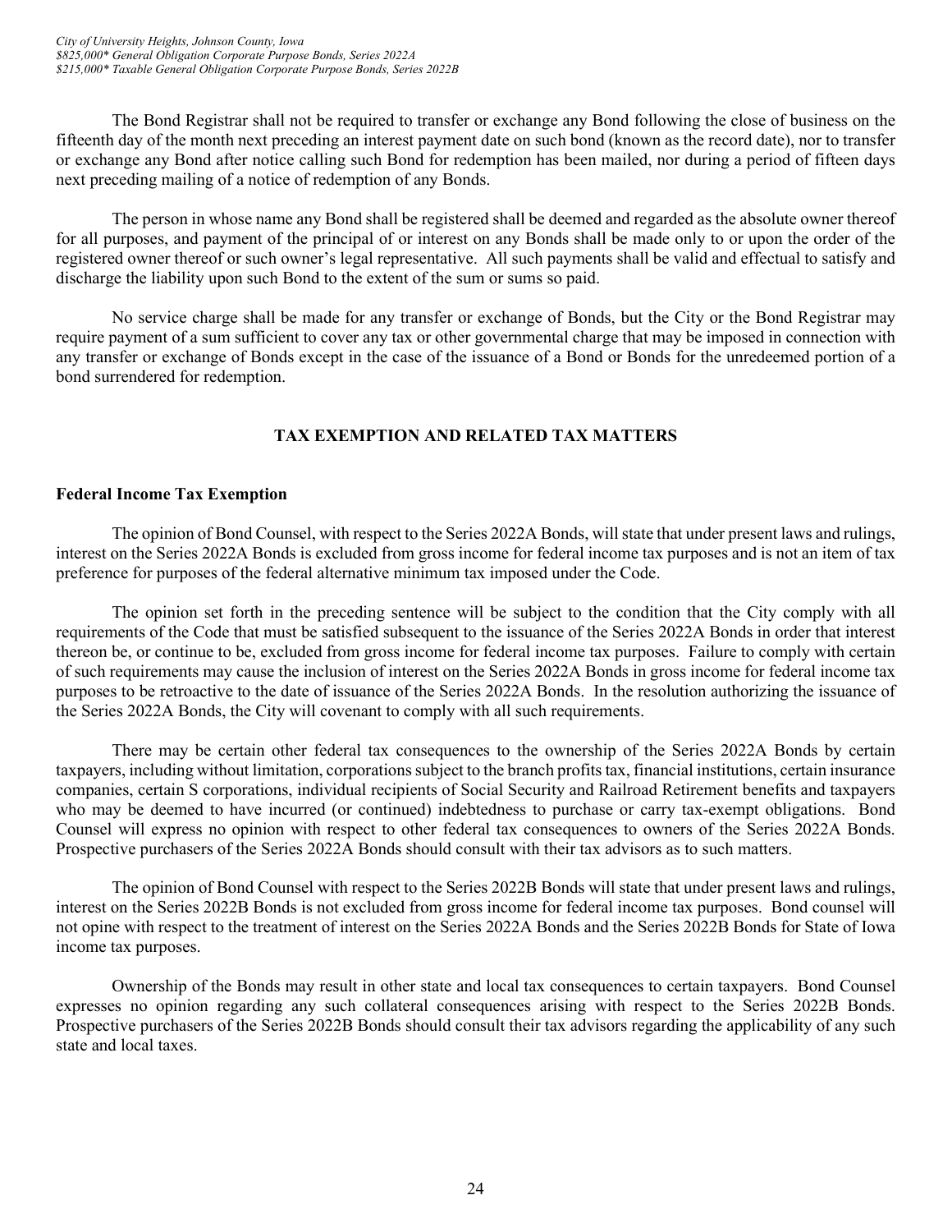The Bond Registrar shall not be required to transfer or exchange any Bond following the close of business on the fifteenth day of the month next preceding an interest payment date on such bond (known as the record date), nor to transfer or exchange any Bond after notice calling such Bond for redemption has been mailed, nor during a period of fifteen days next preceding mailing of a notice of redemption of any Bonds.

The person in whose name any Bond shall be registered shall be deemed and regarded as the absolute owner thereof for all purposes, and payment of the principal of or interest on any Bonds shall be made only to or upon the order of the registered owner thereof or such owner's legal representative. All such payments shall be valid and effectual to satisfy and discharge the liability upon such Bond to the extent of the sum or sums so paid.

No service charge shall be made for any transfer or exchange of Bonds, but the City or the Bond Registrar may require payment of a sum sufficient to cover any tax or other governmental charge that may be imposed in connection with any transfer or exchange of Bonds except in the case of the issuance of a Bond or Bonds for the unredeemed portion of a bond surrendered for redemption.

## TAX EXEMPTION AND RELATED TAX MATTERS

### Federal Income Tax Exemption

The opinion of Bond Counsel, with respect to the Series 2022A Bonds, will state that under present laws and rulings, interest on the Series 2022A Bonds is excluded from gross income for federal income tax purposes and is not an item of tax preference for purposes of the federal alternative minimum tax imposed under the Code.

The opinion set forth in the preceding sentence will be subject to the condition that the City comply with all requirements of the Code that must be satisfied subsequent to the issuance of the Series 2022A Bonds in order that interest thereon be, or continue to be, excluded from gross income for federal income tax purposes. Failure to comply with certain of such requirements may cause the inclusion of interest on the Series 2022A Bonds in gross income for federal income tax purposes to be retroactive to the date of issuance of the Series 2022A Bonds. In the resolution authorizing the issuance of the Series 2022A Bonds, the City will covenant to comply with all such requirements.

There may be certain other federal tax consequences to the ownership of the Series 2022A Bonds by certain taxpayers, including without limitation, corporations subject to the branch profits tax, financial institutions, certain insurance companies, certain S corporations, individual recipients of Social Security and Railroad Retirement benefits and taxpayers who may be deemed to have incurred (or continued) indebtedness to purchase or carry tax-exempt obligations. Bond Counsel will express no opinion with respect to other federal tax consequences to owners of the Series 2022A Bonds. Prospective purchasers of the Series 2022A Bonds should consult with their tax advisors as to such matters.

The opinion of Bond Counsel with respect to the Series 2022B Bonds will state that under present laws and rulings, interest on the Series 2022B Bonds is not excluded from gross income for federal income tax purposes. Bond counsel will not opine with respect to the treatment of interest on the Series 2022A Bonds and the Series 2022B Bonds for State of Iowa income tax purposes.

Ownership of the Bonds may result in other state and local tax consequences to certain taxpayers. Bond Counsel expresses no opinion regarding any such collateral consequences arising with respect to the Series 2022B Bonds. Prospective purchasers of the Series 2022B Bonds should consult their tax advisors regarding the applicability of any such state and local taxes.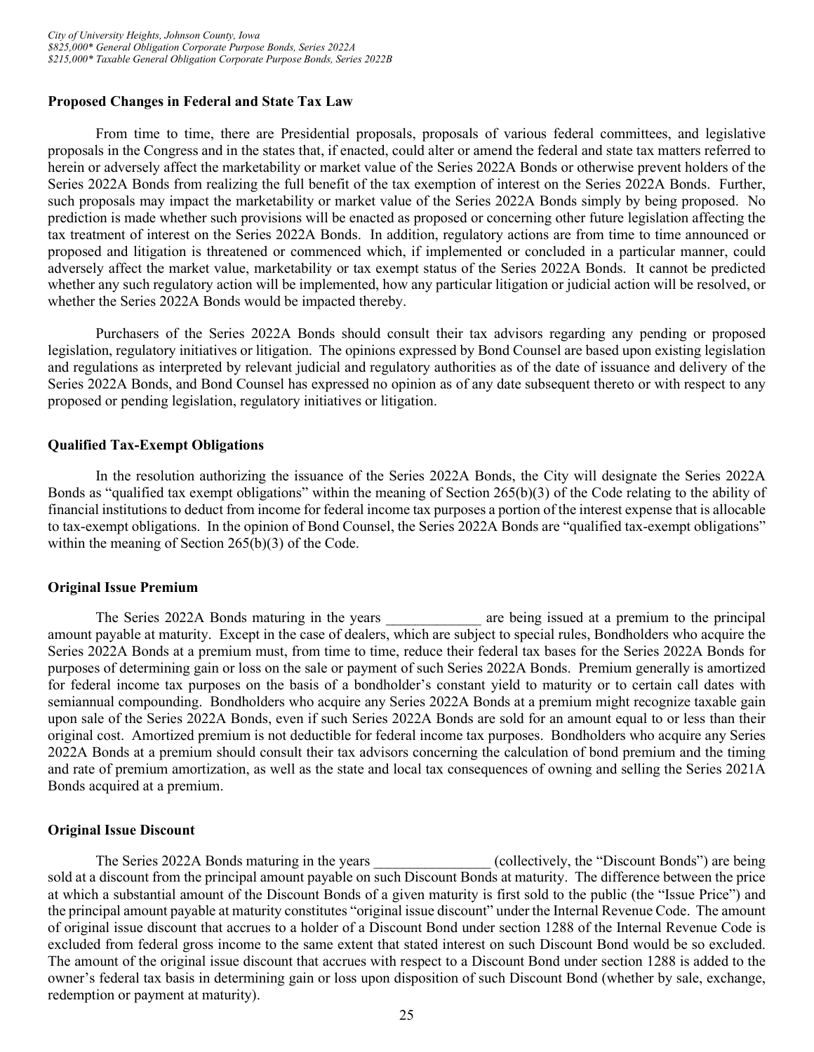**Proposed Changes in Federal and State Tax Law**

From time to time, there are Presidential proposals, proposals of various federal committees, and legislative proposals in the Congress and in the states that, if enacted, could alter or amend the federal and state tax matters referred to herein or adversely affect the marketability or market value of the Series 2022A Bonds or otherwise prevent holders of the Series 2022A Bonds from realizing the full benefit of the tax exemption of interest on the Series 2022A Bonds. Further, such proposals may impact the marketability or market value of the Series 2022A Bonds simply by being proposed. No prediction is made whether such provisions will be enacted as proposed or concerning other future legislation affecting the tax treatment of interest on the Series 2022A Bonds. In addition, regulatory actions are from time to time announced or proposed and litigation is threatened or commenced which, if implemented or concluded in a particular manner, could adversely affect the market value, marketability or tax exempt status of the Series 2022A Bonds. It cannot be predicted whether any such regulatory action will be implemented, how any particular litigation or judicial action will be resolved, or whether the Series 2022A Bonds would be impacted thereby.

Purchasers of the Series 2022A Bonds should consult their tax advisors regarding any pending or proposed legislation, regulatory initiatives or litigation. The opinions expressed by Bond Counsel are based upon existing legislation and regulations as interpreted by relevant judicial and regulatory authorities as of the date of issuance and delivery of the Series 2022A Bonds, and Bond Counsel has expressed no opinion as of any date subsequent thereto or with respect to any proposed or pending legislation, regulatory initiatives or litigation.

**Qualified Tax-Exempt Obligations**

In the resolution authorizing the issuance of the Series 2022A Bonds, the City will designate the Series 2022A Bonds as "qualified tax exempt obligations" within the meaning of Section 265(b)(3) of the Code relating to the ability of financial institutions to deduct from income for federal income tax purposes a portion of the interest expense that is allocable to tax-exempt obligations. In the opinion of Bond Counsel, the Series 2022A Bonds are "qualified tax-exempt obligations" within the meaning of Section 265(b)(3) of the Code.

**Original Issue Premium**

The Series 2022A Bonds maturing in the years _____________ are being issued at a premium to the principal amount payable at maturity. Except in the case of dealers, which are subject to special rules, Bondholders who acquire the Series 2022A Bonds at a premium must, from time to time, reduce their federal tax bases for the Series 2022A Bonds for purposes of determining gain or loss on the sale or payment of such Series 2022A Bonds. Premium generally is amortized for federal income tax purposes on the basis of a bondholder's constant yield to maturity or to certain call dates with semiannual compounding. Bondholders who acquire any Series 2022A Bonds at a premium might recognize taxable gain upon sale of the Series 2022A Bonds, even if such Series 2022A Bonds are sold for an amount equal to or less than their original cost. Amortized premium is not deductible for federal income tax purposes. Bondholders who acquire any Series 2022A Bonds at a premium should consult their tax advisors concerning the calculation of bond premium and the timing and rate of premium amortization, as well as the state and local tax consequences of owning and selling the Series 2021A Bonds acquired at a premium.

**Original Issue Discount**

The Series 2022A Bonds maturing in the years ________________ (collectively, the "Discount Bonds") are being sold at a discount from the principal amount payable on such Discount Bonds at maturity. The difference between the price at which a substantial amount of the Discount Bonds of a given maturity is first sold to the public (the "Issue Price") and the principal amount payable at maturity constitutes "original issue discount" under the Internal Revenue Code. The amount of original issue discount that accrues to a holder of a Discount Bond under section 1288 of the Internal Revenue Code is excluded from federal gross income to the same extent that stated interest on such Discount Bond would be so excluded. The amount of the original issue discount that accrues with respect to a Discount Bond under section 1288 is added to the owner's federal tax basis in determining gain or loss upon disposition of such Discount Bond (whether by sale, exchange, redemption or payment at maturity).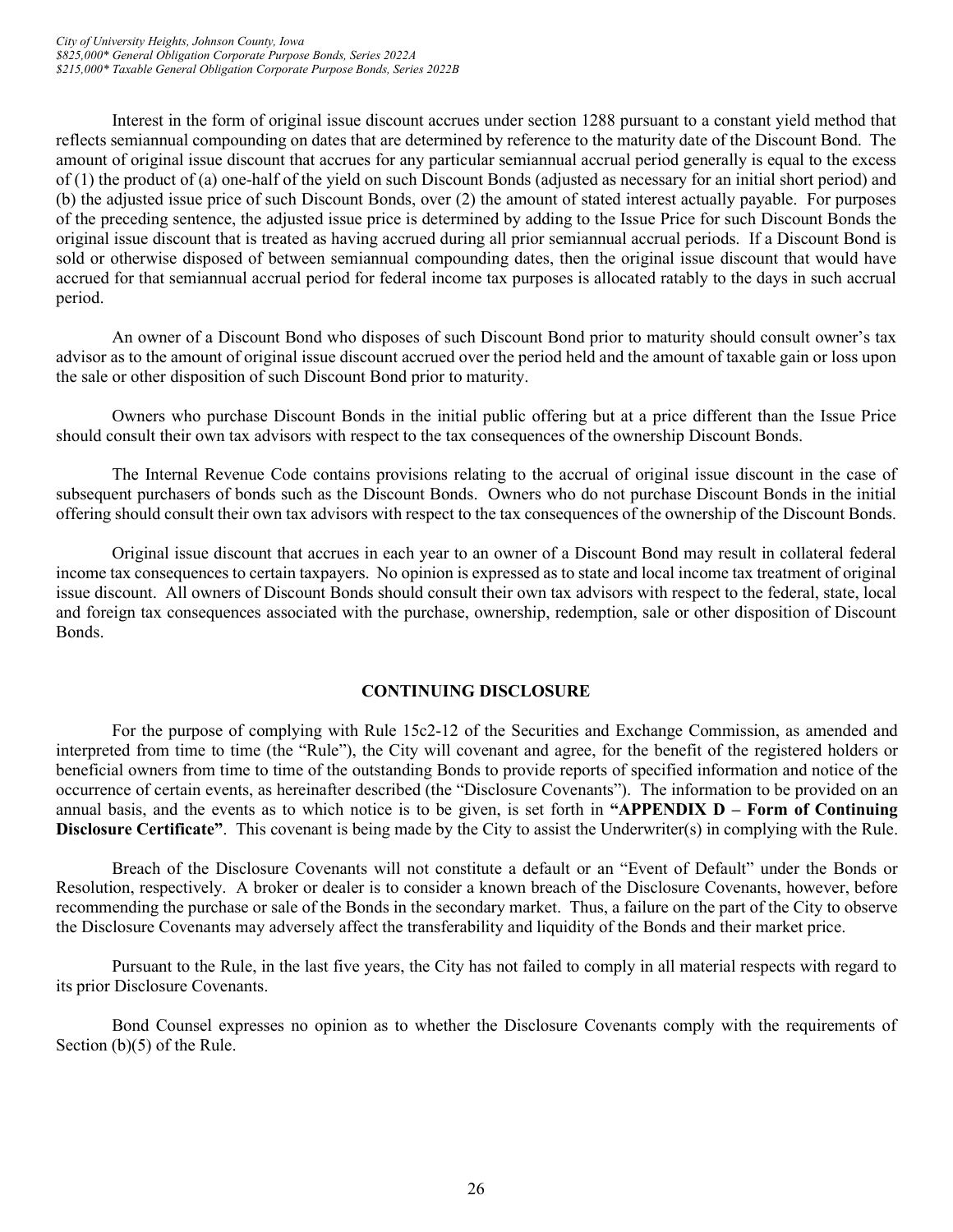Interest in the form of original issue discount accrues under section 1288 pursuant to a constant yield method that reflects semiannual compounding on dates that are determined by reference to the maturity date of the Discount Bond. The amount of original issue discount that accrues for any particular semiannual accrual period generally is equal to the excess of (1) the product of (a) one-half of the yield on such Discount Bonds (adjusted as necessary for an initial short period) and (b) the adjusted issue price of such Discount Bonds, over (2) the amount of stated interest actually payable. For purposes of the preceding sentence, the adjusted issue price is determined by adding to the Issue Price for such Discount Bonds the original issue discount that is treated as having accrued during all prior semiannual accrual periods. If a Discount Bond is sold or otherwise disposed of between semiannual compounding dates, then the original issue discount that would have accrued for that semiannual accrual period for federal income tax purposes is allocated ratably to the days in such accrual period.

An owner of a Discount Bond who disposes of such Discount Bond prior to maturity should consult owner's tax advisor as to the amount of original issue discount accrued over the period held and the amount of taxable gain or loss upon the sale or other disposition of such Discount Bond prior to maturity.

Owners who purchase Discount Bonds in the initial public offering but at a price different than the Issue Price should consult their own tax advisors with respect to the tax consequences of the ownership Discount Bonds.

The Internal Revenue Code contains provisions relating to the accrual of original issue discount in the case of subsequent purchasers of bonds such as the Discount Bonds. Owners who do not purchase Discount Bonds in the initial offering should consult their own tax advisors with respect to the tax consequences of the ownership of the Discount Bonds.

Original issue discount that accrues in each year to an owner of a Discount Bond may result in collateral federal income tax consequences to certain taxpayers. No opinion is expressed as to state and local income tax treatment of original issue discount. All owners of Discount Bonds should consult their own tax advisors with respect to the federal, state, local and foreign tax consequences associated with the purchase, ownership, redemption, sale or other disposition of Discount Bonds.

## CONTINUING DISCLOSURE

For the purpose of complying with Rule 15c2-12 of the Securities and Exchange Commission, as amended and interpreted from time to time (the "Rule"), the City will covenant and agree, for the benefit of the registered holders or beneficial owners from time to time of the outstanding Bonds to provide reports of specified information and notice of the occurrence of certain events, as hereinafter described (the "Disclosure Covenants"). The information to be provided on an annual basis, and the events as to which notice is to be given, is set forth in **"APPENDIX D – Form of Continuing Disclosure Certificate"**. This covenant is being made by the City to assist the Underwriter(s) in complying with the Rule.

Breach of the Disclosure Covenants will not constitute a default or an "Event of Default" under the Bonds or Resolution, respectively. A broker or dealer is to consider a known breach of the Disclosure Covenants, however, before recommending the purchase or sale of the Bonds in the secondary market. Thus, a failure on the part of the City to observe the Disclosure Covenants may adversely affect the transferability and liquidity of the Bonds and their market price.

Pursuant to the Rule, in the last five years, the City has not failed to comply in all material respects with regard to its prior Disclosure Covenants.

Bond Counsel expresses no opinion as to whether the Disclosure Covenants comply with the requirements of Section (b)(5) of the Rule.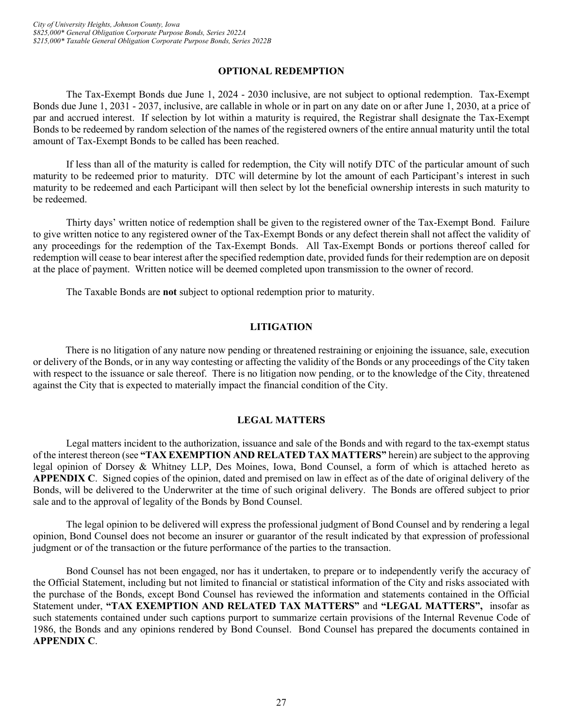## OPTIONAL REDEMPTION

The Tax-Exempt Bonds due June 1, 2024 - 2030 inclusive, are not subject to optional redemption. Tax-Exempt Bonds due June 1, 2031 - 2037, inclusive, are callable in whole or in part on any date on or after June 1, 2030, at a price of par and accrued interest. If selection by lot within a maturity is required, the Registrar shall designate the Tax-Exempt Bonds to be redeemed by random selection of the names of the registered owners of the entire annual maturity until the total amount of Tax-Exempt Bonds to be called has been reached.

If less than all of the maturity is called for redemption, the City will notify DTC of the particular amount of such maturity to be redeemed prior to maturity. DTC will determine by lot the amount of each Participant's interest in such maturity to be redeemed and each Participant will then select by lot the beneficial ownership interests in such maturity to be redeemed.

Thirty days' written notice of redemption shall be given to the registered owner of the Tax-Exempt Bond. Failure to give written notice to any registered owner of the Tax-Exempt Bonds or any defect therein shall not affect the validity of any proceedings for the redemption of the Tax-Exempt Bonds. All Tax-Exempt Bonds or portions thereof called for redemption will cease to bear interest after the specified redemption date, provided funds for their redemption are on deposit at the place of payment. Written notice will be deemed completed upon transmission to the owner of record.

The Taxable Bonds are **not** subject to optional redemption prior to maturity.

## LITIGATION

There is no litigation of any nature now pending or threatened restraining or enjoining the issuance, sale, execution or delivery of the Bonds, or in any way contesting or affecting the validity of the Bonds or any proceedings of the City taken with respect to the issuance or sale thereof. There is no litigation now pending, or to the knowledge of the City, threatened against the City that is expected to materially impact the financial condition of the City.

## LEGAL MATTERS

Legal matters incident to the authorization, issuance and sale of the Bonds and with regard to the tax-exempt status of the interest thereon (see **"TAX EXEMPTION AND RELATED TAX MATTERS"** herein) are subject to the approving legal opinion of Dorsey & Whitney LLP, Des Moines, Iowa, Bond Counsel, a form of which is attached hereto as **APPENDIX C**. Signed copies of the opinion, dated and premised on law in effect as of the date of original delivery of the Bonds, will be delivered to the Underwriter at the time of such original delivery. The Bonds are offered subject to prior sale and to the approval of legality of the Bonds by Bond Counsel.

The legal opinion to be delivered will express the professional judgment of Bond Counsel and by rendering a legal opinion, Bond Counsel does not become an insurer or guarantor of the result indicated by that expression of professional judgment or of the transaction or the future performance of the parties to the transaction.

Bond Counsel has not been engaged, nor has it undertaken, to prepare or to independently verify the accuracy of the Official Statement, including but not limited to financial or statistical information of the City and risks associated with the purchase of the Bonds, except Bond Counsel has reviewed the information and statements contained in the Official Statement under, **"TAX EXEMPTION AND RELATED TAX MATTERS"** and **"LEGAL MATTERS",** insofar as such statements contained under such captions purport to summarize certain provisions of the Internal Revenue Code of 1986, the Bonds and any opinions rendered by Bond Counsel. Bond Counsel has prepared the documents contained in **APPENDIX C**.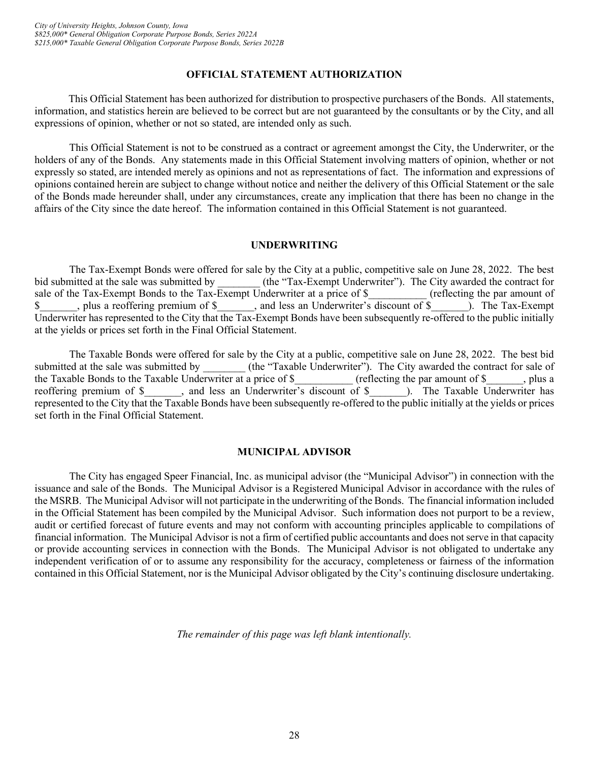## OFFICIAL STATEMENT AUTHORIZATION

This Official Statement has been authorized for distribution to prospective purchasers of the Bonds. All statements, information, and statistics herein are believed to be correct but are not guaranteed by the consultants or by the City, and all expressions of opinion, whether or not so stated, are intended only as such.

This Official Statement is not to be construed as a contract or agreement amongst the City, the Underwriter, or the holders of any of the Bonds. Any statements made in this Official Statement involving matters of opinion, whether or not expressly so stated, are intended merely as opinions and not as representations of fact. The information and expressions of opinions contained herein are subject to change without notice and neither the delivery of this Official Statement or the sale of the Bonds made hereunder shall, under any circumstances, create any implication that there has been no change in the affairs of the City since the date hereof. The information contained in this Official Statement is not guaranteed.

## UNDERWRITING

The Tax-Exempt Bonds were offered for sale by the City at a public, competitive sale on June 28, 2022. The best bid submitted at the sale was submitted by ________ (the "Tax-Exempt Underwriter"). The City awarded the contract for sale of the Tax-Exempt Bonds to the Tax-Exempt Underwriter at a price of $___________ (reflecting the par amount of $_______, plus a reoffering premium of $_______, and less an Underwriter's discount of $_______). The Tax-Exempt Underwriter has represented to the City that the Tax-Exempt Bonds have been subsequently re-offered to the public initially at the yields or prices set forth in the Final Official Statement.

The Taxable Bonds were offered for sale by the City at a public, competitive sale on June 28, 2022. The best bid submitted at the sale was submitted by ________ (the "Taxable Underwriter"). The City awarded the contract for sale of the Taxable Bonds to the Taxable Underwriter at a price of $___________ (reflecting the par amount of $_______, plus a reoffering premium of $_______, and less an Underwriter's discount of $_______). The Taxable Underwriter has represented to the City that the Taxable Bonds have been subsequently re-offered to the public initially at the yields or prices set forth in the Final Official Statement.

## MUNICIPAL ADVISOR

The City has engaged Speer Financial, Inc. as municipal advisor (the "Municipal Advisor") in connection with the issuance and sale of the Bonds. The Municipal Advisor is a Registered Municipal Advisor in accordance with the rules of the MSRB. The Municipal Advisor will not participate in the underwriting of the Bonds. The financial information included in the Official Statement has been compiled by the Municipal Advisor. Such information does not purport to be a review, audit or certified forecast of future events and may not conform with accounting principles applicable to compilations of financial information. The Municipal Advisor is not a firm of certified public accountants and does not serve in that capacity or provide accounting services in connection with the Bonds. The Municipal Advisor is not obligated to undertake any independent verification of or to assume any responsibility for the accuracy, completeness or fairness of the information contained in this Official Statement, nor is the Municipal Advisor obligated by the City's continuing disclosure undertaking.

*The remainder of this page was left blank intentionally.*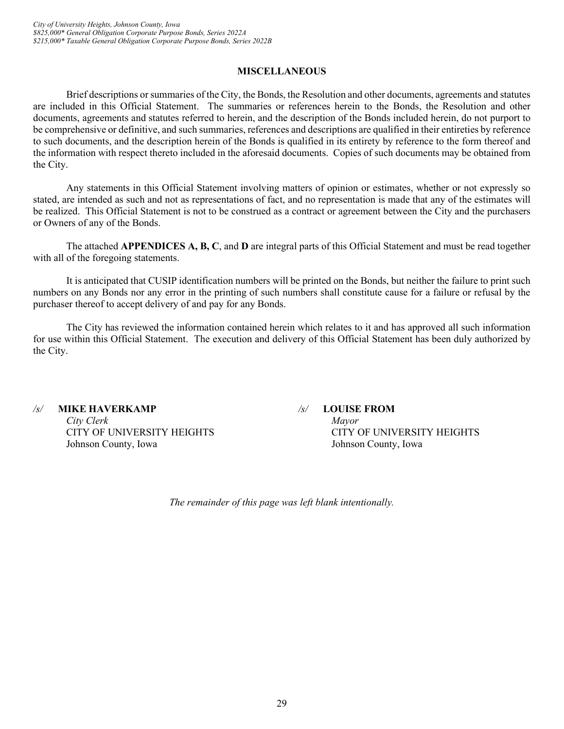## MISCELLANEOUS

Brief descriptions or summaries of the City, the Bonds, the Resolution and other documents, agreements and statutes are included in this Official Statement. The summaries or references herein to the Bonds, the Resolution and other documents, agreements and statutes referred to herein, and the description of the Bonds included herein, do not purport to be comprehensive or definitive, and such summaries, references and descriptions are qualified in their entireties by reference to such documents, and the description herein of the Bonds is qualified in its entirety by reference to the form thereof and the information with respect thereto included in the aforesaid documents. Copies of such documents may be obtained from the City.

Any statements in this Official Statement involving matters of opinion or estimates, whether or not expressly so stated, are intended as such and not as representations of fact, and no representation is made that any of the estimates will be realized. This Official Statement is not to be construed as a contract or agreement between the City and the purchasers or Owners of any of the Bonds.

The attached **APPENDICES A, B, C**, and **D** are integral parts of this Official Statement and must be read together with all of the foregoing statements.

It is anticipated that CUSIP identification numbers will be printed on the Bonds, but neither the failure to print such numbers on any Bonds nor any error in the printing of such numbers shall constitute cause for a failure or refusal by the purchaser thereof to accept delivery of and pay for any Bonds.

The City has reviewed the information contained herein which relates to it and has approved all such information for use within this Official Statement. The execution and delivery of this Official Statement has been duly authorized by the City.

*/s/* **MIKE HAVERKAMP**
*City Clerk*
CITY OF UNIVERSITY HEIGHTS
Johnson County, Iowa

*/s/* **LOUISE FROM**
*Mayor*
CITY OF UNIVERSITY HEIGHTS
Johnson County, Iowa

*The remainder of this page was left blank intentionally.*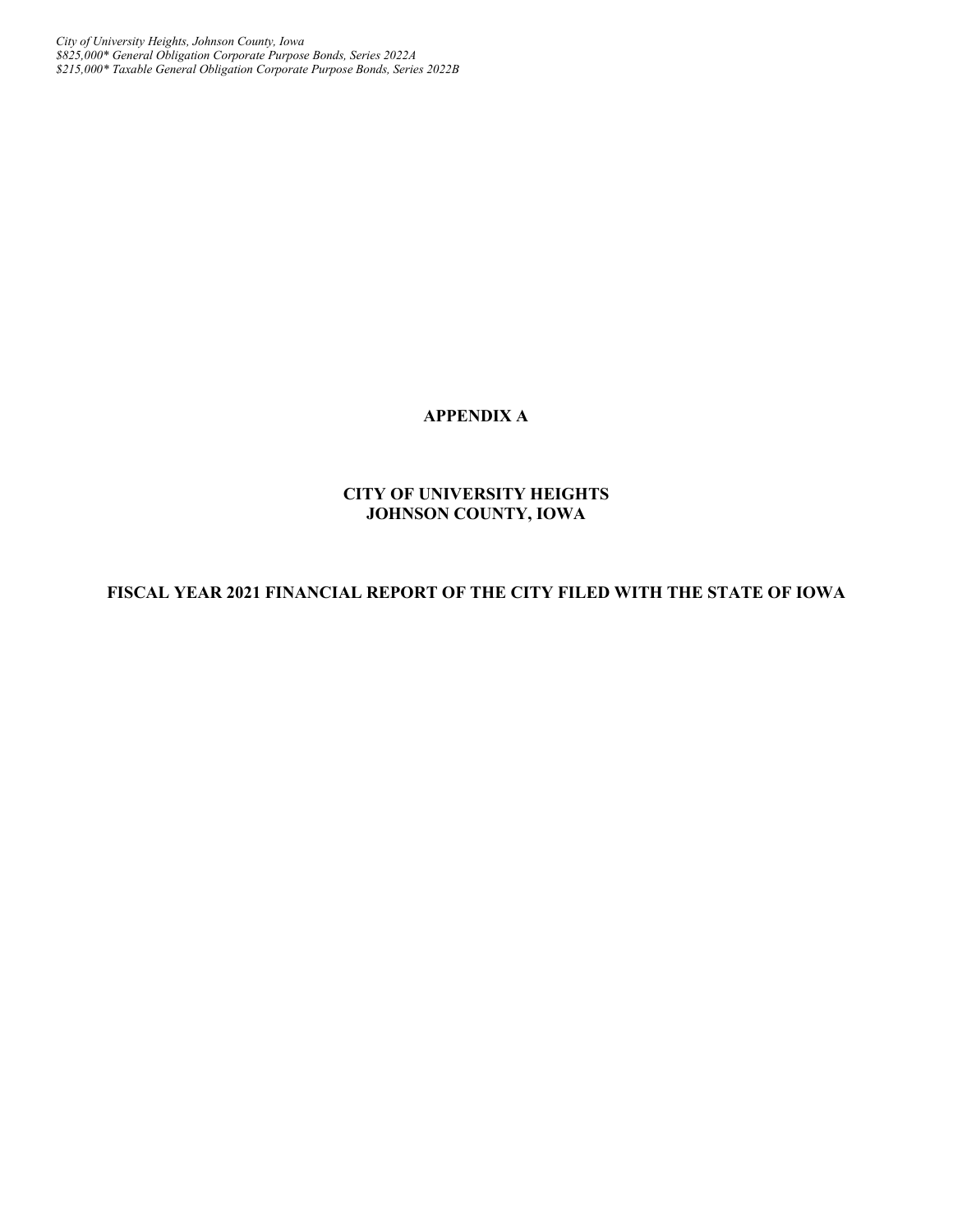# APPENDIX A

## CITY OF UNIVERSITY HEIGHTS
## JOHNSON COUNTY, IOWA

## FISCAL YEAR 2021 FINANCIAL REPORT OF THE CITY FILED WITH THE STATE OF IOWA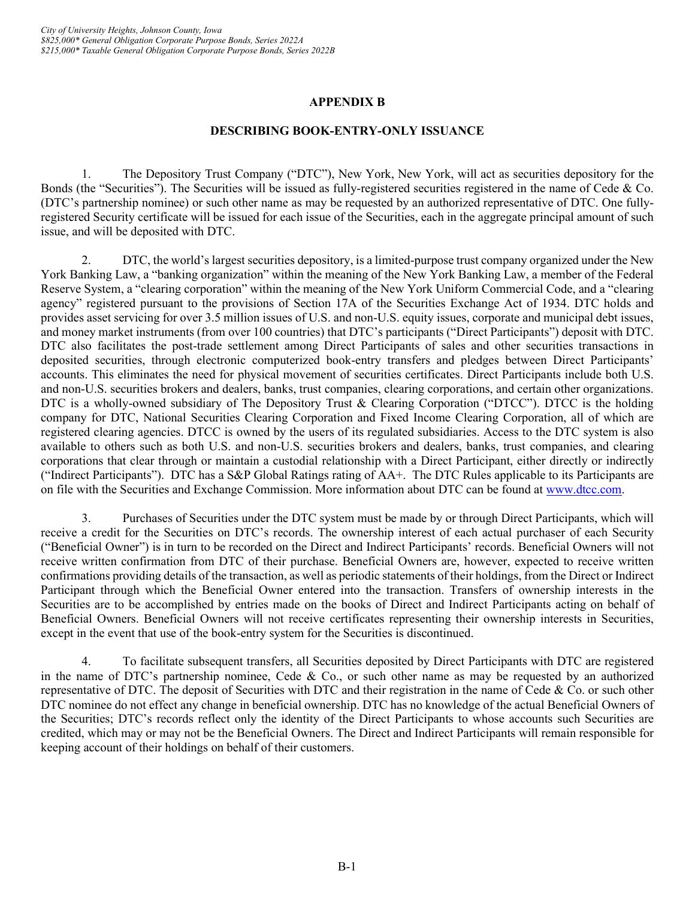## APPENDIX B

## DESCRIBING BOOK-ENTRY-ONLY ISSUANCE

1. The Depository Trust Company ("DTC"), New York, New York, will act as securities depository for the Bonds (the "Securities"). The Securities will be issued as fully-registered securities registered in the name of Cede & Co. (DTC's partnership nominee) or such other name as may be requested by an authorized representative of DTC. One fully-registered Security certificate will be issued for each issue of the Securities, each in the aggregate principal amount of such issue, and will be deposited with DTC.

2. DTC, the world's largest securities depository, is a limited-purpose trust company organized under the New York Banking Law, a "banking organization" within the meaning of the New York Banking Law, a member of the Federal Reserve System, a "clearing corporation" within the meaning of the New York Uniform Commercial Code, and a "clearing agency" registered pursuant to the provisions of Section 17A of the Securities Exchange Act of 1934. DTC holds and provides asset servicing for over 3.5 million issues of U.S. and non-U.S. equity issues, corporate and municipal debt issues, and money market instruments (from over 100 countries) that DTC's participants ("Direct Participants") deposit with DTC. DTC also facilitates the post-trade settlement among Direct Participants of sales and other securities transactions in deposited securities, through electronic computerized book-entry transfers and pledges between Direct Participants' accounts. This eliminates the need for physical movement of securities certificates. Direct Participants include both U.S. and non-U.S. securities brokers and dealers, banks, trust companies, clearing corporations, and certain other organizations. DTC is a wholly-owned subsidiary of The Depository Trust & Clearing Corporation ("DTCC"). DTCC is the holding company for DTC, National Securities Clearing Corporation and Fixed Income Clearing Corporation, all of which are registered clearing agencies. DTCC is owned by the users of its regulated subsidiaries. Access to the DTC system is also available to others such as both U.S. and non-U.S. securities brokers and dealers, banks, trust companies, and clearing corporations that clear through or maintain a custodial relationship with a Direct Participant, either directly or indirectly ("Indirect Participants"). DTC has a S&P Global Ratings rating of AA+. The DTC Rules applicable to its Participants are on file with the Securities and Exchange Commission. More information about DTC can be found at www.dtcc.com.

3. Purchases of Securities under the DTC system must be made by or through Direct Participants, which will receive a credit for the Securities on DTC's records. The ownership interest of each actual purchaser of each Security ("Beneficial Owner") is in turn to be recorded on the Direct and Indirect Participants' records. Beneficial Owners will not receive written confirmation from DTC of their purchase. Beneficial Owners are, however, expected to receive written confirmations providing details of the transaction, as well as periodic statements of their holdings, from the Direct or Indirect Participant through which the Beneficial Owner entered into the transaction. Transfers of ownership interests in the Securities are to be accomplished by entries made on the books of Direct and Indirect Participants acting on behalf of Beneficial Owners. Beneficial Owners will not receive certificates representing their ownership interests in Securities, except in the event that use of the book-entry system for the Securities is discontinued.

4. To facilitate subsequent transfers, all Securities deposited by Direct Participants with DTC are registered in the name of DTC's partnership nominee, Cede & Co., or such other name as may be requested by an authorized representative of DTC. The deposit of Securities with DTC and their registration in the name of Cede & Co. or such other DTC nominee do not effect any change in beneficial ownership. DTC has no knowledge of the actual Beneficial Owners of the Securities; DTC's records reflect only the identity of the Direct Participants to whose accounts such Securities are credited, which may or may not be the Beneficial Owners. The Direct and Indirect Participants will remain responsible for keeping account of their holdings on behalf of their customers.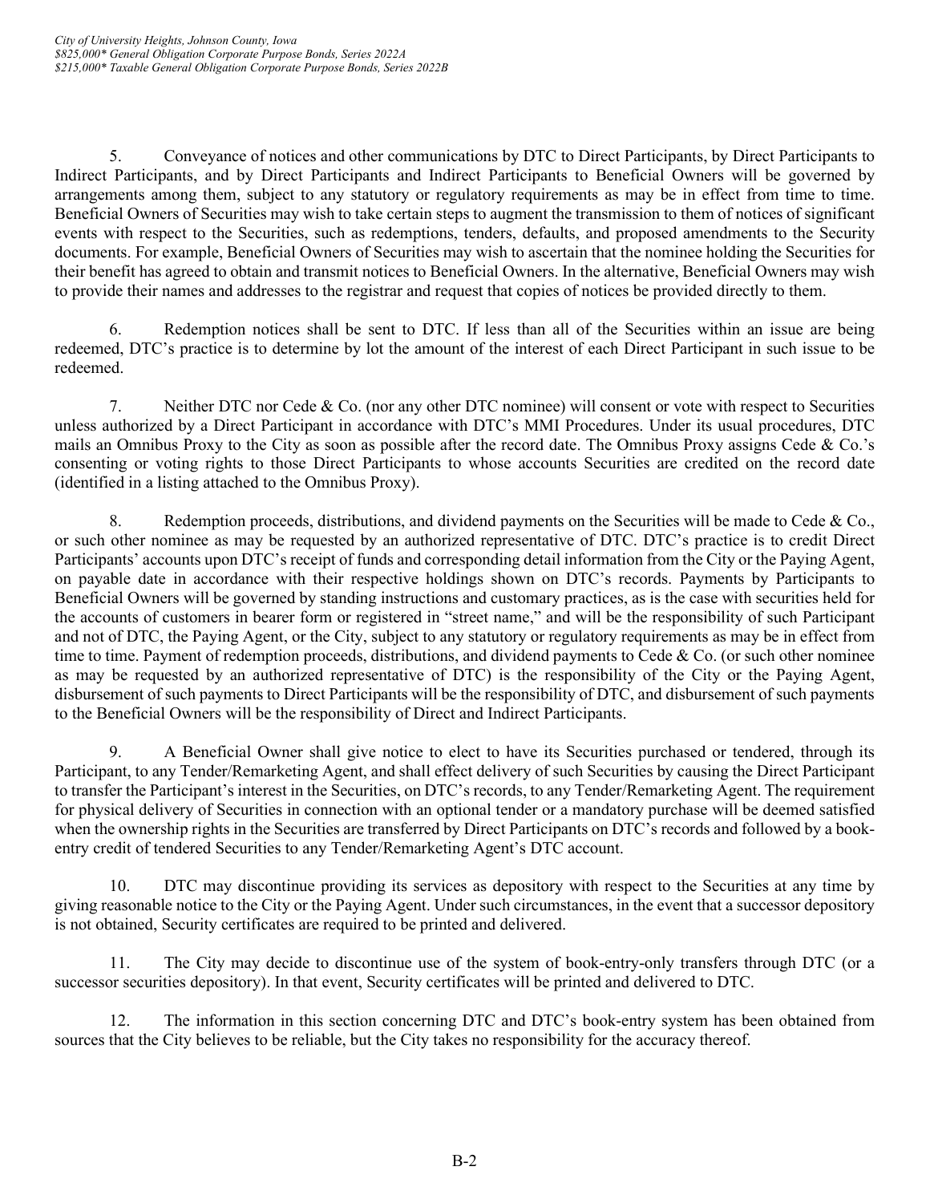5. Conveyance of notices and other communications by DTC to Direct Participants, by Direct Participants to Indirect Participants, and by Direct Participants and Indirect Participants to Beneficial Owners will be governed by arrangements among them, subject to any statutory or regulatory requirements as may be in effect from time to time. Beneficial Owners of Securities may wish to take certain steps to augment the transmission to them of notices of significant events with respect to the Securities, such as redemptions, tenders, defaults, and proposed amendments to the Security documents. For example, Beneficial Owners of Securities may wish to ascertain that the nominee holding the Securities for their benefit has agreed to obtain and transmit notices to Beneficial Owners. In the alternative, Beneficial Owners may wish to provide their names and addresses to the registrar and request that copies of notices be provided directly to them.

6. Redemption notices shall be sent to DTC. If less than all of the Securities within an issue are being redeemed, DTC's practice is to determine by lot the amount of the interest of each Direct Participant in such issue to be redeemed.

7. Neither DTC nor Cede & Co. (nor any other DTC nominee) will consent or vote with respect to Securities unless authorized by a Direct Participant in accordance with DTC's MMI Procedures. Under its usual procedures, DTC mails an Omnibus Proxy to the City as soon as possible after the record date. The Omnibus Proxy assigns Cede & Co.'s consenting or voting rights to those Direct Participants to whose accounts Securities are credited on the record date (identified in a listing attached to the Omnibus Proxy).

8. Redemption proceeds, distributions, and dividend payments on the Securities will be made to Cede & Co., or such other nominee as may be requested by an authorized representative of DTC. DTC's practice is to credit Direct Participants' accounts upon DTC's receipt of funds and corresponding detail information from the City or the Paying Agent, on payable date in accordance with their respective holdings shown on DTC's records. Payments by Participants to Beneficial Owners will be governed by standing instructions and customary practices, as is the case with securities held for the accounts of customers in bearer form or registered in "street name," and will be the responsibility of such Participant and not of DTC, the Paying Agent, or the City, subject to any statutory or regulatory requirements as may be in effect from time to time. Payment of redemption proceeds, distributions, and dividend payments to Cede & Co. (or such other nominee as may be requested by an authorized representative of DTC) is the responsibility of the City or the Paying Agent, disbursement of such payments to Direct Participants will be the responsibility of DTC, and disbursement of such payments to the Beneficial Owners will be the responsibility of Direct and Indirect Participants.

9. A Beneficial Owner shall give notice to elect to have its Securities purchased or tendered, through its Participant, to any Tender/Remarketing Agent, and shall effect delivery of such Securities by causing the Direct Participant to transfer the Participant's interest in the Securities, on DTC's records, to any Tender/Remarketing Agent. The requirement for physical delivery of Securities in connection with an optional tender or a mandatory purchase will be deemed satisfied when the ownership rights in the Securities are transferred by Direct Participants on DTC's records and followed by a book-entry credit of tendered Securities to any Tender/Remarketing Agent's DTC account.

10. DTC may discontinue providing its services as depository with respect to the Securities at any time by giving reasonable notice to the City or the Paying Agent. Under such circumstances, in the event that a successor depository is not obtained, Security certificates are required to be printed and delivered.

11. The City may decide to discontinue use of the system of book-entry-only transfers through DTC (or a successor securities depository). In that event, Security certificates will be printed and delivered to DTC.

12. The information in this section concerning DTC and DTC's book-entry system has been obtained from sources that the City believes to be reliable, but the City takes no responsibility for the accuracy thereof.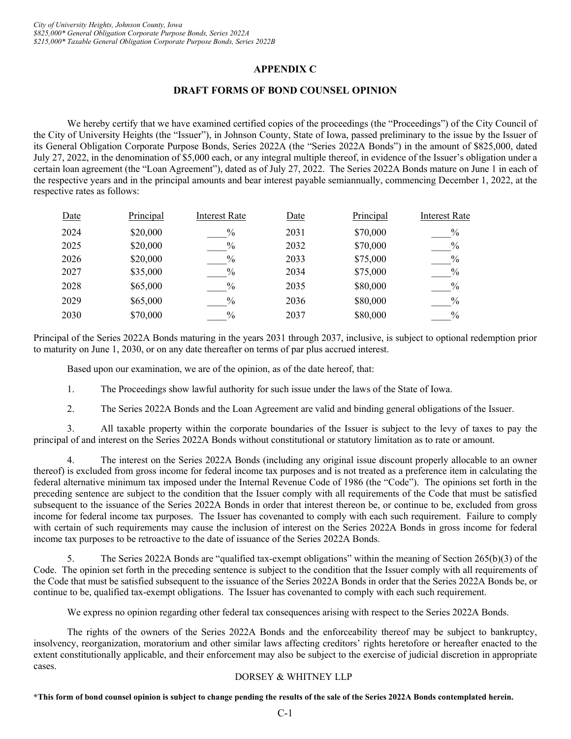## APPENDIX C

## DRAFT FORMS OF BOND COUNSEL OPINION

We hereby certify that we have examined certified copies of the proceedings (the "Proceedings") of the City Council of the City of University Heights (the "Issuer"), in Johnson County, State of Iowa, passed preliminary to the issue by the Issuer of its General Obligation Corporate Purpose Bonds, Series 2022A (the "Series 2022A Bonds") in the amount of $825,000, dated July 27, 2022, in the denomination of $5,000 each, or any integral multiple thereof, in evidence of the Issuer's obligation under a certain loan agreement (the "Loan Agreement"), dated as of July 27, 2022. The Series 2022A Bonds mature on June 1 in each of the respective years and in the principal amounts and bear interest payable semiannually, commencing December 1, 2022, at the respective rates as follows:

| Date | Principal | Interest Rate | Date | Principal | Interest Rate |
|---|---|---|---|---|---|
| 2024 | $20,000 | ____% | 2031 | $70,000 | ____% |
| 2025 | $20,000 | ____% | 2032 | $70,000 | ____% |
| 2026 | $20,000 | ____% | 2033 | $75,000 | ____% |
| 2027 | $35,000 | ____% | 2034 | $75,000 | ____% |
| 2028 | $65,000 | ____% | 2035 | $80,000 | ____% |
| 2029 | $65,000 | ____% | 2036 | $80,000 | ____% |
| 2030 | $70,000 | ____% | 2037 | $80,000 | ____% |

Principal of the Series 2022A Bonds maturing in the years 2031 through 2037, inclusive, is subject to optional redemption prior to maturity on June 1, 2030, or on any date thereafter on terms of par plus accrued interest.

Based upon our examination, we are of the opinion, as of the date hereof, that:

1. The Proceedings show lawful authority for such issue under the laws of the State of Iowa.

2. The Series 2022A Bonds and the Loan Agreement are valid and binding general obligations of the Issuer.

3. All taxable property within the corporate boundaries of the Issuer is subject to the levy of taxes to pay the principal of and interest on the Series 2022A Bonds without constitutional or statutory limitation as to rate or amount.

4. The interest on the Series 2022A Bonds (including any original issue discount properly allocable to an owner thereof) is excluded from gross income for federal income tax purposes and is not treated as a preference item in calculating the federal alternative minimum tax imposed under the Internal Revenue Code of 1986 (the "Code"). The opinions set forth in the preceding sentence are subject to the condition that the Issuer comply with all requirements of the Code that must be satisfied subsequent to the issuance of the Series 2022A Bonds in order that interest thereon be, or continue to be, excluded from gross income for federal income tax purposes. The Issuer has covenanted to comply with each such requirement. Failure to comply with certain of such requirements may cause the inclusion of interest on the Series 2022A Bonds in gross income for federal income tax purposes to be retroactive to the date of issuance of the Series 2022A Bonds.

5. The Series 2022A Bonds are "qualified tax-exempt obligations" within the meaning of Section 265(b)(3) of the Code. The opinion set forth in the preceding sentence is subject to the condition that the Issuer comply with all requirements of the Code that must be satisfied subsequent to the issuance of the Series 2022A Bonds in order that the Series 2022A Bonds be, or continue to be, qualified tax-exempt obligations. The Issuer has covenanted to comply with each such requirement.

We express no opinion regarding other federal tax consequences arising with respect to the Series 2022A Bonds.

The rights of the owners of the Series 2022A Bonds and the enforceability thereof may be subject to bankruptcy, insolvency, reorganization, moratorium and other similar laws affecting creditors' rights heretofore or hereafter enacted to the extent constitutionally applicable, and their enforcement may also be subject to the exercise of judicial discretion in appropriate cases.

DORSEY & WHITNEY LLP

**\*This form of bond counsel opinion is subject to change pending the results of the sale of the Series 2022A Bonds contemplated herein.**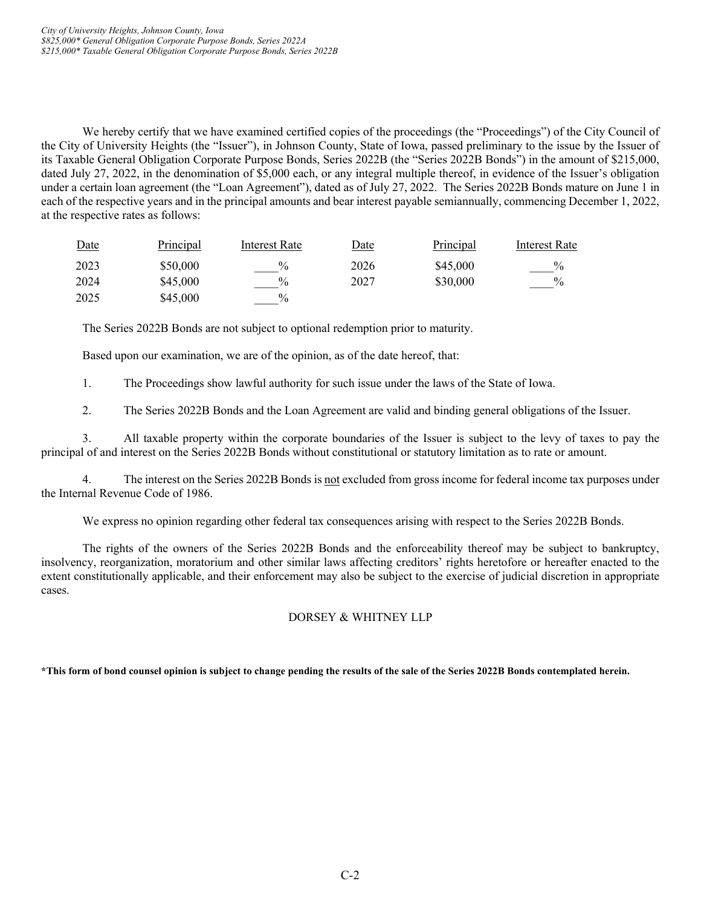We hereby certify that we have examined certified copies of the proceedings (the "Proceedings") of the City Council of the City of University Heights (the "Issuer"), in Johnson County, State of Iowa, passed preliminary to the issue by the Issuer of its Taxable General Obligation Corporate Purpose Bonds, Series 2022B (the "Series 2022B Bonds") in the amount of $215,000, dated July 27, 2022, in the denomination of $5,000 each, or any integral multiple thereof, in evidence of the Issuer's obligation under a certain loan agreement (the "Loan Agreement"), dated as of July 27, 2022. The Series 2022B Bonds mature on June 1 in each of the respective years and in the principal amounts and bear interest payable semiannually, commencing December 1, 2022, at the respective rates as follows:

| Date | Principal | Interest Rate | Date | Principal | Interest Rate |
|---|---|---|---|---|---|
| 2023 | $50,000 | ____% | 2026 | $45,000 | ____% |
| 2024 | $45,000 | ____% | 2027 | $30,000 | ____% |
| 2025 | $45,000 | ____% | | | |

The Series 2022B Bonds are not subject to optional redemption prior to maturity.

Based upon our examination, we are of the opinion, as of the date hereof, that:

1. The Proceedings show lawful authority for such issue under the laws of the State of Iowa.

2. The Series 2022B Bonds and the Loan Agreement are valid and binding general obligations of the Issuer.

3. All taxable property within the corporate boundaries of the Issuer is subject to the levy of taxes to pay the principal of and interest on the Series 2022B Bonds without constitutional or statutory limitation as to rate or amount.

4. The interest on the Series 2022B Bonds is not excluded from gross income for federal income tax purposes under the Internal Revenue Code of 1986.

We express no opinion regarding other federal tax consequences arising with respect to the Series 2022B Bonds.

The rights of the owners of the Series 2022B Bonds and the enforceability thereof may be subject to bankruptcy, insolvency, reorganization, moratorium and other similar laws affecting creditors' rights heretofore or hereafter enacted to the extent constitutionally applicable, and their enforcement may also be subject to the exercise of judicial discretion in appropriate cases.

DORSEY & WHITNEY LLP

**\*This form of bond counsel opinion is subject to change pending the results of the sale of the Series 2022B Bonds contemplated herein.**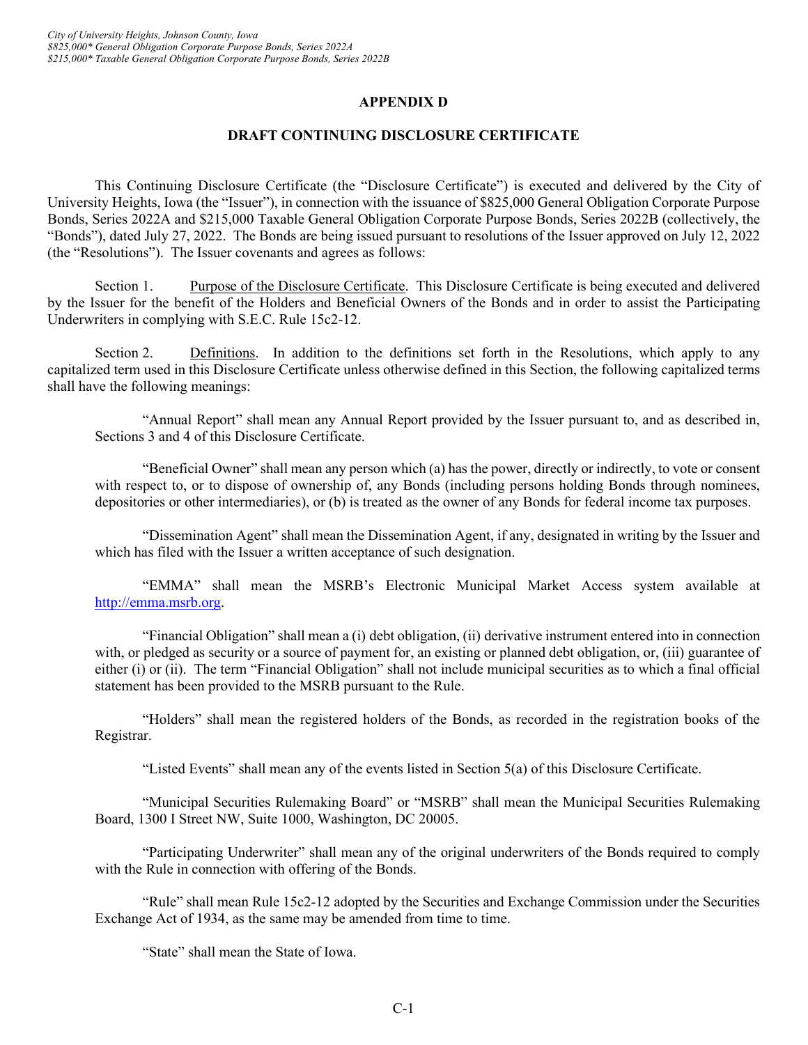## APPENDIX D

## DRAFT CONTINUING DISCLOSURE CERTIFICATE

This Continuing Disclosure Certificate (the "Disclosure Certificate") is executed and delivered by the City of University Heights, Iowa (the "Issuer"), in connection with the issuance of $825,000 General Obligation Corporate Purpose Bonds, Series 2022A and $215,000 Taxable General Obligation Corporate Purpose Bonds, Series 2022B (collectively, the "Bonds"), dated July 27, 2022. The Bonds are being issued pursuant to resolutions of the Issuer approved on July 12, 2022 (the "Resolutions"). The Issuer covenants and agrees as follows:

Section 1. Purpose of the Disclosure Certificate. This Disclosure Certificate is being executed and delivered by the Issuer for the benefit of the Holders and Beneficial Owners of the Bonds and in order to assist the Participating Underwriters in complying with S.E.C. Rule 15c2-12.

Section 2. Definitions. In addition to the definitions set forth in the Resolutions, which apply to any capitalized term used in this Disclosure Certificate unless otherwise defined in this Section, the following capitalized terms shall have the following meanings:

"Annual Report" shall mean any Annual Report provided by the Issuer pursuant to, and as described in, Sections 3 and 4 of this Disclosure Certificate.

"Beneficial Owner" shall mean any person which (a) has the power, directly or indirectly, to vote or consent with respect to, or to dispose of ownership of, any Bonds (including persons holding Bonds through nominees, depositories or other intermediaries), or (b) is treated as the owner of any Bonds for federal income tax purposes.

"Dissemination Agent" shall mean the Dissemination Agent, if any, designated in writing by the Issuer and which has filed with the Issuer a written acceptance of such designation.

"EMMA" shall mean the MSRB's Electronic Municipal Market Access system available at http://emma.msrb.org.

"Financial Obligation" shall mean a (i) debt obligation, (ii) derivative instrument entered into in connection with, or pledged as security or a source of payment for, an existing or planned debt obligation, or, (iii) guarantee of either (i) or (ii). The term "Financial Obligation" shall not include municipal securities as to which a final official statement has been provided to the MSRB pursuant to the Rule.

"Holders" shall mean the registered holders of the Bonds, as recorded in the registration books of the Registrar.

"Listed Events" shall mean any of the events listed in Section 5(a) of this Disclosure Certificate.

"Municipal Securities Rulemaking Board" or "MSRB" shall mean the Municipal Securities Rulemaking Board, 1300 I Street NW, Suite 1000, Washington, DC 20005.

"Participating Underwriter" shall mean any of the original underwriters of the Bonds required to comply with the Rule in connection with offering of the Bonds.

"Rule" shall mean Rule 15c2-12 adopted by the Securities and Exchange Commission under the Securities Exchange Act of 1934, as the same may be amended from time to time.

"State" shall mean the State of Iowa.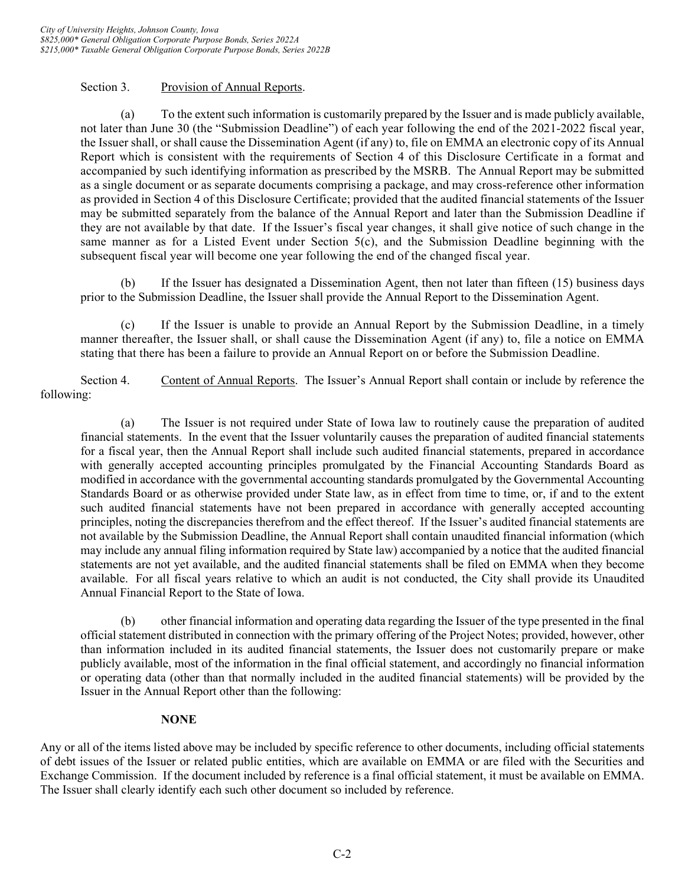Section 3. Provision of Annual Reports.

(a) To the extent such information is customarily prepared by the Issuer and is made publicly available, not later than June 30 (the "Submission Deadline") of each year following the end of the 2021-2022 fiscal year, the Issuer shall, or shall cause the Dissemination Agent (if any) to, file on EMMA an electronic copy of its Annual Report which is consistent with the requirements of Section 4 of this Disclosure Certificate in a format and accompanied by such identifying information as prescribed by the MSRB. The Annual Report may be submitted as a single document or as separate documents comprising a package, and may cross-reference other information as provided in Section 4 of this Disclosure Certificate; provided that the audited financial statements of the Issuer may be submitted separately from the balance of the Annual Report and later than the Submission Deadline if they are not available by that date. If the Issuer's fiscal year changes, it shall give notice of such change in the same manner as for a Listed Event under Section 5(c), and the Submission Deadline beginning with the subsequent fiscal year will become one year following the end of the changed fiscal year.

(b) If the Issuer has designated a Dissemination Agent, then not later than fifteen (15) business days prior to the Submission Deadline, the Issuer shall provide the Annual Report to the Dissemination Agent.

(c) If the Issuer is unable to provide an Annual Report by the Submission Deadline, in a timely manner thereafter, the Issuer shall, or shall cause the Dissemination Agent (if any) to, file a notice on EMMA stating that there has been a failure to provide an Annual Report on or before the Submission Deadline.

Section 4. Content of Annual Reports. The Issuer's Annual Report shall contain or include by reference the following:

(a) The Issuer is not required under State of Iowa law to routinely cause the preparation of audited financial statements. In the event that the Issuer voluntarily causes the preparation of audited financial statements for a fiscal year, then the Annual Report shall include such audited financial statements, prepared in accordance with generally accepted accounting principles promulgated by the Financial Accounting Standards Board as modified in accordance with the governmental accounting standards promulgated by the Governmental Accounting Standards Board or as otherwise provided under State law, as in effect from time to time, or, if and to the extent such audited financial statements have not been prepared in accordance with generally accepted accounting principles, noting the discrepancies therefrom and the effect thereof. If the Issuer's audited financial statements are not available by the Submission Deadline, the Annual Report shall contain unaudited financial information (which may include any annual filing information required by State law) accompanied by a notice that the audited financial statements are not yet available, and the audited financial statements shall be filed on EMMA when they become available. For all fiscal years relative to which an audit is not conducted, the City shall provide its Unaudited Annual Financial Report to the State of Iowa.

(b) other financial information and operating data regarding the Issuer of the type presented in the final official statement distributed in connection with the primary offering of the Project Notes; provided, however, other than information included in its audited financial statements, the Issuer does not customarily prepare or make publicly available, most of the information in the final official statement, and accordingly no financial information or operating data (other than that normally included in the audited financial statements) will be provided by the Issuer in the Annual Report other than the following:

**NONE**

Any or all of the items listed above may be included by specific reference to other documents, including official statements of debt issues of the Issuer or related public entities, which are available on EMMA or are filed with the Securities and Exchange Commission. If the document included by reference is a final official statement, it must be available on EMMA. The Issuer shall clearly identify each such other document so included by reference.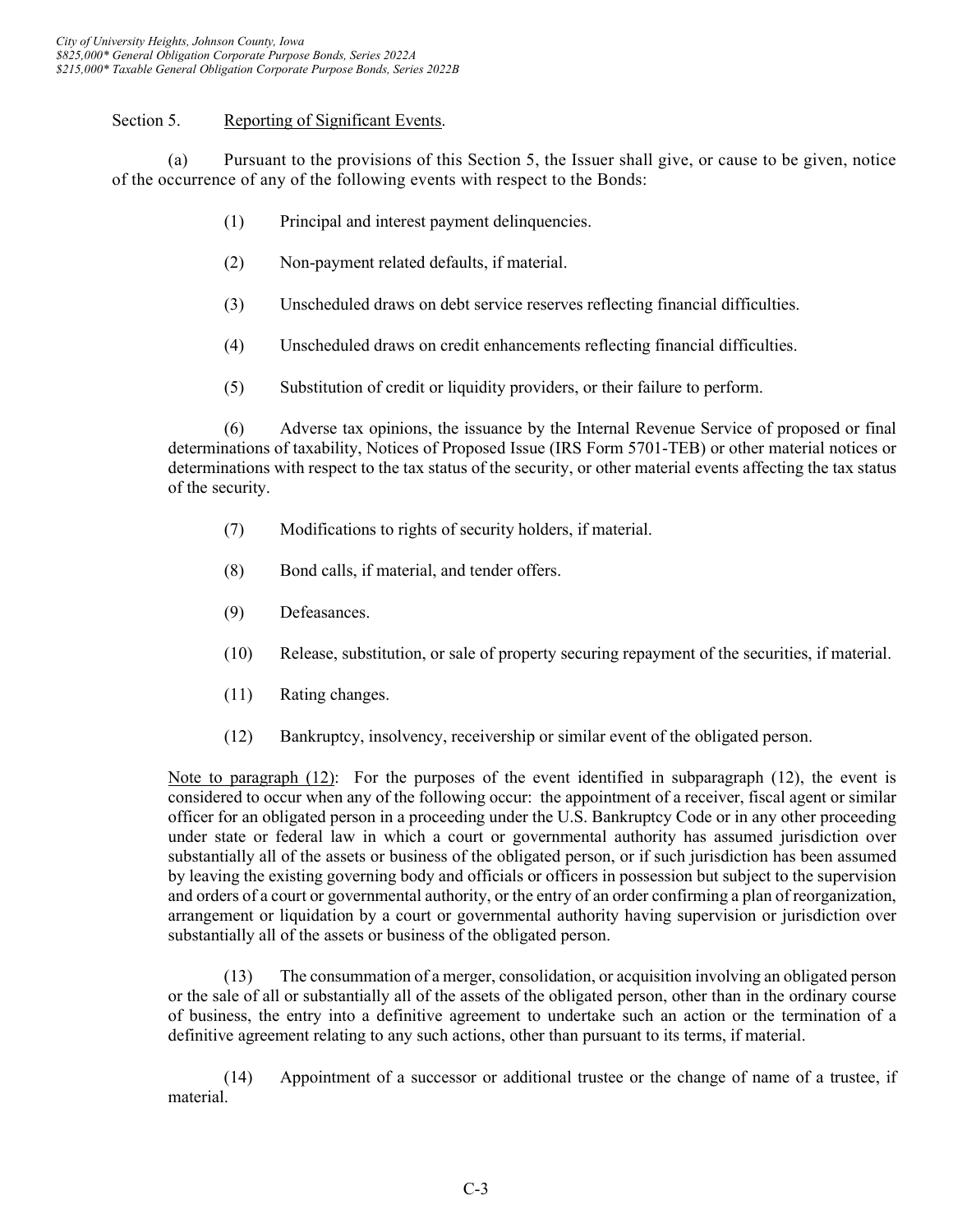Section 5. Reporting of Significant Events.

(a) Pursuant to the provisions of this Section 5, the Issuer shall give, or cause to be given, notice of the occurrence of any of the following events with respect to the Bonds:

(1) Principal and interest payment delinquencies.

(2) Non-payment related defaults, if material.

(3) Unscheduled draws on debt service reserves reflecting financial difficulties.

(4) Unscheduled draws on credit enhancements reflecting financial difficulties.

(5) Substitution of credit or liquidity providers, or their failure to perform.

(6) Adverse tax opinions, the issuance by the Internal Revenue Service of proposed or final determinations of taxability, Notices of Proposed Issue (IRS Form 5701-TEB) or other material notices or determinations with respect to the tax status of the security, or other material events affecting the tax status of the security.

(7) Modifications to rights of security holders, if material.

(8) Bond calls, if material, and tender offers.

(9) Defeasances.

(10) Release, substitution, or sale of property securing repayment of the securities, if material.

(11) Rating changes.

(12) Bankruptcy, insolvency, receivership or similar event of the obligated person.

Note to paragraph (12): For the purposes of the event identified in subparagraph (12), the event is considered to occur when any of the following occur: the appointment of a receiver, fiscal agent or similar officer for an obligated person in a proceeding under the U.S. Bankruptcy Code or in any other proceeding under state or federal law in which a court or governmental authority has assumed jurisdiction over substantially all of the assets or business of the obligated person, or if such jurisdiction has been assumed by leaving the existing governing body and officials or officers in possession but subject to the supervision and orders of a court or governmental authority, or the entry of an order confirming a plan of reorganization, arrangement or liquidation by a court or governmental authority having supervision or jurisdiction over substantially all of the assets or business of the obligated person.

(13) The consummation of a merger, consolidation, or acquisition involving an obligated person or the sale of all or substantially all of the assets of the obligated person, other than in the ordinary course of business, the entry into a definitive agreement to undertake such an action or the termination of a definitive agreement relating to any such actions, other than pursuant to its terms, if material.

(14) Appointment of a successor or additional trustee or the change of name of a trustee, if material.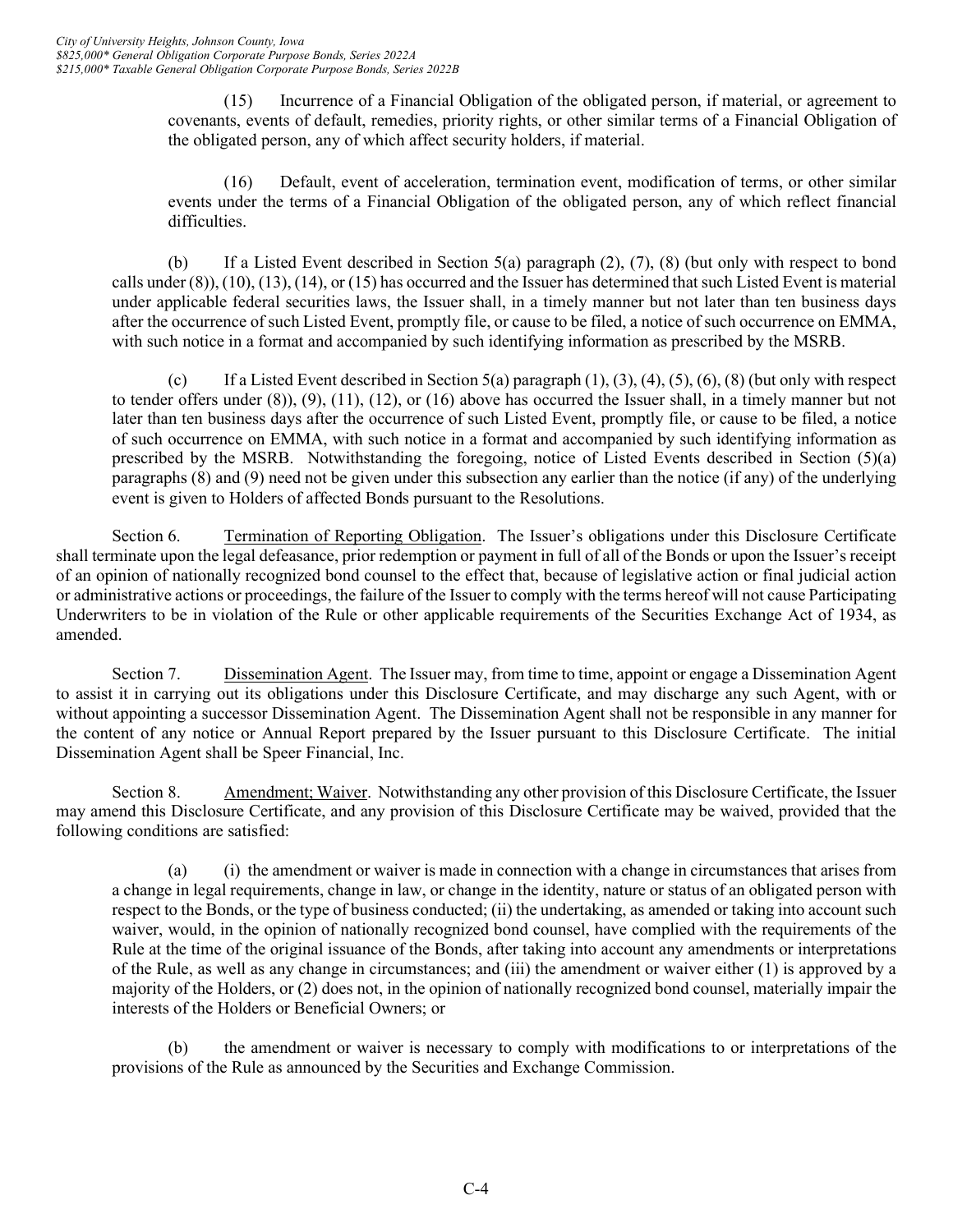(15) Incurrence of a Financial Obligation of the obligated person, if material, or agreement to covenants, events of default, remedies, priority rights, or other similar terms of a Financial Obligation of the obligated person, any of which affect security holders, if material.

(16) Default, event of acceleration, termination event, modification of terms, or other similar events under the terms of a Financial Obligation of the obligated person, any of which reflect financial difficulties.

(b) If a Listed Event described in Section 5(a) paragraph (2), (7), (8) (but only with respect to bond calls under (8)), (10), (13), (14), or (15) has occurred and the Issuer has determined that such Listed Event is material under applicable federal securities laws, the Issuer shall, in a timely manner but not later than ten business days after the occurrence of such Listed Event, promptly file, or cause to be filed, a notice of such occurrence on EMMA, with such notice in a format and accompanied by such identifying information as prescribed by the MSRB.

(c) If a Listed Event described in Section 5(a) paragraph (1), (3), (4), (5), (6), (8) (but only with respect to tender offers under (8)), (9), (11), (12), or (16) above has occurred the Issuer shall, in a timely manner but not later than ten business days after the occurrence of such Listed Event, promptly file, or cause to be filed, a notice of such occurrence on EMMA, with such notice in a format and accompanied by such identifying information as prescribed by the MSRB. Notwithstanding the foregoing, notice of Listed Events described in Section (5)(a) paragraphs (8) and (9) need not be given under this subsection any earlier than the notice (if any) of the underlying event is given to Holders of affected Bonds pursuant to the Resolutions.

Section 6. Termination of Reporting Obligation. The Issuer's obligations under this Disclosure Certificate shall terminate upon the legal defeasance, prior redemption or payment in full of all of the Bonds or upon the Issuer's receipt of an opinion of nationally recognized bond counsel to the effect that, because of legislative action or final judicial action or administrative actions or proceedings, the failure of the Issuer to comply with the terms hereof will not cause Participating Underwriters to be in violation of the Rule or other applicable requirements of the Securities Exchange Act of 1934, as amended.

Section 7. Dissemination Agent. The Issuer may, from time to time, appoint or engage a Dissemination Agent to assist it in carrying out its obligations under this Disclosure Certificate, and may discharge any such Agent, with or without appointing a successor Dissemination Agent. The Dissemination Agent shall not be responsible in any manner for the content of any notice or Annual Report prepared by the Issuer pursuant to this Disclosure Certificate. The initial Dissemination Agent shall be Speer Financial, Inc.

Section 8. Amendment; Waiver. Notwithstanding any other provision of this Disclosure Certificate, the Issuer may amend this Disclosure Certificate, and any provision of this Disclosure Certificate may be waived, provided that the following conditions are satisfied:

(a) (i) the amendment or waiver is made in connection with a change in circumstances that arises from a change in legal requirements, change in law, or change in the identity, nature or status of an obligated person with respect to the Bonds, or the type of business conducted; (ii) the undertaking, as amended or taking into account such waiver, would, in the opinion of nationally recognized bond counsel, have complied with the requirements of the Rule at the time of the original issuance of the Bonds, after taking into account any amendments or interpretations of the Rule, as well as any change in circumstances; and (iii) the amendment or waiver either (1) is approved by a majority of the Holders, or (2) does not, in the opinion of nationally recognized bond counsel, materially impair the interests of the Holders or Beneficial Owners; or

(b) the amendment or waiver is necessary to comply with modifications to or interpretations of the provisions of the Rule as announced by the Securities and Exchange Commission.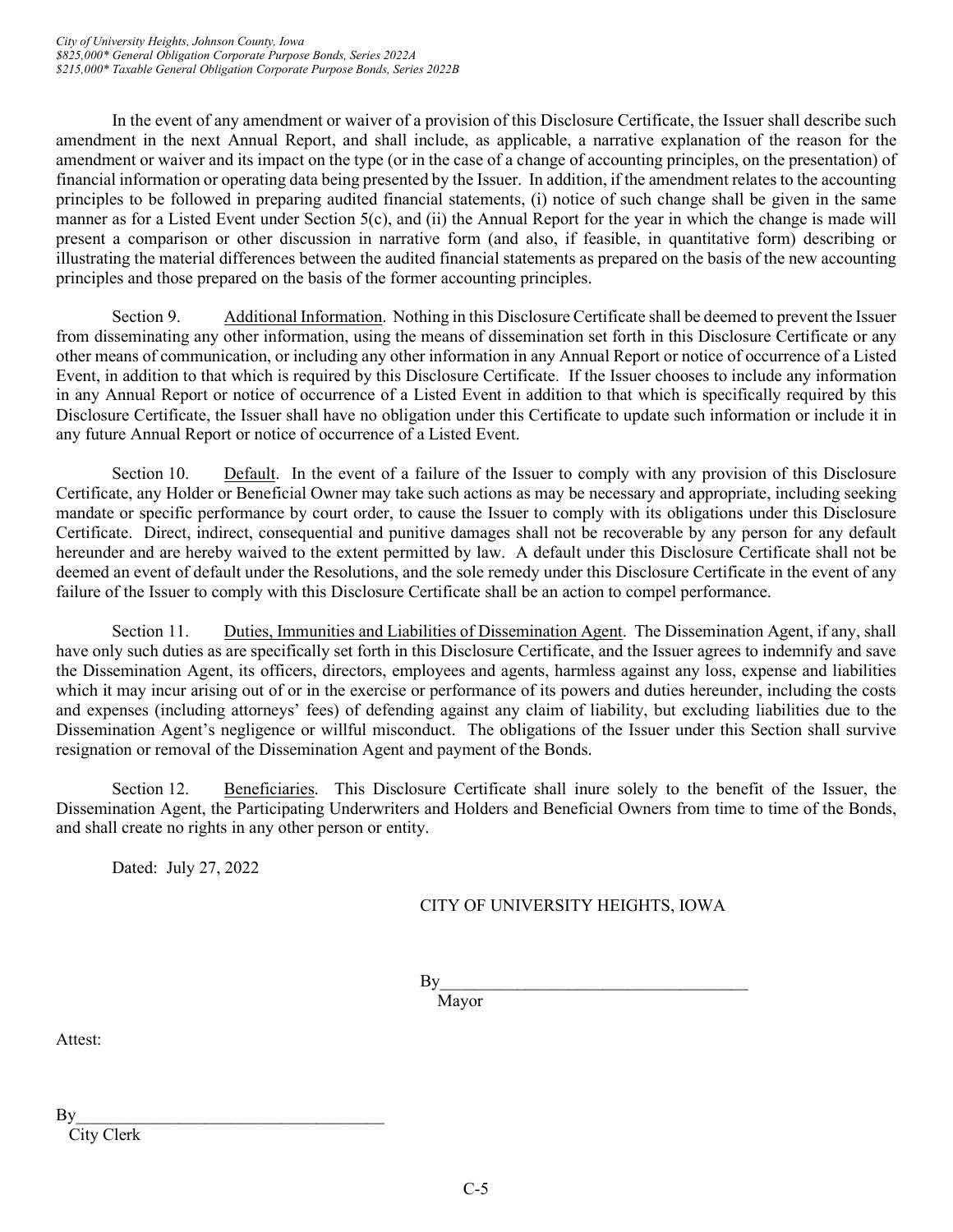In the event of any amendment or waiver of a provision of this Disclosure Certificate, the Issuer shall describe such amendment in the next Annual Report, and shall include, as applicable, a narrative explanation of the reason for the amendment or waiver and its impact on the type (or in the case of a change of accounting principles, on the presentation) of financial information or operating data being presented by the Issuer. In addition, if the amendment relates to the accounting principles to be followed in preparing audited financial statements, (i) notice of such change shall be given in the same manner as for a Listed Event under Section 5(c), and (ii) the Annual Report for the year in which the change is made will present a comparison or other discussion in narrative form (and also, if feasible, in quantitative form) describing or illustrating the material differences between the audited financial statements as prepared on the basis of the new accounting principles and those prepared on the basis of the former accounting principles.

Section 9. Additional Information. Nothing in this Disclosure Certificate shall be deemed to prevent the Issuer from disseminating any other information, using the means of dissemination set forth in this Disclosure Certificate or any other means of communication, or including any other information in any Annual Report or notice of occurrence of a Listed Event, in addition to that which is required by this Disclosure Certificate. If the Issuer chooses to include any information in any Annual Report or notice of occurrence of a Listed Event in addition to that which is specifically required by this Disclosure Certificate, the Issuer shall have no obligation under this Certificate to update such information or include it in any future Annual Report or notice of occurrence of a Listed Event.

Section 10. Default. In the event of a failure of the Issuer to comply with any provision of this Disclosure Certificate, any Holder or Beneficial Owner may take such actions as may be necessary and appropriate, including seeking mandate or specific performance by court order, to cause the Issuer to comply with its obligations under this Disclosure Certificate. Direct, indirect, consequential and punitive damages shall not be recoverable by any person for any default hereunder and are hereby waived to the extent permitted by law. A default under this Disclosure Certificate shall not be deemed an event of default under the Resolutions, and the sole remedy under this Disclosure Certificate in the event of any failure of the Issuer to comply with this Disclosure Certificate shall be an action to compel performance.

Section 11. Duties, Immunities and Liabilities of Dissemination Agent. The Dissemination Agent, if any, shall have only such duties as are specifically set forth in this Disclosure Certificate, and the Issuer agrees to indemnify and save the Dissemination Agent, its officers, directors, employees and agents, harmless against any loss, expense and liabilities which it may incur arising out of or in the exercise or performance of its powers and duties hereunder, including the costs and expenses (including attorneys' fees) of defending against any claim of liability, but excluding liabilities due to the Dissemination Agent's negligence or willful misconduct. The obligations of the Issuer under this Section shall survive resignation or removal of the Dissemination Agent and payment of the Bonds.

Section 12. Beneficiaries. This Disclosure Certificate shall inure solely to the benefit of the Issuer, the Dissemination Agent, the Participating Underwriters and Holders and Beneficial Owners from time to time of the Bonds, and shall create no rights in any other person or entity.

Dated: July 27, 2022

CITY OF UNIVERSITY HEIGHTS, IOWA

By\_\_\_\_\_\_\_\_\_\_\_\_\_\_\_\_\_\_\_\_\_\_\_\_\_\_\_\_\_\_\_\_\_\_\_\_
Mayor

Attest:

By\_\_\_\_\_\_\_\_\_\_\_\_\_\_\_\_\_\_\_\_\_\_\_\_\_\_\_\_\_\_\_\_\_\_\_\_
City Clerk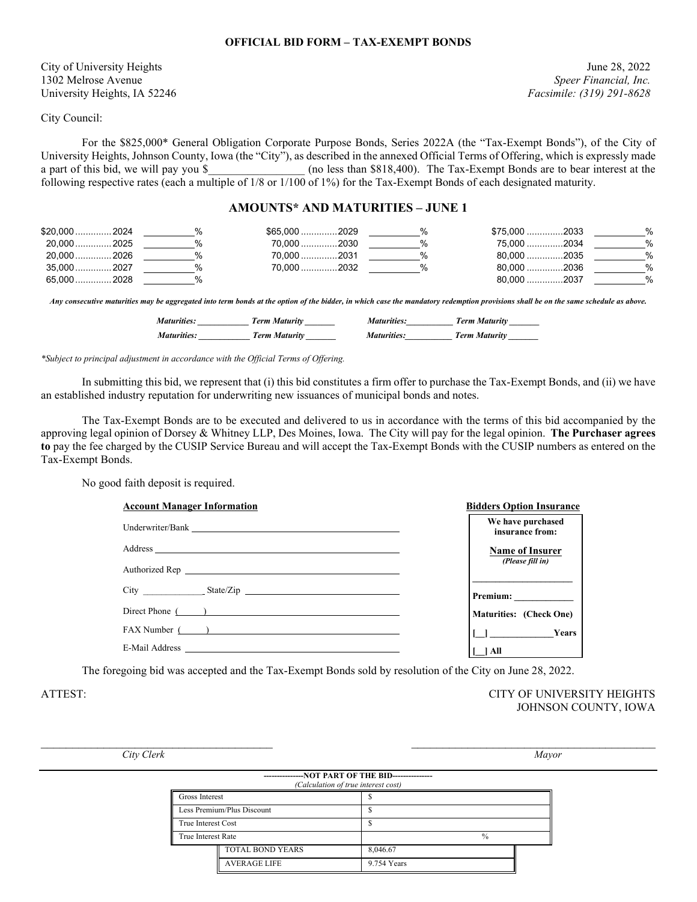**OFFICIAL BID FORM – TAX-EXEMPT BONDS**

City of University Heights
1302 Melrose Avenue
University Heights, IA 52246

June 28, 2022
*Speer Financial, Inc.*
*Facsimile: (319) 291-8628*

City Council:

For the $825,000* General Obligation Corporate Purpose Bonds, Series 2022A (the "Tax-Exempt Bonds"), of the City of University Heights, Johnson County, Iowa (the "City"), as described in the annexed Official Terms of Offering, which is expressly made a part of this bid, we will pay you $_________________ (no less than $818,400). The Tax-Exempt Bonds are to bear interest at the following respective rates (each a multiple of 1/8 or 1/100 of 1%) for the Tax-Exempt Bonds of each designated maturity.

## AMOUNTS* AND MATURITIES – JUNE 1

| Amount | Year | Rate | Amount | Year | Rate | Amount | Year | Rate |
|---|---|---|---|---|---|---|---|---|
| $20,000 | 2024 | ______% | $65,000 | 2029 | ______% | $75,000 | 2033 | ______% |
| 20,000 | 2025 | ______% | 70,000 | 2030 | ______% | 75,000 | 2034 | ______% |
| 20,000 | 2026 | ______% | 70,000 | 2031 | ______% | 80,000 | 2035 | ______% |
| 35,000 | 2027 | ______% | 70,000 | 2032 | ______% | 80,000 | 2036 | ______% |
| 65,000 | 2028 | ______% | | | | 80,000 | 2037 | ______% |

***Any consecutive maturities may be aggregated into term bonds at the option of the bidder, in which case the mandatory redemption provisions shall be on the same schedule as above.***

*Maturities:* ___________ *Term Maturity* _______ *Maturities:* __________ *Term Maturity* _______
*Maturities:* ___________ *Term Maturity* _______ *Maturities:* __________ *Term Maturity* _______

*\*Subject to principal adjustment in accordance with the Official Terms of Offering.*

In submitting this bid, we represent that (i) this bid constitutes a firm offer to purchase the Tax-Exempt Bonds, and (ii) we have an established industry reputation for underwriting new issuances of municipal bonds and notes.

The Tax-Exempt Bonds are to be executed and delivered to us in accordance with the terms of this bid accompanied by the approving legal opinion of Dorsey & Whitney LLP, Des Moines, Iowa. The City will pay for the legal opinion. **The Purchaser agrees to** pay the fee charged by the CUSIP Service Bureau and will accept the Tax-Exempt Bonds with the CUSIP numbers as entered on the Tax-Exempt Bonds.

No good faith deposit is required.

**Account Manager Information**

Underwriter/Bank ______________________________
Address ______________________________
Authorized Rep ______________________________
City _____________ State/Zip ______________________________
Direct Phone (_____) ______________________________
FAX Number (_____) ______________________________
E-Mail Address ______________________________

**Bidders Option Insurance**

**We have purchased insurance from:**

**Name of Insurer**
*(Please fill in)*

_____________________

**Premium:** ____________

**Maturities: (Check One)**

**[__] _____________Years**

**[__] All**

The foregoing bid was accepted and the Tax-Exempt Bonds sold by resolution of the City on June 28, 2022.

ATTEST:

CITY OF UNIVERSITY HEIGHTS
JOHNSON COUNTY, IOWA

_____________________________ *City Clerk*

_____________________________ *Mayor*

**---------------NOT PART OF THE BID---------------**
*(Calculation of true interest cost)*

| | |
|---|---|
| Gross Interest | $ |
| Less Premium/Plus Discount | $ |
| True Interest Cost | $ |
| True Interest Rate | % |
| TOTAL BOND YEARS | 8,046.67 |
| AVERAGE LIFE | 9.754 Years |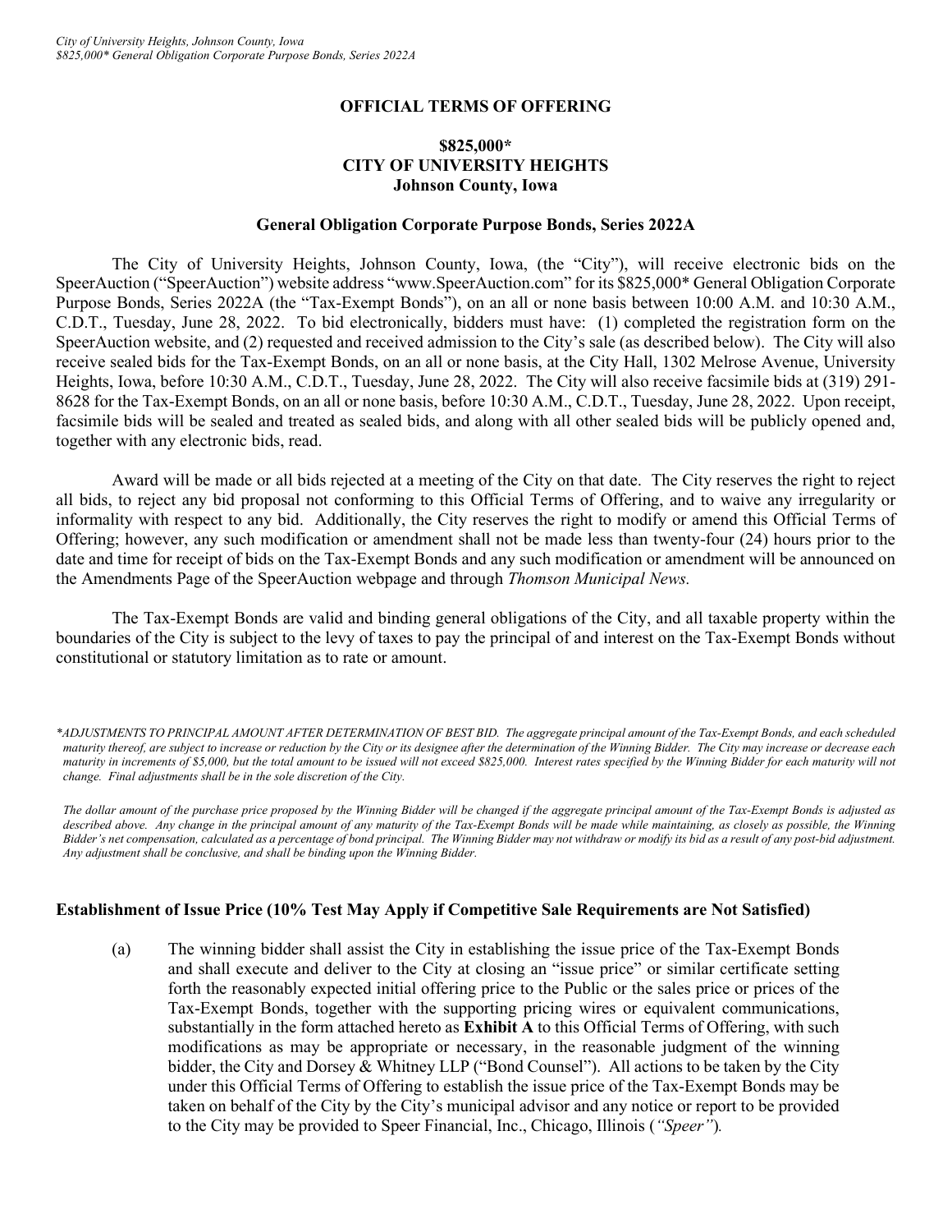# OFFICIAL TERMS OF OFFERING

## $825,000*
## CITY OF UNIVERSITY HEIGHTS
## Johnson County, Iowa

### General Obligation Corporate Purpose Bonds, Series 2022A

The City of University Heights, Johnson County, Iowa, (the "City"), will receive electronic bids on the SpeerAuction ("SpeerAuction") website address "www.SpeerAuction.com" for its $825,000* General Obligation Corporate Purpose Bonds, Series 2022A (the "Tax-Exempt Bonds"), on an all or none basis between 10:00 A.M. and 10:30 A.M., C.D.T., Tuesday, June 28, 2022. To bid electronically, bidders must have: (1) completed the registration form on the SpeerAuction website, and (2) requested and received admission to the City's sale (as described below). The City will also receive sealed bids for the Tax-Exempt Bonds, on an all or none basis, at the City Hall, 1302 Melrose Avenue, University Heights, Iowa, before 10:30 A.M., C.D.T., Tuesday, June 28, 2022. The City will also receive facsimile bids at (319) 291-8628 for the Tax-Exempt Bonds, on an all or none basis, before 10:30 A.M., C.D.T., Tuesday, June 28, 2022. Upon receipt, facsimile bids will be sealed and treated as sealed bids, and along with all other sealed bids will be publicly opened and, together with any electronic bids, read.

Award will be made or all bids rejected at a meeting of the City on that date. The City reserves the right to reject all bids, to reject any bid proposal not conforming to this Official Terms of Offering, and to waive any irregularity or informality with respect to any bid. Additionally, the City reserves the right to modify or amend this Official Terms of Offering; however, any such modification or amendment shall not be made less than twenty-four (24) hours prior to the date and time for receipt of bids on the Tax-Exempt Bonds and any such modification or amendment will be announced on the Amendments Page of the SpeerAuction webpage and through *Thomson Municipal News.*

The Tax-Exempt Bonds are valid and binding general obligations of the City, and all taxable property within the boundaries of the City is subject to the levy of taxes to pay the principal of and interest on the Tax-Exempt Bonds without constitutional or statutory limitation as to rate or amount.

*\*ADJUSTMENTS TO PRINCIPAL AMOUNT AFTER DETERMINATION OF BEST BID. The aggregate principal amount of the Tax-Exempt Bonds, and each scheduled maturity thereof, are subject to increase or reduction by the City or its designee after the determination of the Winning Bidder. The City may increase or decrease each maturity in increments of $5,000, but the total amount to be issued will not exceed $825,000. Interest rates specified by the Winning Bidder for each maturity will not change. Final adjustments shall be in the sole discretion of the City.*

*The dollar amount of the purchase price proposed by the Winning Bidder will be changed if the aggregate principal amount of the Tax-Exempt Bonds is adjusted as described above. Any change in the principal amount of any maturity of the Tax-Exempt Bonds will be made while maintaining, as closely as possible, the Winning Bidder's net compensation, calculated as a percentage of bond principal. The Winning Bidder may not withdraw or modify its bid as a result of any post-bid adjustment. Any adjustment shall be conclusive, and shall be binding upon the Winning Bidder.*

### Establishment of Issue Price (10% Test May Apply if Competitive Sale Requirements are Not Satisfied)

(a) The winning bidder shall assist the City in establishing the issue price of the Tax-Exempt Bonds and shall execute and deliver to the City at closing an "issue price" or similar certificate setting forth the reasonably expected initial offering price to the Public or the sales price or prices of the Tax-Exempt Bonds, together with the supporting pricing wires or equivalent communications, substantially in the form attached hereto as **Exhibit A** to this Official Terms of Offering, with such modifications as may be appropriate or necessary, in the reasonable judgment of the winning bidder, the City and Dorsey & Whitney LLP ("Bond Counsel"). All actions to be taken by the City under this Official Terms of Offering to establish the issue price of the Tax-Exempt Bonds may be taken on behalf of the City by the City's municipal advisor and any notice or report to be provided to the City may be provided to Speer Financial, Inc., Chicago, Illinois (*"Speer"*).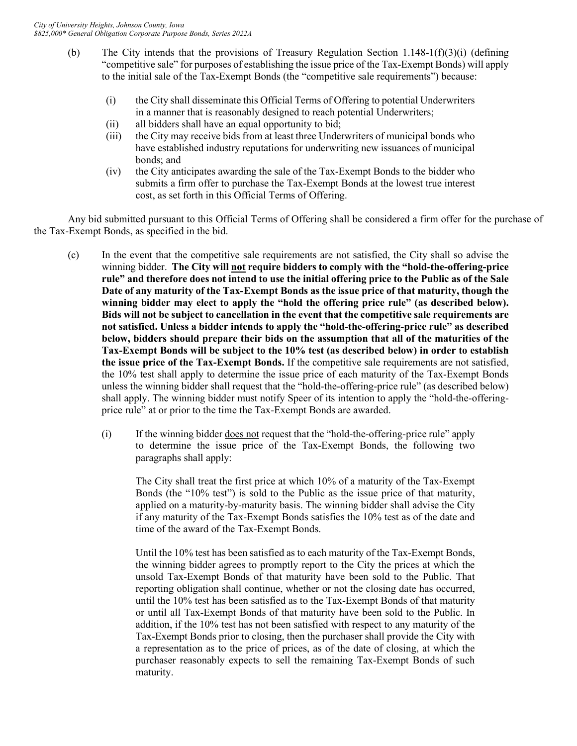(b) The City intends that the provisions of Treasury Regulation Section 1.148-1(f)(3)(i) (defining "competitive sale" for purposes of establishing the issue price of the Tax-Exempt Bonds) will apply to the initial sale of the Tax-Exempt Bonds (the "competitive sale requirements") because:

(i) the City shall disseminate this Official Terms of Offering to potential Underwriters in a manner that is reasonably designed to reach potential Underwriters;
(ii) all bidders shall have an equal opportunity to bid;
(iii) the City may receive bids from at least three Underwriters of municipal bonds who have established industry reputations for underwriting new issuances of municipal bonds; and
(iv) the City anticipates awarding the sale of the Tax-Exempt Bonds to the bidder who submits a firm offer to purchase the Tax-Exempt Bonds at the lowest true interest cost, as set forth in this Official Terms of Offering.

Any bid submitted pursuant to this Official Terms of Offering shall be considered a firm offer for the purchase of the Tax-Exempt Bonds, as specified in the bid.

(c) In the event that the competitive sale requirements are not satisfied, the City shall so advise the winning bidder. **The City will not require bidders to comply with the "hold-the-offering-price rule" and therefore does not intend to use the initial offering price to the Public as of the Sale Date of any maturity of the Tax-Exempt Bonds as the issue price of that maturity, though the winning bidder may elect to apply the "hold the offering price rule" (as described below). Bids will not be subject to cancellation in the event that the competitive sale requirements are not satisfied. Unless a bidder intends to apply the "hold-the-offering-price rule" as described below, bidders should prepare their bids on the assumption that all of the maturities of the Tax-Exempt Bonds will be subject to the 10% test (as described below) in order to establish the issue price of the Tax-Exempt Bonds.** If the competitive sale requirements are not satisfied, the 10% test shall apply to determine the issue price of each maturity of the Tax-Exempt Bonds unless the winning bidder shall request that the "hold-the-offering-price rule" (as described below) shall apply. The winning bidder must notify Speer of its intention to apply the "hold-the-offering-price rule" at or prior to the time the Tax-Exempt Bonds are awarded.

(i) If the winning bidder does not request that the "hold-the-offering-price rule" apply to determine the issue price of the Tax-Exempt Bonds, the following two paragraphs shall apply:

The City shall treat the first price at which 10% of a maturity of the Tax-Exempt Bonds (the "10% test") is sold to the Public as the issue price of that maturity, applied on a maturity-by-maturity basis. The winning bidder shall advise the City if any maturity of the Tax-Exempt Bonds satisfies the 10% test as of the date and time of the award of the Tax-Exempt Bonds.

Until the 10% test has been satisfied as to each maturity of the Tax-Exempt Bonds, the winning bidder agrees to promptly report to the City the prices at which the unsold Tax-Exempt Bonds of that maturity have been sold to the Public. That reporting obligation shall continue, whether or not the closing date has occurred, until the 10% test has been satisfied as to the Tax-Exempt Bonds of that maturity or until all Tax-Exempt Bonds of that maturity have been sold to the Public. In addition, if the 10% test has not been satisfied with respect to any maturity of the Tax-Exempt Bonds prior to closing, then the purchaser shall provide the City with a representation as to the price of prices, as of the date of closing, at which the purchaser reasonably expects to sell the remaining Tax-Exempt Bonds of such maturity.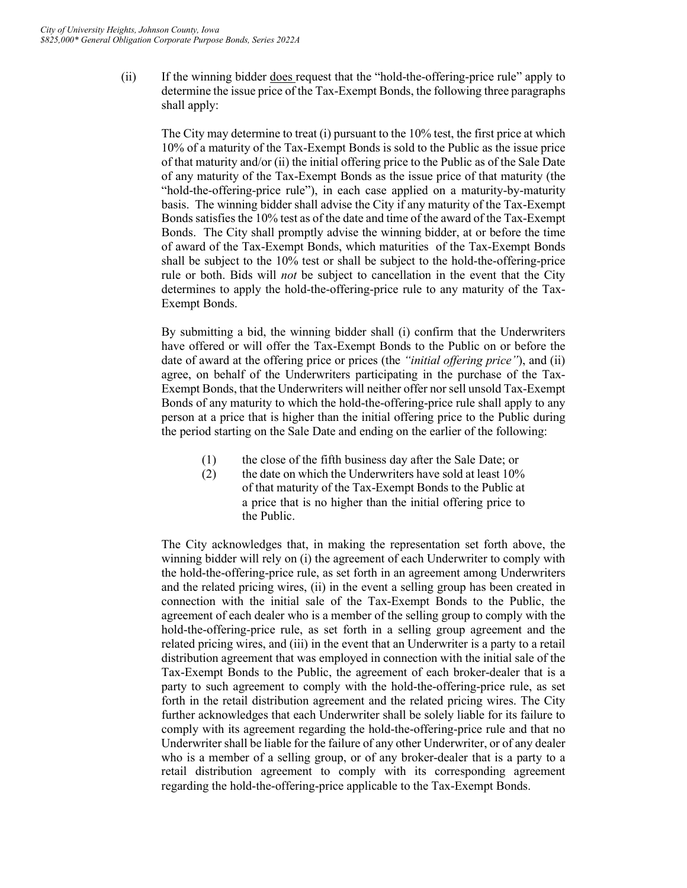(ii) If the winning bidder <u>does</u> request that the "hold-the-offering-price rule" apply to determine the issue price of the Tax-Exempt Bonds, the following three paragraphs shall apply:

The City may determine to treat (i) pursuant to the 10% test, the first price at which 10% of a maturity of the Tax-Exempt Bonds is sold to the Public as the issue price of that maturity and/or (ii) the initial offering price to the Public as of the Sale Date of any maturity of the Tax-Exempt Bonds as the issue price of that maturity (the "hold-the-offering-price rule"), in each case applied on a maturity-by-maturity basis. The winning bidder shall advise the City if any maturity of the Tax-Exempt Bonds satisfies the 10% test as of the date and time of the award of the Tax-Exempt Bonds. The City shall promptly advise the winning bidder, at or before the time of award of the Tax-Exempt Bonds, which maturities of the Tax-Exempt Bonds shall be subject to the 10% test or shall be subject to the hold-the-offering-price rule or both. Bids will *not* be subject to cancellation in the event that the City determines to apply the hold-the-offering-price rule to any maturity of the Tax-Exempt Bonds.

By submitting a bid, the winning bidder shall (i) confirm that the Underwriters have offered or will offer the Tax-Exempt Bonds to the Public on or before the date of award at the offering price or prices (the *"initial offering price"*), and (ii) agree, on behalf of the Underwriters participating in the purchase of the Tax-Exempt Bonds, that the Underwriters will neither offer nor sell unsold Tax-Exempt Bonds of any maturity to which the hold-the-offering-price rule shall apply to any person at a price that is higher than the initial offering price to the Public during the period starting on the Sale Date and ending on the earlier of the following:

(1) the close of the fifth business day after the Sale Date; or
(2) the date on which the Underwriters have sold at least 10% of that maturity of the Tax-Exempt Bonds to the Public at a price that is no higher than the initial offering price to the Public.

The City acknowledges that, in making the representation set forth above, the winning bidder will rely on (i) the agreement of each Underwriter to comply with the hold-the-offering-price rule, as set forth in an agreement among Underwriters and the related pricing wires, (ii) in the event a selling group has been created in connection with the initial sale of the Tax-Exempt Bonds to the Public, the agreement of each dealer who is a member of the selling group to comply with the hold-the-offering-price rule, as set forth in a selling group agreement and the related pricing wires, and (iii) in the event that an Underwriter is a party to a retail distribution agreement that was employed in connection with the initial sale of the Tax-Exempt Bonds to the Public, the agreement of each broker-dealer that is a party to such agreement to comply with the hold-the-offering-price rule, as set forth in the retail distribution agreement and the related pricing wires. The City further acknowledges that each Underwriter shall be solely liable for its failure to comply with its agreement regarding the hold-the-offering-price rule and that no Underwriter shall be liable for the failure of any other Underwriter, or of any dealer who is a member of a selling group, or of any broker-dealer that is a party to a retail distribution agreement to comply with its corresponding agreement regarding the hold-the-offering-price applicable to the Tax-Exempt Bonds.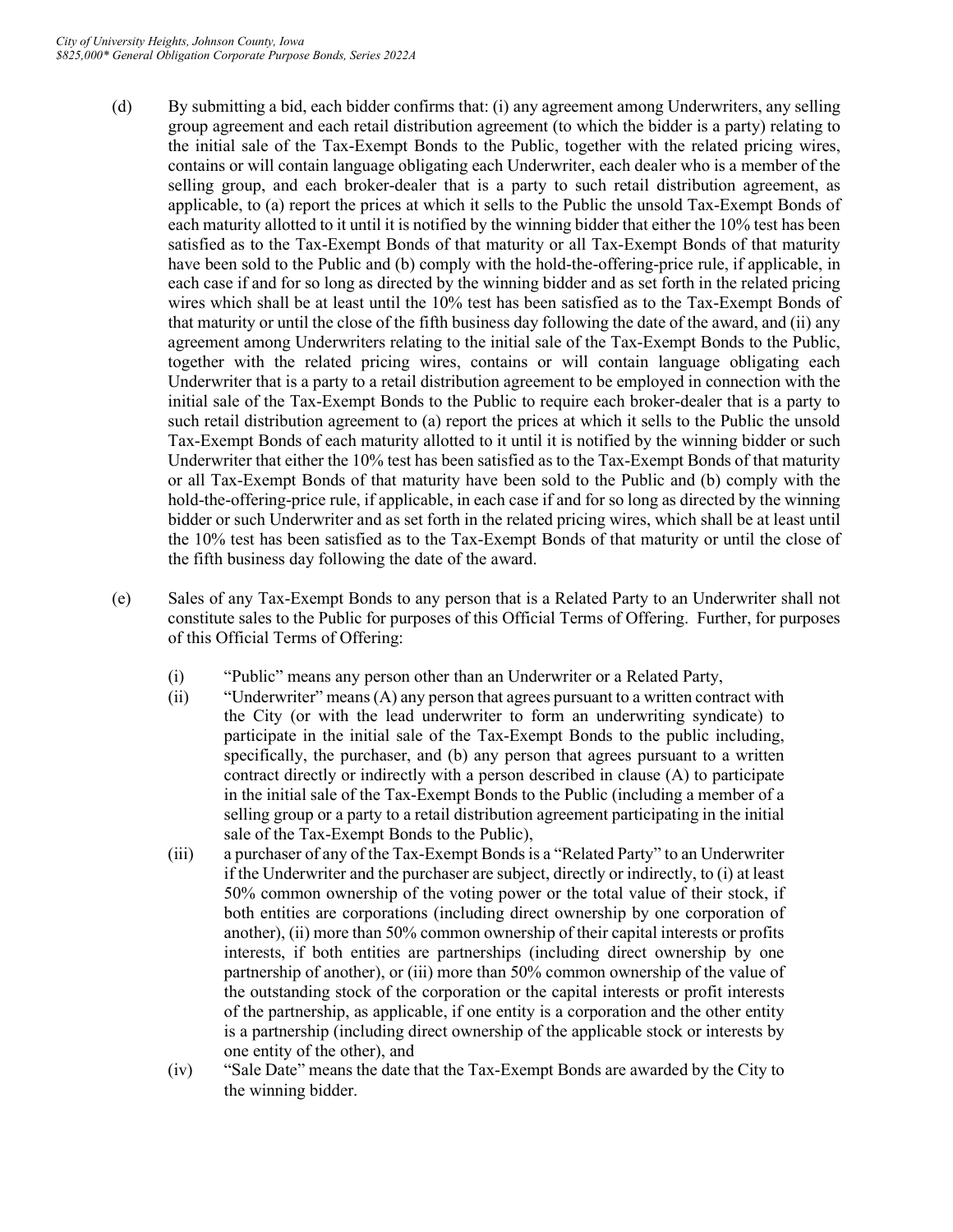(d) By submitting a bid, each bidder confirms that: (i) any agreement among Underwriters, any selling group agreement and each retail distribution agreement (to which the bidder is a party) relating to the initial sale of the Tax-Exempt Bonds to the Public, together with the related pricing wires, contains or will contain language obligating each Underwriter, each dealer who is a member of the selling group, and each broker-dealer that is a party to such retail distribution agreement, as applicable, to (a) report the prices at which it sells to the Public the unsold Tax-Exempt Bonds of each maturity allotted to it until it is notified by the winning bidder that either the 10% test has been satisfied as to the Tax-Exempt Bonds of that maturity or all Tax-Exempt Bonds of that maturity have been sold to the Public and (b) comply with the hold-the-offering-price rule, if applicable, in each case if and for so long as directed by the winning bidder and as set forth in the related pricing wires which shall be at least until the 10% test has been satisfied as to the Tax-Exempt Bonds of that maturity or until the close of the fifth business day following the date of the award, and (ii) any agreement among Underwriters relating to the initial sale of the Tax-Exempt Bonds to the Public, together with the related pricing wires, contains or will contain language obligating each Underwriter that is a party to a retail distribution agreement to be employed in connection with the initial sale of the Tax-Exempt Bonds to the Public to require each broker-dealer that is a party to such retail distribution agreement to (a) report the prices at which it sells to the Public the unsold Tax-Exempt Bonds of each maturity allotted to it until it is notified by the winning bidder or such Underwriter that either the 10% test has been satisfied as to the Tax-Exempt Bonds of that maturity or all Tax-Exempt Bonds of that maturity have been sold to the Public and (b) comply with the hold-the-offering-price rule, if applicable, in each case if and for so long as directed by the winning bidder or such Underwriter and as set forth in the related pricing wires, which shall be at least until the 10% test has been satisfied as to the Tax-Exempt Bonds of that maturity or until the close of the fifth business day following the date of the award.

(e) Sales of any Tax-Exempt Bonds to any person that is a Related Party to an Underwriter shall not constitute sales to the Public for purposes of this Official Terms of Offering. Further, for purposes of this Official Terms of Offering:

(i) "Public" means any person other than an Underwriter or a Related Party,

(ii) "Underwriter" means (A) any person that agrees pursuant to a written contract with the City (or with the lead underwriter to form an underwriting syndicate) to participate in the initial sale of the Tax-Exempt Bonds to the public including, specifically, the purchaser, and (b) any person that agrees pursuant to a written contract directly or indirectly with a person described in clause (A) to participate in the initial sale of the Tax-Exempt Bonds to the Public (including a member of a selling group or a party to a retail distribution agreement participating in the initial sale of the Tax-Exempt Bonds to the Public),

(iii) a purchaser of any of the Tax-Exempt Bonds is a "Related Party" to an Underwriter if the Underwriter and the purchaser are subject, directly or indirectly, to (i) at least 50% common ownership of the voting power or the total value of their stock, if both entities are corporations (including direct ownership by one corporation of another), (ii) more than 50% common ownership of their capital interests or profits interests, if both entities are partnerships (including direct ownership by one partnership of another), or (iii) more than 50% common ownership of the value of the outstanding stock of the corporation or the capital interests or profit interests of the partnership, as applicable, if one entity is a corporation and the other entity is a partnership (including direct ownership of the applicable stock or interests by one entity of the other), and

(iv) "Sale Date" means the date that the Tax-Exempt Bonds are awarded by the City to the winning bidder.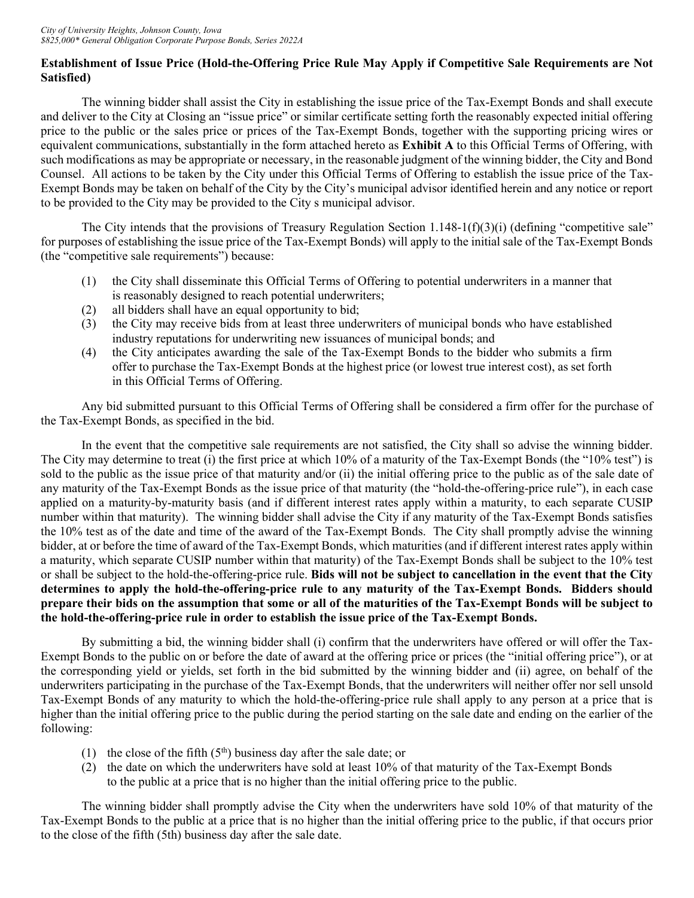**Establishment of Issue Price (Hold-the-Offering Price Rule May Apply if Competitive Sale Requirements are Not Satisfied)**

The winning bidder shall assist the City in establishing the issue price of the Tax-Exempt Bonds and shall execute and deliver to the City at Closing an "issue price" or similar certificate setting forth the reasonably expected initial offering price to the public or the sales price or prices of the Tax-Exempt Bonds, together with the supporting pricing wires or equivalent communications, substantially in the form attached hereto as **Exhibit A** to this Official Terms of Offering, with such modifications as may be appropriate or necessary, in the reasonable judgment of the winning bidder, the City and Bond Counsel. All actions to be taken by the City under this Official Terms of Offering to establish the issue price of the Tax-Exempt Bonds may be taken on behalf of the City by the City's municipal advisor identified herein and any notice or report to be provided to the City may be provided to the City s municipal advisor.

The City intends that the provisions of Treasury Regulation Section 1.148-1(f)(3)(i) (defining "competitive sale" for purposes of establishing the issue price of the Tax-Exempt Bonds) will apply to the initial sale of the Tax-Exempt Bonds (the "competitive sale requirements") because:

(1) the City shall disseminate this Official Terms of Offering to potential underwriters in a manner that is reasonably designed to reach potential underwriters;
(2) all bidders shall have an equal opportunity to bid;
(3) the City may receive bids from at least three underwriters of municipal bonds who have established industry reputations for underwriting new issuances of municipal bonds; and
(4) the City anticipates awarding the sale of the Tax-Exempt Bonds to the bidder who submits a firm offer to purchase the Tax-Exempt Bonds at the highest price (or lowest true interest cost), as set forth in this Official Terms of Offering.

Any bid submitted pursuant to this Official Terms of Offering shall be considered a firm offer for the purchase of the Tax-Exempt Bonds, as specified in the bid.

In the event that the competitive sale requirements are not satisfied, the City shall so advise the winning bidder. The City may determine to treat (i) the first price at which 10% of a maturity of the Tax-Exempt Bonds (the "10% test") is sold to the public as the issue price of that maturity and/or (ii) the initial offering price to the public as of the sale date of any maturity of the Tax-Exempt Bonds as the issue price of that maturity (the "hold-the-offering-price rule"), in each case applied on a maturity-by-maturity basis (and if different interest rates apply within a maturity, to each separate CUSIP number within that maturity). The winning bidder shall advise the City if any maturity of the Tax-Exempt Bonds satisfies the 10% test as of the date and time of the award of the Tax-Exempt Bonds. The City shall promptly advise the winning bidder, at or before the time of award of the Tax-Exempt Bonds, which maturities (and if different interest rates apply within a maturity, which separate CUSIP number within that maturity) of the Tax-Exempt Bonds shall be subject to the 10% test or shall be subject to the hold-the-offering-price rule. **Bids will not be subject to cancellation in the event that the City determines to apply the hold-the-offering-price rule to any maturity of the Tax-Exempt Bonds. Bidders should prepare their bids on the assumption that some or all of the maturities of the Tax-Exempt Bonds will be subject to the hold-the-offering-price rule in order to establish the issue price of the Tax-Exempt Bonds.**

By submitting a bid, the winning bidder shall (i) confirm that the underwriters have offered or will offer the Tax-Exempt Bonds to the public on or before the date of award at the offering price or prices (the "initial offering price"), or at the corresponding yield or yields, set forth in the bid submitted by the winning bidder and (ii) agree, on behalf of the underwriters participating in the purchase of the Tax-Exempt Bonds, that the underwriters will neither offer nor sell unsold Tax-Exempt Bonds of any maturity to which the hold-the-offering-price rule shall apply to any person at a price that is higher than the initial offering price to the public during the period starting on the sale date and ending on the earlier of the following:

(1) the close of the fifth (5th) business day after the sale date; or
(2) the date on which the underwriters have sold at least 10% of that maturity of the Tax-Exempt Bonds to the public at a price that is no higher than the initial offering price to the public.

The winning bidder shall promptly advise the City when the underwriters have sold 10% of that maturity of the Tax-Exempt Bonds to the public at a price that is no higher than the initial offering price to the public, if that occurs prior to the close of the fifth (5th) business day after the sale date.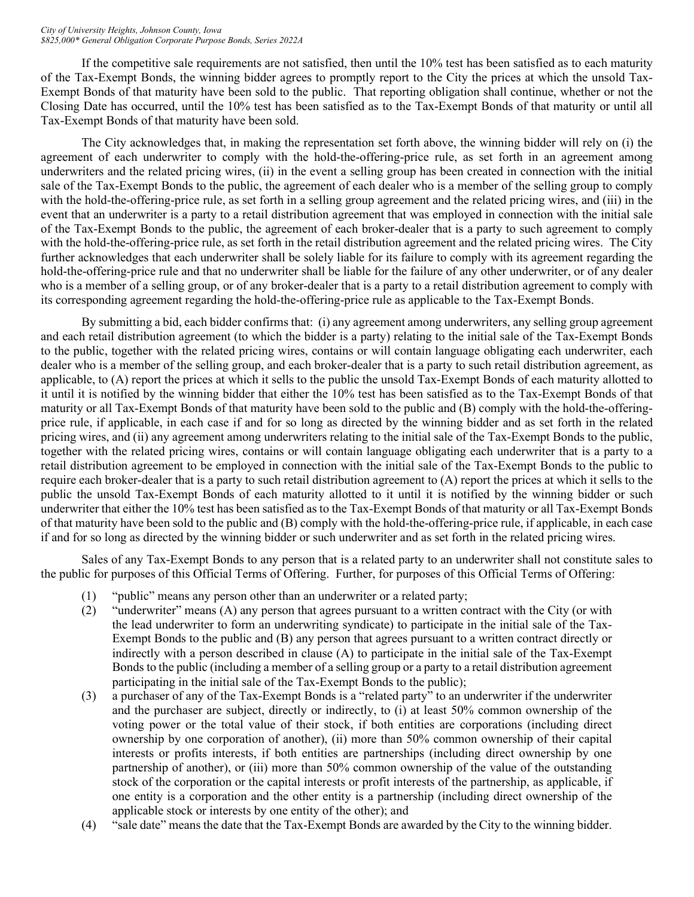If the competitive sale requirements are not satisfied, then until the 10% test has been satisfied as to each maturity of the Tax-Exempt Bonds, the winning bidder agrees to promptly report to the City the prices at which the unsold Tax-Exempt Bonds of that maturity have been sold to the public. That reporting obligation shall continue, whether or not the Closing Date has occurred, until the 10% test has been satisfied as to the Tax-Exempt Bonds of that maturity or until all Tax-Exempt Bonds of that maturity have been sold.

The City acknowledges that, in making the representation set forth above, the winning bidder will rely on (i) the agreement of each underwriter to comply with the hold-the-offering-price rule, as set forth in an agreement among underwriters and the related pricing wires, (ii) in the event a selling group has been created in connection with the initial sale of the Tax-Exempt Bonds to the public, the agreement of each dealer who is a member of the selling group to comply with the hold-the-offering-price rule, as set forth in a selling group agreement and the related pricing wires, and (iii) in the event that an underwriter is a party to a retail distribution agreement that was employed in connection with the initial sale of the Tax-Exempt Bonds to the public, the agreement of each broker-dealer that is a party to such agreement to comply with the hold-the-offering-price rule, as set forth in the retail distribution agreement and the related pricing wires. The City further acknowledges that each underwriter shall be solely liable for its failure to comply with its agreement regarding the hold-the-offering-price rule and that no underwriter shall be liable for the failure of any other underwriter, or of any dealer who is a member of a selling group, or of any broker-dealer that is a party to a retail distribution agreement to comply with its corresponding agreement regarding the hold-the-offering-price rule as applicable to the Tax-Exempt Bonds.

By submitting a bid, each bidder confirms that: (i) any agreement among underwriters, any selling group agreement and each retail distribution agreement (to which the bidder is a party) relating to the initial sale of the Tax-Exempt Bonds to the public, together with the related pricing wires, contains or will contain language obligating each underwriter, each dealer who is a member of the selling group, and each broker-dealer that is a party to such retail distribution agreement, as applicable, to (A) report the prices at which it sells to the public the unsold Tax-Exempt Bonds of each maturity allotted to it until it is notified by the winning bidder that either the 10% test has been satisfied as to the Tax-Exempt Bonds of that maturity or all Tax-Exempt Bonds of that maturity have been sold to the public and (B) comply with the hold-the-offering-price rule, if applicable, in each case if and for so long as directed by the winning bidder and as set forth in the related pricing wires, and (ii) any agreement among underwriters relating to the initial sale of the Tax-Exempt Bonds to the public, together with the related pricing wires, contains or will contain language obligating each underwriter that is a party to a retail distribution agreement to be employed in connection with the initial sale of the Tax-Exempt Bonds to the public to require each broker-dealer that is a party to such retail distribution agreement to (A) report the prices at which it sells to the public the unsold Tax-Exempt Bonds of each maturity allotted to it until it is notified by the winning bidder or such underwriter that either the 10% test has been satisfied as to the Tax-Exempt Bonds of that maturity or all Tax-Exempt Bonds of that maturity have been sold to the public and (B) comply with the hold-the-offering-price rule, if applicable, in each case if and for so long as directed by the winning bidder or such underwriter and as set forth in the related pricing wires.

Sales of any Tax-Exempt Bonds to any person that is a related party to an underwriter shall not constitute sales to the public for purposes of this Official Terms of Offering. Further, for purposes of this Official Terms of Offering:

(1) "public" means any person other than an underwriter or a related party;
(2) "underwriter" means (A) any person that agrees pursuant to a written contract with the City (or with the lead underwriter to form an underwriting syndicate) to participate in the initial sale of the Tax-Exempt Bonds to the public and (B) any person that agrees pursuant to a written contract directly or indirectly with a person described in clause (A) to participate in the initial sale of the Tax-Exempt Bonds to the public (including a member of a selling group or a party to a retail distribution agreement participating in the initial sale of the Tax-Exempt Bonds to the public);
(3) a purchaser of any of the Tax-Exempt Bonds is a "related party" to an underwriter if the underwriter and the purchaser are subject, directly or indirectly, to (i) at least 50% common ownership of the voting power or the total value of their stock, if both entities are corporations (including direct ownership by one corporation of another), (ii) more than 50% common ownership of their capital interests or profits interests, if both entities are partnerships (including direct ownership by one partnership of another), or (iii) more than 50% common ownership of the value of the outstanding stock of the corporation or the capital interests or profit interests of the partnership, as applicable, if one entity is a corporation and the other entity is a partnership (including direct ownership of the applicable stock or interests by one entity of the other); and
(4) "sale date" means the date that the Tax-Exempt Bonds are awarded by the City to the winning bidder.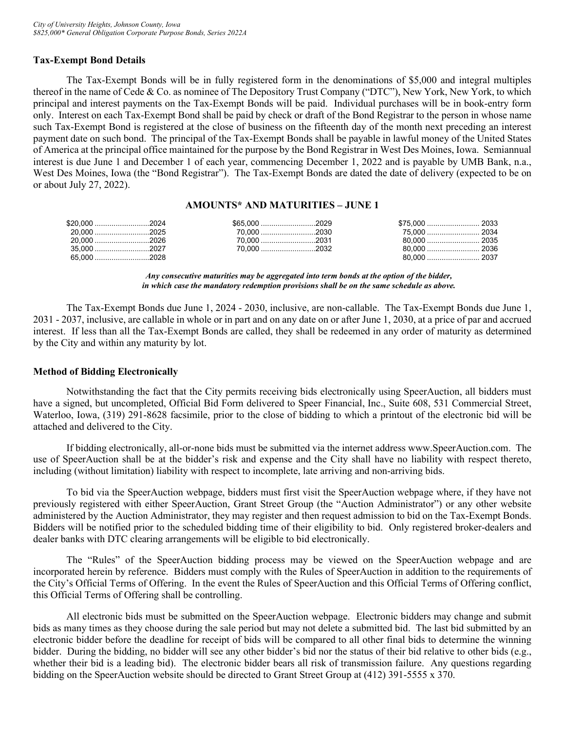## Tax-Exempt Bond Details

The Tax-Exempt Bonds will be in fully registered form in the denominations of $5,000 and integral multiples thereof in the name of Cede & Co. as nominee of The Depository Trust Company ("DTC"), New York, New York, to which principal and interest payments on the Tax-Exempt Bonds will be paid. Individual purchases will be in book-entry form only. Interest on each Tax-Exempt Bond shall be paid by check or draft of the Bond Registrar to the person in whose name such Tax-Exempt Bond is registered at the close of business on the fifteenth day of the month next preceding an interest payment date on such bond. The principal of the Tax-Exempt Bonds shall be payable in lawful money of the United States of America at the principal office maintained for the purpose by the Bond Registrar in West Des Moines, Iowa. Semiannual interest is due June 1 and December 1 of each year, commencing December 1, 2022 and is payable by UMB Bank, n.a., West Des Moines, Iowa (the "Bond Registrar"). The Tax-Exempt Bonds are dated the date of delivery (expected to be on or about July 27, 2022).

### AMOUNTS* AND MATURITIES – JUNE 1

| Amount | Year | Amount | Year | Amount | Year |
|---|---|---|---|---|---|
| $20,000 | 2024 | $65,000 | 2029 | $75,000 | 2033 |
| 20,000 | 2025 | 70,000 | 2030 | 75,000 | 2034 |
| 20,000 | 2026 | 70,000 | 2031 | 80,000 | 2035 |
| 35,000 | 2027 | 70,000 | 2032 | 80,000 | 2036 |
| 65,000 | 2028 | | | 80,000 | 2037 |

***Any consecutive maturities may be aggregated into term bonds at the option of the bidder, in which case the mandatory redemption provisions shall be on the same schedule as above.***

The Tax-Exempt Bonds due June 1, 2024 - 2030, inclusive, are non-callable. The Tax-Exempt Bonds due June 1, 2031 - 2037, inclusive, are callable in whole or in part and on any date on or after June 1, 2030, at a price of par and accrued interest. If less than all the Tax-Exempt Bonds are called, they shall be redeemed in any order of maturity as determined by the City and within any maturity by lot.

## Method of Bidding Electronically

Notwithstanding the fact that the City permits receiving bids electronically using SpeerAuction, all bidders must have a signed, but uncompleted, Official Bid Form delivered to Speer Financial, Inc., Suite 608, 531 Commercial Street, Waterloo, Iowa, (319) 291-8628 facsimile, prior to the close of bidding to which a printout of the electronic bid will be attached and delivered to the City.

If bidding electronically, all-or-none bids must be submitted via the internet address www.SpeerAuction.com. The use of SpeerAuction shall be at the bidder's risk and expense and the City shall have no liability with respect thereto, including (without limitation) liability with respect to incomplete, late arriving and non-arriving bids.

To bid via the SpeerAuction webpage, bidders must first visit the SpeerAuction webpage where, if they have not previously registered with either SpeerAuction, Grant Street Group (the "Auction Administrator") or any other website administered by the Auction Administrator, they may register and then request admission to bid on the Tax-Exempt Bonds. Bidders will be notified prior to the scheduled bidding time of their eligibility to bid. Only registered broker-dealers and dealer banks with DTC clearing arrangements will be eligible to bid electronically.

The "Rules" of the SpeerAuction bidding process may be viewed on the SpeerAuction webpage and are incorporated herein by reference. Bidders must comply with the Rules of SpeerAuction in addition to the requirements of the City's Official Terms of Offering. In the event the Rules of SpeerAuction and this Official Terms of Offering conflict, this Official Terms of Offering shall be controlling.

All electronic bids must be submitted on the SpeerAuction webpage. Electronic bidders may change and submit bids as many times as they choose during the sale period but may not delete a submitted bid. The last bid submitted by an electronic bidder before the deadline for receipt of bids will be compared to all other final bids to determine the winning bidder. During the bidding, no bidder will see any other bidder's bid nor the status of their bid relative to other bids (e.g., whether their bid is a leading bid). The electronic bidder bears all risk of transmission failure. Any questions regarding bidding on the SpeerAuction website should be directed to Grant Street Group at (412) 391-5555 x 370.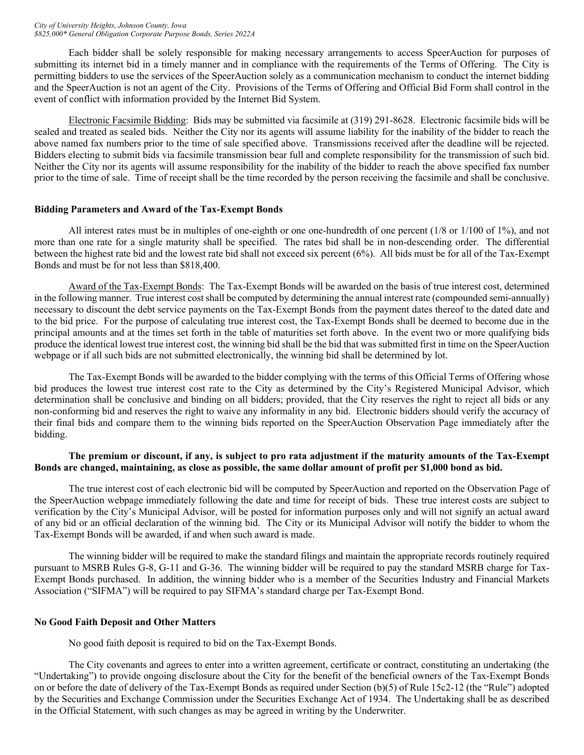Each bidder shall be solely responsible for making necessary arrangements to access SpeerAuction for purposes of submitting its internet bid in a timely manner and in compliance with the requirements of the Terms of Offering. The City is permitting bidders to use the services of the SpeerAuction solely as a communication mechanism to conduct the internet bidding and the SpeerAuction is not an agent of the City. Provisions of the Terms of Offering and Official Bid Form shall control in the event of conflict with information provided by the Internet Bid System.

Electronic Facsimile Bidding: Bids may be submitted via facsimile at (319) 291-8628. Electronic facsimile bids will be sealed and treated as sealed bids. Neither the City nor its agents will assume liability for the inability of the bidder to reach the above named fax numbers prior to the time of sale specified above. Transmissions received after the deadline will be rejected. Bidders electing to submit bids via facsimile transmission bear full and complete responsibility for the transmission of such bid. Neither the City nor its agents will assume responsibility for the inability of the bidder to reach the above specified fax number prior to the time of sale. Time of receipt shall be the time recorded by the person receiving the facsimile and shall be conclusive.

**Bidding Parameters and Award of the Tax-Exempt Bonds**

All interest rates must be in multiples of one-eighth or one one-hundredth of one percent (1/8 or 1/100 of 1%), and not more than one rate for a single maturity shall be specified. The rates bid shall be in non-descending order. The differential between the highest rate bid and the lowest rate bid shall not exceed six percent (6%). All bids must be for all of the Tax-Exempt Bonds and must be for not less than $818,400.

Award of the Tax-Exempt Bonds: The Tax-Exempt Bonds will be awarded on the basis of true interest cost, determined in the following manner. True interest cost shall be computed by determining the annual interest rate (compounded semi-annually) necessary to discount the debt service payments on the Tax-Exempt Bonds from the payment dates thereof to the dated date and to the bid price. For the purpose of calculating true interest cost, the Tax-Exempt Bonds shall be deemed to become due in the principal amounts and at the times set forth in the table of maturities set forth above. In the event two or more qualifying bids produce the identical lowest true interest cost, the winning bid shall be the bid that was submitted first in time on the SpeerAuction webpage or if all such bids are not submitted electronically, the winning bid shall be determined by lot.

The Tax-Exempt Bonds will be awarded to the bidder complying with the terms of this Official Terms of Offering whose bid produces the lowest true interest cost rate to the City as determined by the City's Registered Municipal Advisor, which determination shall be conclusive and binding on all bidders; provided, that the City reserves the right to reject all bids or any non-conforming bid and reserves the right to waive any informality in any bid. Electronic bidders should verify the accuracy of their final bids and compare them to the winning bids reported on the SpeerAuction Observation Page immediately after the bidding.

**The premium or discount, if any, is subject to pro rata adjustment if the maturity amounts of the Tax-Exempt Bonds are changed, maintaining, as close as possible, the same dollar amount of profit per $1,000 bond as bid.**

The true interest cost of each electronic bid will be computed by SpeerAuction and reported on the Observation Page of the SpeerAuction webpage immediately following the date and time for receipt of bids. These true interest costs are subject to verification by the City's Municipal Advisor, will be posted for information purposes only and will not signify an actual award of any bid or an official declaration of the winning bid. The City or its Municipal Advisor will notify the bidder to whom the Tax-Exempt Bonds will be awarded, if and when such award is made.

The winning bidder will be required to make the standard filings and maintain the appropriate records routinely required pursuant to MSRB Rules G-8, G-11 and G-36. The winning bidder will be required to pay the standard MSRB charge for Tax-Exempt Bonds purchased. In addition, the winning bidder who is a member of the Securities Industry and Financial Markets Association ("SIFMA") will be required to pay SIFMA's standard charge per Tax-Exempt Bond.

**No Good Faith Deposit and Other Matters**

No good faith deposit is required to bid on the Tax-Exempt Bonds.

The City covenants and agrees to enter into a written agreement, certificate or contract, constituting an undertaking (the "Undertaking") to provide ongoing disclosure about the City for the benefit of the beneficial owners of the Tax-Exempt Bonds on or before the date of delivery of the Tax-Exempt Bonds as required under Section (b)(5) of Rule 15c2-12 (the "Rule") adopted by the Securities and Exchange Commission under the Securities Exchange Act of 1934. The Undertaking shall be as described in the Official Statement, with such changes as may be agreed in writing by the Underwriter.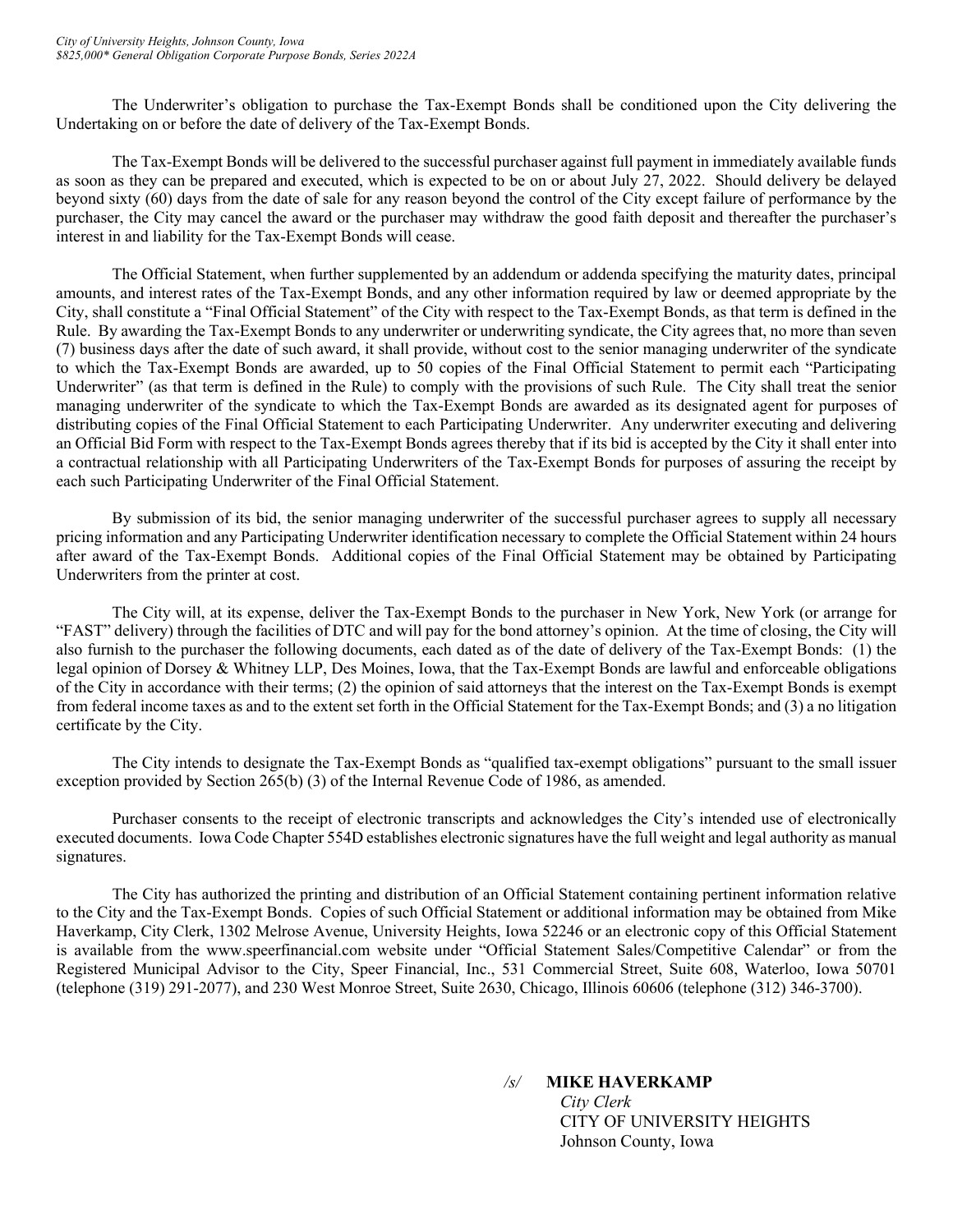The Underwriter's obligation to purchase the Tax-Exempt Bonds shall be conditioned upon the City delivering the Undertaking on or before the date of delivery of the Tax-Exempt Bonds.

The Tax-Exempt Bonds will be delivered to the successful purchaser against full payment in immediately available funds as soon as they can be prepared and executed, which is expected to be on or about July 27, 2022. Should delivery be delayed beyond sixty (60) days from the date of sale for any reason beyond the control of the City except failure of performance by the purchaser, the City may cancel the award or the purchaser may withdraw the good faith deposit and thereafter the purchaser's interest in and liability for the Tax-Exempt Bonds will cease.

The Official Statement, when further supplemented by an addendum or addenda specifying the maturity dates, principal amounts, and interest rates of the Tax-Exempt Bonds, and any other information required by law or deemed appropriate by the City, shall constitute a "Final Official Statement" of the City with respect to the Tax-Exempt Bonds, as that term is defined in the Rule. By awarding the Tax-Exempt Bonds to any underwriter or underwriting syndicate, the City agrees that, no more than seven (7) business days after the date of such award, it shall provide, without cost to the senior managing underwriter of the syndicate to which the Tax-Exempt Bonds are awarded, up to 50 copies of the Final Official Statement to permit each "Participating Underwriter" (as that term is defined in the Rule) to comply with the provisions of such Rule. The City shall treat the senior managing underwriter of the syndicate to which the Tax-Exempt Bonds are awarded as its designated agent for purposes of distributing copies of the Final Official Statement to each Participating Underwriter. Any underwriter executing and delivering an Official Bid Form with respect to the Tax-Exempt Bonds agrees thereby that if its bid is accepted by the City it shall enter into a contractual relationship with all Participating Underwriters of the Tax-Exempt Bonds for purposes of assuring the receipt by each such Participating Underwriter of the Final Official Statement.

By submission of its bid, the senior managing underwriter of the successful purchaser agrees to supply all necessary pricing information and any Participating Underwriter identification necessary to complete the Official Statement within 24 hours after award of the Tax-Exempt Bonds. Additional copies of the Final Official Statement may be obtained by Participating Underwriters from the printer at cost.

The City will, at its expense, deliver the Tax-Exempt Bonds to the purchaser in New York, New York (or arrange for "FAST" delivery) through the facilities of DTC and will pay for the bond attorney's opinion. At the time of closing, the City will also furnish to the purchaser the following documents, each dated as of the date of delivery of the Tax-Exempt Bonds: (1) the legal opinion of Dorsey & Whitney LLP, Des Moines, Iowa, that the Tax-Exempt Bonds are lawful and enforceable obligations of the City in accordance with their terms; (2) the opinion of said attorneys that the interest on the Tax-Exempt Bonds is exempt from federal income taxes as and to the extent set forth in the Official Statement for the Tax-Exempt Bonds; and (3) a no litigation certificate by the City.

The City intends to designate the Tax-Exempt Bonds as "qualified tax-exempt obligations" pursuant to the small issuer exception provided by Section 265(b) (3) of the Internal Revenue Code of 1986, as amended.

Purchaser consents to the receipt of electronic transcripts and acknowledges the City's intended use of electronically executed documents. Iowa Code Chapter 554D establishes electronic signatures have the full weight and legal authority as manual signatures.

The City has authorized the printing and distribution of an Official Statement containing pertinent information relative to the City and the Tax-Exempt Bonds. Copies of such Official Statement or additional information may be obtained from Mike Haverkamp, City Clerk, 1302 Melrose Avenue, University Heights, Iowa 52246 or an electronic copy of this Official Statement is available from the www.speerfinancial.com website under "Official Statement Sales/Competitive Calendar" or from the Registered Municipal Advisor to the City, Speer Financial, Inc., 531 Commercial Street, Suite 608, Waterloo, Iowa 50701 (telephone (319) 291-2077), and 230 West Monroe Street, Suite 2630, Chicago, Illinois 60606 (telephone (312) 346-3700).

*/s/* **MIKE HAVERKAMP**
*City Clerk*
CITY OF UNIVERSITY HEIGHTS
Johnson County, Iowa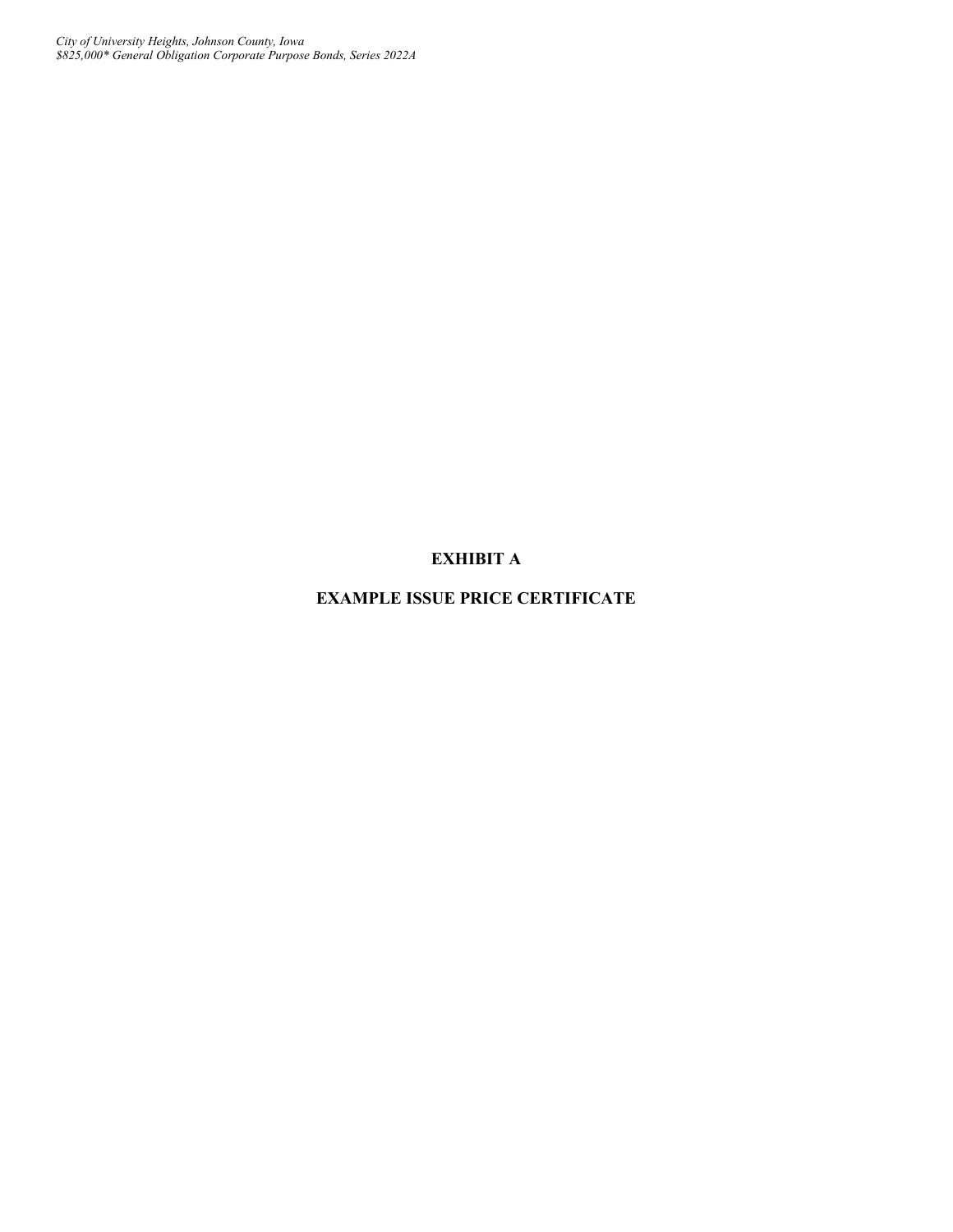# EXHIBIT A

## EXAMPLE ISSUE PRICE CERTIFICATE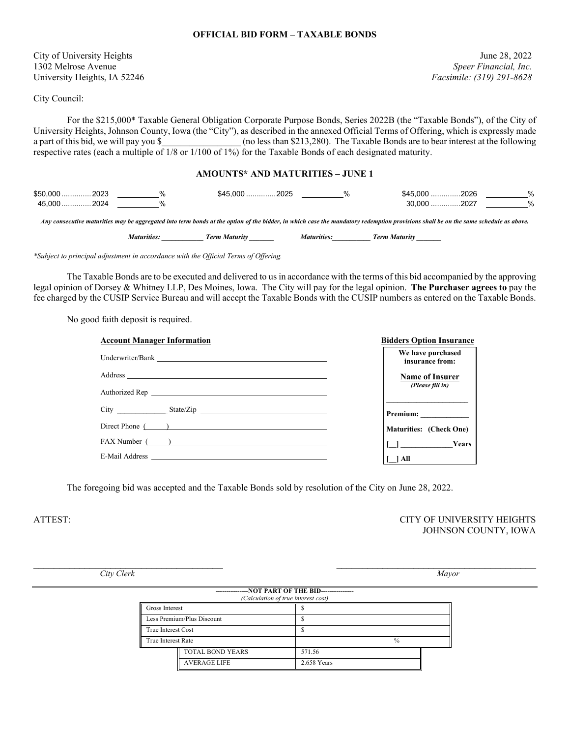**OFFICIAL BID FORM – TAXABLE BONDS**

City of University Heights
1302 Melrose Avenue
University Heights, IA 52246

June 28, 2022
*Speer Financial, Inc.*
*Facsimile: (319) 291-8628*

City Council:

For the $215,000* Taxable General Obligation Corporate Purpose Bonds, Series 2022B (the "Taxable Bonds"), of the City of University Heights, Johnson County, Iowa (the "City"), as described in the annexed Official Terms of Offering, which is expressly made a part of this bid, we will pay you $________________ (no less than $213,280). The Taxable Bonds are to bear interest at the following respective rates (each a multiple of 1/8 or 1/100 of 1%) for the Taxable Bonds of each designated maturity.

**AMOUNTS* AND MATURITIES – JUNE 1**

| Amount | Year | Rate | Amount | Year | Rate | Amount | Year | Rate |
|---|---|---|---|---|---|---|---|---|
| $50,000 | 2023 | ________% | $45,000 | 2025 | ________% | $45,000 | 2026 | ________% |
| 45,000 | 2024 | ________% | | | | 30,000 | 2027 | ________% |

*Any consecutive maturities may be aggregated into term bonds at the option of the bidder, in which case the mandatory redemption provisions shall be on the same schedule as above.*

***Maturities:*** __________ ***Term Maturity*** ______ ***Maturities:*** __________ ***Term Maturity*** ______

**Subject to principal adjustment in accordance with the Official Terms of Offering.*

The Taxable Bonds are to be executed and delivered to us in accordance with the terms of this bid accompanied by the approving legal opinion of Dorsey & Whitney LLP, Des Moines, Iowa. The City will pay for the legal opinion. **The Purchaser agrees to** pay the fee charged by the CUSIP Service Bureau and will accept the Taxable Bonds with the CUSIP numbers as entered on the Taxable Bonds.

No good faith deposit is required.

**Account Manager Information**

Underwriter/Bank ________________________________

Address ________________________________

Authorized Rep ________________________________

City ____________ State/Zip ________________________

Direct Phone (_____) ________________________

FAX Number (_____) ________________________

E-Mail Address ________________________________

**Bidders Option Insurance**

**We have purchased insurance from:**

**Name of Insurer**
***(Please fill in)***

____________________

**Premium:** ____________

**Maturities: (Check One)**

**[__] ____________Years**

**[__] All**

The foregoing bid was accepted and the Taxable Bonds sold by resolution of the City on June 28, 2022.

ATTEST:

CITY OF UNIVERSITY HEIGHTS
JOHNSON COUNTY, IOWA

______________________________
*City Clerk*

______________________________
*Mayor*

**---------------NOT PART OF THE BID---------------**
*(Calculation of true interest cost)*

| | |
|---|---|
| Gross Interest | $ |
| Less Premium/Plus Discount | $ |
| True Interest Cost | $ |
| True Interest Rate | % |
| TOTAL BOND YEARS | 571.56 |
| AVERAGE LIFE | 2.658 Years |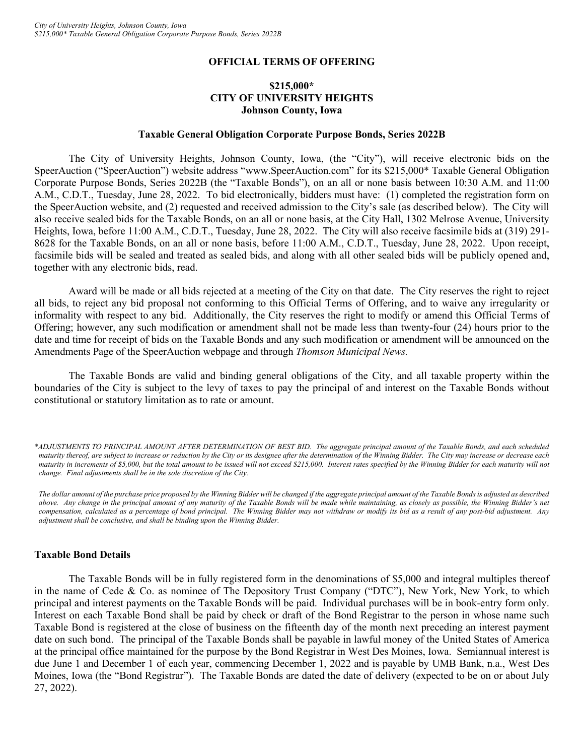**OFFICIAL TERMS OF OFFERING**

**$215,000***
**CITY OF UNIVERSITY HEIGHTS**
**Johnson County, Iowa**

**Taxable General Obligation Corporate Purpose Bonds, Series 2022B**

The City of University Heights, Johnson County, Iowa, (the "City"), will receive electronic bids on the SpeerAuction ("SpeerAuction") website address "www.SpeerAuction.com" for its $215,000* Taxable General Obligation Corporate Purpose Bonds, Series 2022B (the "Taxable Bonds"), on an all or none basis between 10:30 A.M. and 11:00 A.M., C.D.T., Tuesday, June 28, 2022. To bid electronically, bidders must have: (1) completed the registration form on the SpeerAuction website, and (2) requested and received admission to the City's sale (as described below). The City will also receive sealed bids for the Taxable Bonds, on an all or none basis, at the City Hall, 1302 Melrose Avenue, University Heights, Iowa, before 11:00 A.M., C.D.T., Tuesday, June 28, 2022. The City will also receive facsimile bids at (319) 291-8628 for the Taxable Bonds, on an all or none basis, before 11:00 A.M., C.D.T., Tuesday, June 28, 2022. Upon receipt, facsimile bids will be sealed and treated as sealed bids, and along with all other sealed bids will be publicly opened and, together with any electronic bids, read.

Award will be made or all bids rejected at a meeting of the City on that date. The City reserves the right to reject all bids, to reject any bid proposal not conforming to this Official Terms of Offering, and to waive any irregularity or informality with respect to any bid. Additionally, the City reserves the right to modify or amend this Official Terms of Offering; however, any such modification or amendment shall not be made less than twenty-four (24) hours prior to the date and time for receipt of bids on the Taxable Bonds and any such modification or amendment will be announced on the Amendments Page of the SpeerAuction webpage and through *Thomson Municipal News.*

The Taxable Bonds are valid and binding general obligations of the City, and all taxable property within the boundaries of the City is subject to the levy of taxes to pay the principal of and interest on the Taxable Bonds without constitutional or statutory limitation as to rate or amount.

**ADJUSTMENTS TO PRINCIPAL AMOUNT AFTER DETERMINATION OF BEST BID.* *The aggregate principal amount of the Taxable Bonds, and each scheduled maturity thereof, are subject to increase or reduction by the City or its designee after the determination of the Winning Bidder. The City may increase or decrease each maturity in increments of $5,000, but the total amount to be issued will not exceed $215,000. Interest rates specified by the Winning Bidder for each maturity will not change. Final adjustments shall be in the sole discretion of the City.*

*The dollar amount of the purchase price proposed by the Winning Bidder will be changed if the aggregate principal amount of the Taxable Bonds is adjusted as described above. Any change in the principal amount of any maturity of the Taxable Bonds will be made while maintaining, as closely as possible, the Winning Bidder's net compensation, calculated as a percentage of bond principal. The Winning Bidder may not withdraw or modify its bid as a result of any post-bid adjustment. Any adjustment shall be conclusive, and shall be binding upon the Winning Bidder.*

### Taxable Bond Details

The Taxable Bonds will be in fully registered form in the denominations of $5,000 and integral multiples thereof in the name of Cede & Co. as nominee of The Depository Trust Company ("DTC"), New York, New York, to which principal and interest payments on the Taxable Bonds will be paid. Individual purchases will be in book-entry form only. Interest on each Taxable Bond shall be paid by check or draft of the Bond Registrar to the person in whose name such Taxable Bond is registered at the close of business on the fifteenth day of the month next preceding an interest payment date on such bond. The principal of the Taxable Bonds shall be payable in lawful money of the United States of America at the principal office maintained for the purpose by the Bond Registrar in West Des Moines, Iowa. Semiannual interest is due June 1 and December 1 of each year, commencing December 1, 2022 and is payable by UMB Bank, n.a., West Des Moines, Iowa (the "Bond Registrar"). The Taxable Bonds are dated the date of delivery (expected to be on or about July 27, 2022).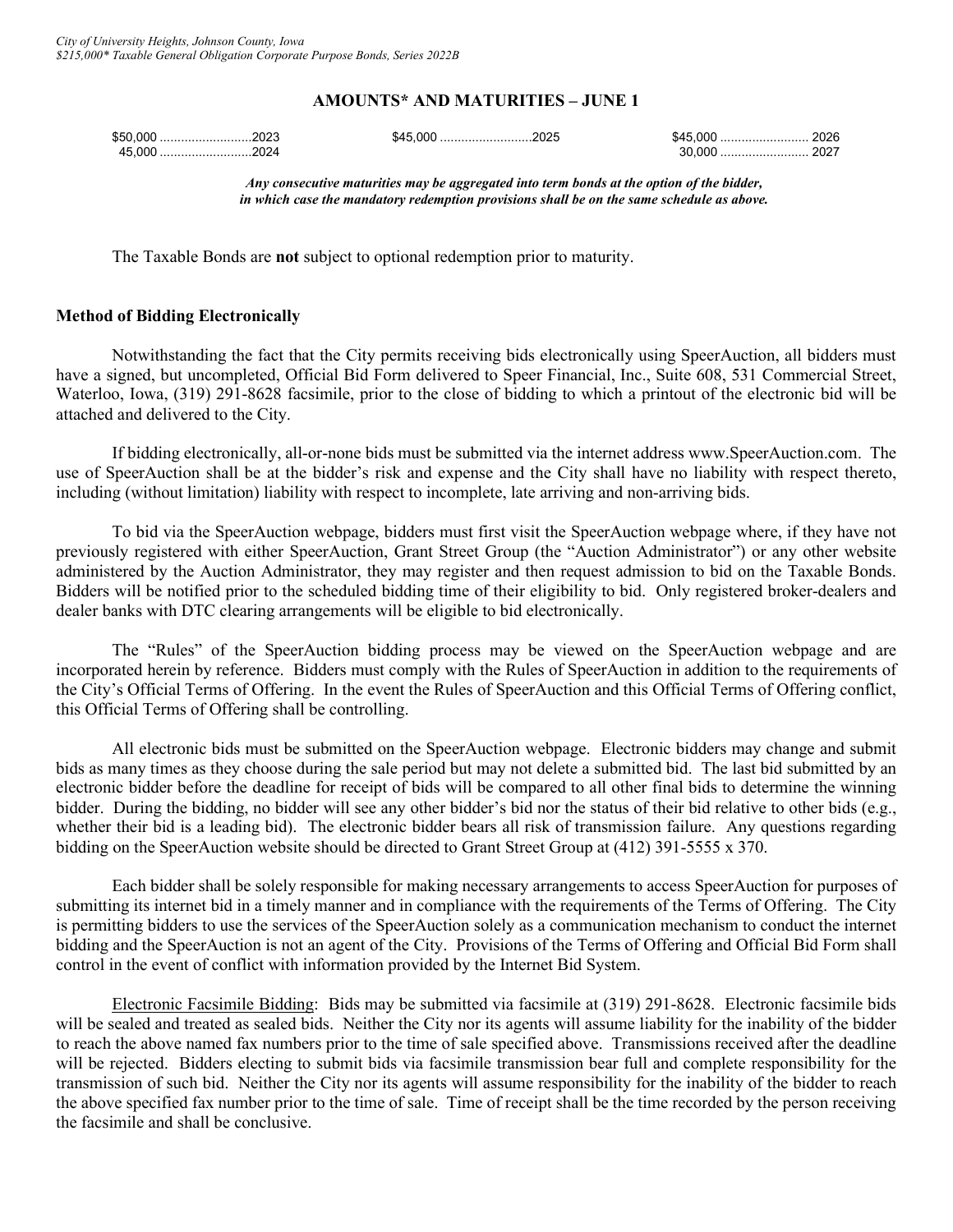## AMOUNTS* AND MATURITIES – JUNE 1

| | | |
|---|---|---|
| $50,000 ..........................2023 | $45,000 ..........................2025 | $45,000 ......................... 2026 |
| 45,000 ..........................2024 | | 30,000 ......................... 2027 |

***Any consecutive maturities may be aggregated into term bonds at the option of the bidder, in which case the mandatory redemption provisions shall be on the same schedule as above.***

The Taxable Bonds are **not** subject to optional redemption prior to maturity.

**Method of Bidding Electronically**

Notwithstanding the fact that the City permits receiving bids electronically using SpeerAuction, all bidders must have a signed, but uncompleted, Official Bid Form delivered to Speer Financial, Inc., Suite 608, 531 Commercial Street, Waterloo, Iowa, (319) 291-8628 facsimile, prior to the close of bidding to which a printout of the electronic bid will be attached and delivered to the City.

If bidding electronically, all-or-none bids must be submitted via the internet address www.SpeerAuction.com. The use of SpeerAuction shall be at the bidder's risk and expense and the City shall have no liability with respect thereto, including (without limitation) liability with respect to incomplete, late arriving and non-arriving bids.

To bid via the SpeerAuction webpage, bidders must first visit the SpeerAuction webpage where, if they have not previously registered with either SpeerAuction, Grant Street Group (the "Auction Administrator") or any other website administered by the Auction Administrator, they may register and then request admission to bid on the Taxable Bonds. Bidders will be notified prior to the scheduled bidding time of their eligibility to bid. Only registered broker-dealers and dealer banks with DTC clearing arrangements will be eligible to bid electronically.

The "Rules" of the SpeerAuction bidding process may be viewed on the SpeerAuction webpage and are incorporated herein by reference. Bidders must comply with the Rules of SpeerAuction in addition to the requirements of the City's Official Terms of Offering. In the event the Rules of SpeerAuction and this Official Terms of Offering conflict, this Official Terms of Offering shall be controlling.

All electronic bids must be submitted on the SpeerAuction webpage. Electronic bidders may change and submit bids as many times as they choose during the sale period but may not delete a submitted bid. The last bid submitted by an electronic bidder before the deadline for receipt of bids will be compared to all other final bids to determine the winning bidder. During the bidding, no bidder will see any other bidder's bid nor the status of their bid relative to other bids (e.g., whether their bid is a leading bid). The electronic bidder bears all risk of transmission failure. Any questions regarding bidding on the SpeerAuction website should be directed to Grant Street Group at (412) 391-5555 x 370.

Each bidder shall be solely responsible for making necessary arrangements to access SpeerAuction for purposes of submitting its internet bid in a timely manner and in compliance with the requirements of the Terms of Offering. The City is permitting bidders to use the services of the SpeerAuction solely as a communication mechanism to conduct the internet bidding and the SpeerAuction is not an agent of the City. Provisions of the Terms of Offering and Official Bid Form shall control in the event of conflict with information provided by the Internet Bid System.

<u>Electronic Facsimile Bidding</u>: Bids may be submitted via facsimile at (319) 291-8628. Electronic facsimile bids will be sealed and treated as sealed bids. Neither the City nor its agents will assume liability for the inability of the bidder to reach the above named fax numbers prior to the time of sale specified above. Transmissions received after the deadline will be rejected. Bidders electing to submit bids via facsimile transmission bear full and complete responsibility for the transmission of such bid. Neither the City nor its agents will assume responsibility for the inability of the bidder to reach the above specified fax number prior to the time of sale. Time of receipt shall be the time recorded by the person receiving the facsimile and shall be conclusive.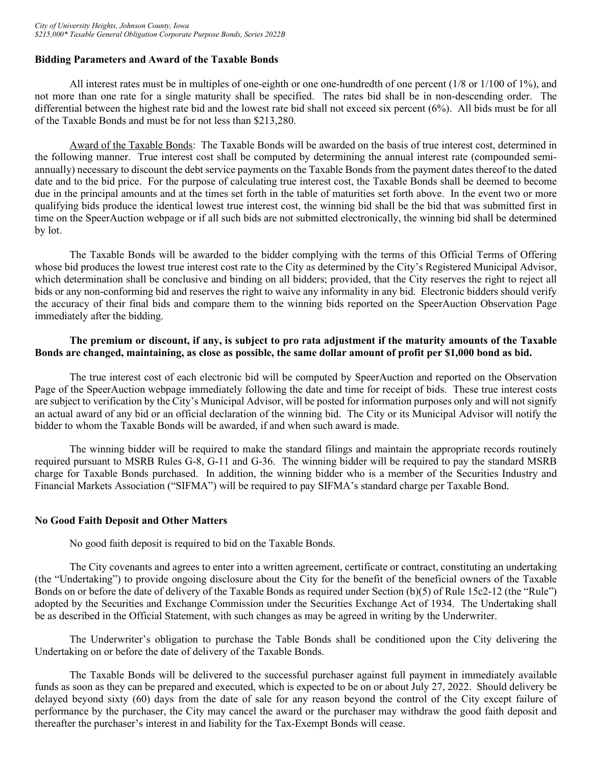**Bidding Parameters and Award of the Taxable Bonds**

All interest rates must be in multiples of one-eighth or one one-hundredth of one percent (1/8 or 1/100 of 1%), and not more than one rate for a single maturity shall be specified. The rates bid shall be in non-descending order. The differential between the highest rate bid and the lowest rate bid shall not exceed six percent (6%). All bids must be for all of the Taxable Bonds and must be for not less than $213,280.

Award of the Taxable Bonds: The Taxable Bonds will be awarded on the basis of true interest cost, determined in the following manner. True interest cost shall be computed by determining the annual interest rate (compounded semi-annually) necessary to discount the debt service payments on the Taxable Bonds from the payment dates thereof to the dated date and to the bid price. For the purpose of calculating true interest cost, the Taxable Bonds shall be deemed to become due in the principal amounts and at the times set forth in the table of maturities set forth above. In the event two or more qualifying bids produce the identical lowest true interest cost, the winning bid shall be the bid that was submitted first in time on the SpeerAuction webpage or if all such bids are not submitted electronically, the winning bid shall be determined by lot.

The Taxable Bonds will be awarded to the bidder complying with the terms of this Official Terms of Offering whose bid produces the lowest true interest cost rate to the City as determined by the City's Registered Municipal Advisor, which determination shall be conclusive and binding on all bidders; provided, that the City reserves the right to reject all bids or any non-conforming bid and reserves the right to waive any informality in any bid. Electronic bidders should verify the accuracy of their final bids and compare them to the winning bids reported on the SpeerAuction Observation Page immediately after the bidding.

**The premium or discount, if any, is subject to pro rata adjustment if the maturity amounts of the Taxable Bonds are changed, maintaining, as close as possible, the same dollar amount of profit per $1,000 bond as bid.**

The true interest cost of each electronic bid will be computed by SpeerAuction and reported on the Observation Page of the SpeerAuction webpage immediately following the date and time for receipt of bids. These true interest costs are subject to verification by the City's Municipal Advisor, will be posted for information purposes only and will not signify an actual award of any bid or an official declaration of the winning bid. The City or its Municipal Advisor will notify the bidder to whom the Taxable Bonds will be awarded, if and when such award is made.

The winning bidder will be required to make the standard filings and maintain the appropriate records routinely required pursuant to MSRB Rules G-8, G-11 and G-36. The winning bidder will be required to pay the standard MSRB charge for Taxable Bonds purchased. In addition, the winning bidder who is a member of the Securities Industry and Financial Markets Association ("SIFMA") will be required to pay SIFMA's standard charge per Taxable Bond.

**No Good Faith Deposit and Other Matters**

No good faith deposit is required to bid on the Taxable Bonds.

The City covenants and agrees to enter into a written agreement, certificate or contract, constituting an undertaking (the "Undertaking") to provide ongoing disclosure about the City for the benefit of the beneficial owners of the Taxable Bonds on or before the date of delivery of the Taxable Bonds as required under Section (b)(5) of Rule 15c2-12 (the "Rule") adopted by the Securities and Exchange Commission under the Securities Exchange Act of 1934. The Undertaking shall be as described in the Official Statement, with such changes as may be agreed in writing by the Underwriter.

The Underwriter's obligation to purchase the Table Bonds shall be conditioned upon the City delivering the Undertaking on or before the date of delivery of the Taxable Bonds.

The Taxable Bonds will be delivered to the successful purchaser against full payment in immediately available funds as soon as they can be prepared and executed, which is expected to be on or about July 27, 2022. Should delivery be delayed beyond sixty (60) days from the date of sale for any reason beyond the control of the City except failure of performance by the purchaser, the City may cancel the award or the purchaser may withdraw the good faith deposit and thereafter the purchaser's interest in and liability for the Tax-Exempt Bonds will cease.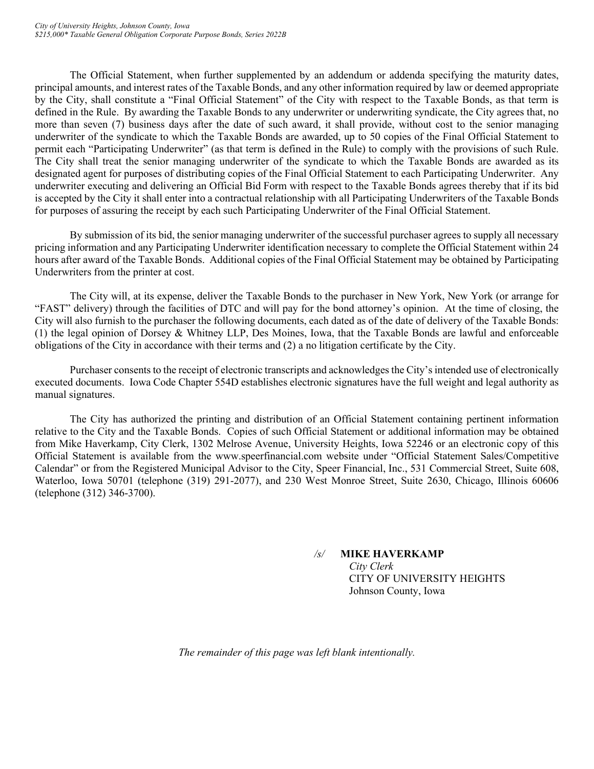The Official Statement, when further supplemented by an addendum or addenda specifying the maturity dates, principal amounts, and interest rates of the Taxable Bonds, and any other information required by law or deemed appropriate by the City, shall constitute a "Final Official Statement" of the City with respect to the Taxable Bonds, as that term is defined in the Rule. By awarding the Taxable Bonds to any underwriter or underwriting syndicate, the City agrees that, no more than seven (7) business days after the date of such award, it shall provide, without cost to the senior managing underwriter of the syndicate to which the Taxable Bonds are awarded, up to 50 copies of the Final Official Statement to permit each "Participating Underwriter" (as that term is defined in the Rule) to comply with the provisions of such Rule. The City shall treat the senior managing underwriter of the syndicate to which the Taxable Bonds are awarded as its designated agent for purposes of distributing copies of the Final Official Statement to each Participating Underwriter. Any underwriter executing and delivering an Official Bid Form with respect to the Taxable Bonds agrees thereby that if its bid is accepted by the City it shall enter into a contractual relationship with all Participating Underwriters of the Taxable Bonds for purposes of assuring the receipt by each such Participating Underwriter of the Final Official Statement.

By submission of its bid, the senior managing underwriter of the successful purchaser agrees to supply all necessary pricing information and any Participating Underwriter identification necessary to complete the Official Statement within 24 hours after award of the Taxable Bonds. Additional copies of the Final Official Statement may be obtained by Participating Underwriters from the printer at cost.

The City will, at its expense, deliver the Taxable Bonds to the purchaser in New York, New York (or arrange for "FAST" delivery) through the facilities of DTC and will pay for the bond attorney's opinion. At the time of closing, the City will also furnish to the purchaser the following documents, each dated as of the date of delivery of the Taxable Bonds: (1) the legal opinion of Dorsey & Whitney LLP, Des Moines, Iowa, that the Taxable Bonds are lawful and enforceable obligations of the City in accordance with their terms and (2) a no litigation certificate by the City.

Purchaser consents to the receipt of electronic transcripts and acknowledges the City's intended use of electronically executed documents. Iowa Code Chapter 554D establishes electronic signatures have the full weight and legal authority as manual signatures.

The City has authorized the printing and distribution of an Official Statement containing pertinent information relative to the City and the Taxable Bonds. Copies of such Official Statement or additional information may be obtained from Mike Haverkamp, City Clerk, 1302 Melrose Avenue, University Heights, Iowa 52246 or an electronic copy of this Official Statement is available from the www.speerfinancial.com website under "Official Statement Sales/Competitive Calendar" or from the Registered Municipal Advisor to the City, Speer Financial, Inc., 531 Commercial Street, Suite 608, Waterloo, Iowa 50701 (telephone (319) 291-2077), and 230 West Monroe Street, Suite 2630, Chicago, Illinois 60606 (telephone (312) 346-3700).

*/s/* **MIKE HAVERKAMP**
*City Clerk*
CITY OF UNIVERSITY HEIGHTS
Johnson County, Iowa

*The remainder of this page was left blank intentionally.*